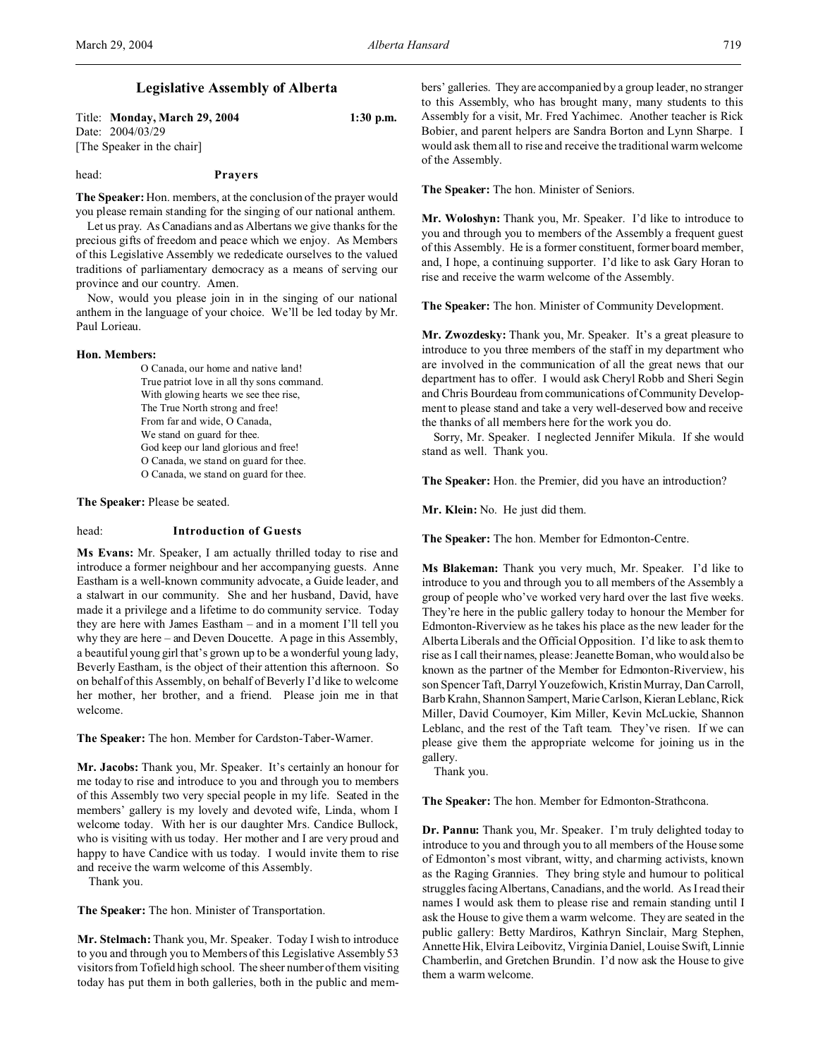# Legislative Assembly of Alberta

Title: **Monday, March 29, 2004** 1:30 p.m.
Date: 2004/03/29
[The Speaker in the chair]

head: **Prayers**

**The Speaker:** Hon. members, at the conclusion of the prayer would you please remain standing for the singing of our national anthem.

Let us pray. As Canadians and as Albertans we give thanks for the precious gifts of freedom and peace which we enjoy. As Members of this Legislative Assembly we rededicate ourselves to the valued traditions of parliamentary democracy as a means of serving our province and our country. Amen.

Now, would you please join in in the singing of our national anthem in the language of your choice. We'll be led today by Mr. Paul Lorieau.

**Hon. Members:**

O Canada, our home and native land!
True patriot love in all thy sons command.
With glowing hearts we see thee rise,
The True North strong and free!
From far and wide, O Canada,
We stand on guard for thee.
God keep our land glorious and free!
O Canada, we stand on guard for thee.
O Canada, we stand on guard for thee.

**The Speaker:** Please be seated.

head: **Introduction of Guests**

**Ms Evans:** Mr. Speaker, I am actually thrilled today to rise and introduce a former neighbour and her accompanying guests. Anne Eastham is a well-known community advocate, a Guide leader, and a stalwart in our community. She and her husband, David, have made it a privilege and a lifetime to do community service. Today they are here with James Eastham – and in a moment I'll tell you why they are here – and Deven Doucette. A page in this Assembly, a beautiful young girl that's grown up to be a wonderful young lady, Beverly Eastham, is the object of their attention this afternoon. So on behalf of this Assembly, on behalf of Beverly I'd like to welcome her mother, her brother, and a friend. Please join me in that welcome.

**The Speaker:** The hon. Member for Cardston-Taber-Warner.

**Mr. Jacobs:** Thank you, Mr. Speaker. It's certainly an honour for me today to rise and introduce to you and through you to members of this Assembly two very special people in my life. Seated in the members' gallery is my lovely and devoted wife, Linda, whom I welcome today. With her is our daughter Mrs. Candice Bullock, who is visiting with us today. Her mother and I are very proud and happy to have Candice with us today. I would invite them to rise and receive the warm welcome of this Assembly.

Thank you.

**The Speaker:** The hon. Minister of Transportation.

**Mr. Stelmach:** Thank you, Mr. Speaker. Today I wish to introduce to you and through you to Members of this Legislative Assembly 53 visitors from Tofield high school. The sheer number of them visiting today has put them in both galleries, both in the public and members' galleries. They are accompanied by a group leader, no stranger to this Assembly, who has brought many, many students to this Assembly for a visit, Mr. Fred Yachimec. Another teacher is Rick Bobier, and parent helpers are Sandra Borton and Lynn Sharpe. I would ask them all to rise and receive the traditional warm welcome of the Assembly.

**The Speaker:** The hon. Minister of Seniors.

**Mr. Woloshyn:** Thank you, Mr. Speaker. I'd like to introduce to you and through you to members of the Assembly a frequent guest of this Assembly. He is a former constituent, former board member, and, I hope, a continuing supporter. I'd like to ask Gary Horan to rise and receive the warm welcome of the Assembly.

**The Speaker:** The hon. Minister of Community Development.

**Mr. Zwozdesky:** Thank you, Mr. Speaker. It's a great pleasure to introduce to you three members of the staff in my department who are involved in the communication of all the great news that our department has to offer. I would ask Cheryl Robb and Sheri Segin and Chris Bourdeau from communications of Community Development to please stand and take a very well-deserved bow and receive the thanks of all members here for the work you do.

Sorry, Mr. Speaker. I neglected Jennifer Mikula. If she would stand as well. Thank you.

**The Speaker:** Hon. the Premier, did you have an introduction?

**Mr. Klein:** No. He just did them.

**The Speaker:** The hon. Member for Edmonton-Centre.

**Ms Blakeman:** Thank you very much, Mr. Speaker. I'd like to introduce to you and through you to all members of the Assembly a group of people who've worked very hard over the last five weeks. They're here in the public gallery today to honour the Member for Edmonton-Riverview as he takes his place as the new leader for the Alberta Liberals and the Official Opposition. I'd like to ask them to rise as I call their names, please: Jeanette Boman, who would also be known as the partner of the Member for Edmonton-Riverview, his son Spencer Taft, Darryl Youzefowich, Kristin Murray, Dan Carroll, Barb Krahn, Shannon Sampert, Marie Carlson, Kieran Leblanc, Rick Miller, David Cournoyer, Kim Miller, Kevin McLuckie, Shannon Leblanc, and the rest of the Taft team. They've risen. If we can please give them the appropriate welcome for joining us in the gallery.

Thank you.

**The Speaker:** The hon. Member for Edmonton-Strathcona.

**Dr. Pannu:** Thank you, Mr. Speaker. I'm truly delighted today to introduce to you and through you to all members of the House some of Edmonton's most vibrant, witty, and charming activists, known as the Raging Grannies. They bring style and humour to political struggles facing Albertans, Canadians, and the world. As I read their names I would ask them to please rise and remain standing until I ask the House to give them a warm welcome. They are seated in the public gallery: Betty Mardiros, Kathryn Sinclair, Marg Stephen, Annette Hik, Elvira Leibovitz, Virginia Daniel, Louise Swift, Linnie Chamberlin, and Gretchen Brundin. I'd now ask the House to give them a warm welcome.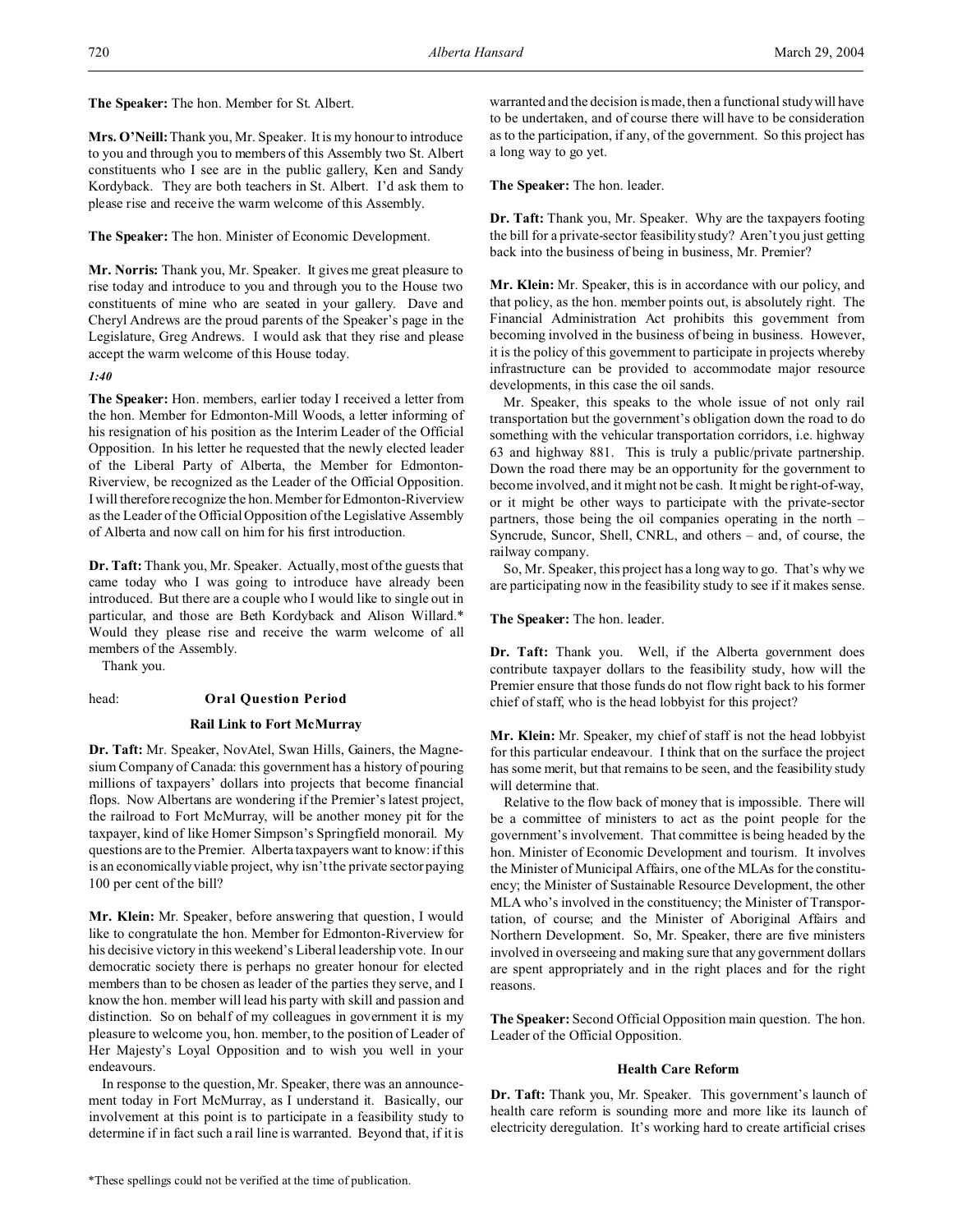**The Speaker:** The hon. Member for St. Albert.

**Mrs. O'Neill:** Thank you, Mr. Speaker. It is my honour to introduce to you and through you to members of this Assembly two St. Albert constituents who I see are in the public gallery, Ken and Sandy Kordyback. They are both teachers in St. Albert. I'd ask them to please rise and receive the warm welcome of this Assembly.

**The Speaker:** The hon. Minister of Economic Development.

**Mr. Norris:** Thank you, Mr. Speaker. It gives me great pleasure to rise today and introduce to you and through you to the House two constituents of mine who are seated in your gallery. Dave and Cheryl Andrews are the proud parents of the Speaker's page in the Legislature, Greg Andrews. I would ask that they rise and please accept the warm welcome of this House today.

*1:40*

**The Speaker:** Hon. members, earlier today I received a letter from the hon. Member for Edmonton-Mill Woods, a letter informing of his resignation of his position as the Interim Leader of the Official Opposition. In his letter he requested that the newly elected leader of the Liberal Party of Alberta, the Member for Edmonton-Riverview, be recognized as the Leader of the Official Opposition. I will therefore recognize the hon. Member for Edmonton-Riverview as the Leader of the Official Opposition of the Legislative Assembly of Alberta and now call on him for his first introduction.

**Dr. Taft:** Thank you, Mr. Speaker. Actually, most of the guests that came today who I was going to introduce have already been introduced. But there are a couple who I would like to single out in particular, and those are Beth Kordyback and Alison Willard.* Would they please rise and receive the warm welcome of all members of the Assembly.

Thank you.

head: **Oral Question Period**

## Rail Link to Fort McMurray

**Dr. Taft:** Mr. Speaker, NovAtel, Swan Hills, Gainers, the Magnesium Company of Canada: this government has a history of pouring millions of taxpayers' dollars into projects that become financial flops. Now Albertans are wondering if the Premier's latest project, the railroad to Fort McMurray, will be another money pit for the taxpayer, kind of like Homer Simpson's Springfield monorail. My questions are to the Premier. Alberta taxpayers want to know: if this is an economically viable project, why isn't the private sector paying 100 per cent of the bill?

**Mr. Klein:** Mr. Speaker, before answering that question, I would like to congratulate the hon. Member for Edmonton-Riverview for his decisive victory in this weekend's Liberal leadership vote. In our democratic society there is perhaps no greater honour for elected members than to be chosen as leader of the parties they serve, and I know the hon. member will lead his party with skill and passion and distinction. So on behalf of my colleagues in government it is my pleasure to welcome you, hon. member, to the position of Leader of Her Majesty's Loyal Opposition and to wish you well in your endeavours.

In response to the question, Mr. Speaker, there was an announcement today in Fort McMurray, as I understand it. Basically, our involvement at this point is to participate in a feasibility study to determine if in fact such a rail line is warranted. Beyond that, if it is warranted and the decision is made, then a functional study will have to be undertaken, and of course there will have to be consideration as to the participation, if any, of the government. So this project has a long way to go yet.

**The Speaker:** The hon. leader.

**Dr. Taft:** Thank you, Mr. Speaker. Why are the taxpayers footing the bill for a private-sector feasibility study? Aren't you just getting back into the business of being in business, Mr. Premier?

**Mr. Klein:** Mr. Speaker, this is in accordance with our policy, and that policy, as the hon. member points out, is absolutely right. The Financial Administration Act prohibits this government from becoming involved in the business of being in business. However, it is the policy of this government to participate in projects whereby infrastructure can be provided to accommodate major resource developments, in this case the oil sands.

Mr. Speaker, this speaks to the whole issue of not only rail transportation but the government's obligation down the road to do something with the vehicular transportation corridors, i.e. highway 63 and highway 881. This is truly a public/private partnership. Down the road there may be an opportunity for the government to become involved, and it might not be cash. It might be right-of-way, or it might be other ways to participate with the private-sector partners, those being the oil companies operating in the north – Syncrude, Suncor, Shell, CNRL, and others – and, of course, the railway company.

So, Mr. Speaker, this project has a long way to go. That's why we are participating now in the feasibility study to see if it makes sense.

**The Speaker:** The hon. leader.

**Dr. Taft:** Thank you. Well, if the Alberta government does contribute taxpayer dollars to the feasibility study, how will the Premier ensure that those funds do not flow right back to his former chief of staff, who is the head lobbyist for this project?

**Mr. Klein:** Mr. Speaker, my chief of staff is not the head lobbyist for this particular endeavour. I think that on the surface the project has some merit, but that remains to be seen, and the feasibility study will determine that.

Relative to the flow back of money that is impossible. There will be a committee of ministers to act as the point people for the government's involvement. That committee is being headed by the hon. Minister of Economic Development and tourism. It involves the Minister of Municipal Affairs, one of the MLAs for the constituency; the Minister of Sustainable Resource Development, the other MLA who's involved in the constituency; the Minister of Transportation, of course; and the Minister of Aboriginal Affairs and Northern Development. So, Mr. Speaker, there are five ministers involved in overseeing and making sure that any government dollars are spent appropriately and in the right places and for the right reasons.

**The Speaker:** Second Official Opposition main question. The hon. Leader of the Official Opposition.

## Health Care Reform

**Dr. Taft:** Thank you, Mr. Speaker. This government's launch of health care reform is sounding more and more like its launch of electricity deregulation. It's working hard to create artificial crises

*These spellings could not be verified at the time of publication.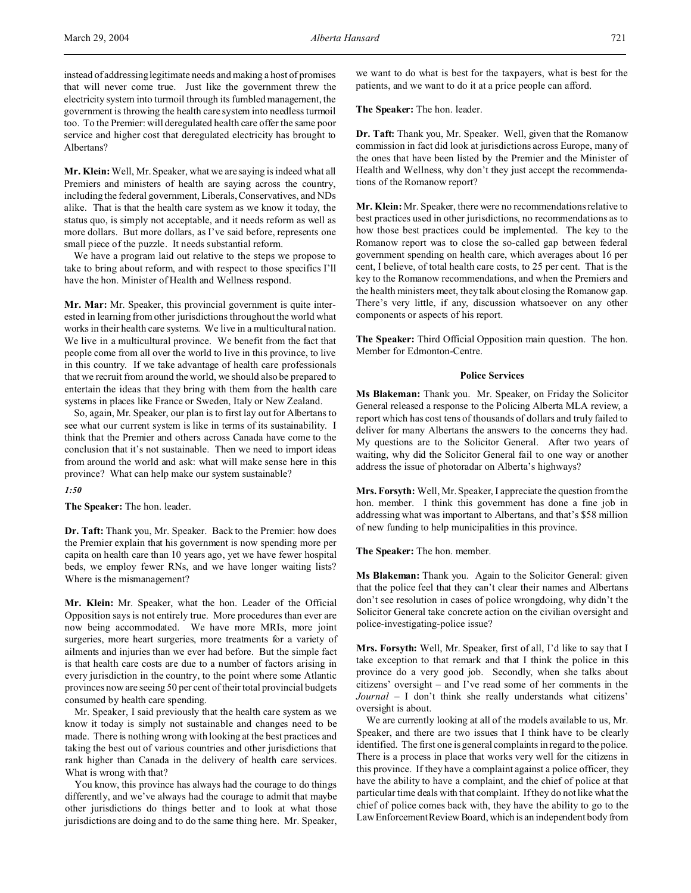instead of addressing legitimate needs and making a host of promises that will never come true. Just like the government threw the electricity system into turmoil through its fumbled management, the government is throwing the health care system into needless turmoil too. To the Premier: will deregulated health care offer the same poor service and higher cost that deregulated electricity has brought to Albertans?

**Mr. Klein:** Well, Mr. Speaker, what we are saying is indeed what all Premiers and ministers of health are saying across the country, including the federal government, Liberals, Conservatives, and NDs alike. That is that the health care system as we know it today, the status quo, is simply not acceptable, and it needs reform as well as more dollars. But more dollars, as I've said before, represents one small piece of the puzzle. It needs substantial reform.

We have a program laid out relative to the steps we propose to take to bring about reform, and with respect to those specifics I'll have the hon. Minister of Health and Wellness respond.

**Mr. Mar:** Mr. Speaker, this provincial government is quite interested in learning from other jurisdictions throughout the world what works in their health care systems. We live in a multicultural nation. We live in a multicultural province. We benefit from the fact that people come from all over the world to live in this province, to live in this country. If we take advantage of health care professionals that we recruit from around the world, we should also be prepared to entertain the ideas that they bring with them from the health care systems in places like France or Sweden, Italy or New Zealand.

So, again, Mr. Speaker, our plan is to first lay out for Albertans to see what our current system is like in terms of its sustainability. I think that the Premier and others across Canada have come to the conclusion that it's not sustainable. Then we need to import ideas from around the world and ask: what will make sense here in this province? What can help make our system sustainable?

*1:50*

**The Speaker:** The hon. leader.

**Dr. Taft:** Thank you, Mr. Speaker. Back to the Premier: how does the Premier explain that his government is now spending more per capita on health care than 10 years ago, yet we have fewer hospital beds, we employ fewer RNs, and we have longer waiting lists? Where is the mismanagement?

**Mr. Klein:** Mr. Speaker, what the hon. Leader of the Official Opposition says is not entirely true. More procedures than ever are now being accommodated. We have more MRIs, more joint surgeries, more heart surgeries, more treatments for a variety of ailments and injuries than we ever had before. But the simple fact is that health care costs are due to a number of factors arising in every jurisdiction in the country, to the point where some Atlantic provinces now are seeing 50 per cent of their total provincial budgets consumed by health care spending.

Mr. Speaker, I said previously that the health care system as we know it today is simply not sustainable and changes need to be made. There is nothing wrong with looking at the best practices and taking the best out of various countries and other jurisdictions that rank higher than Canada in the delivery of health care services. What is wrong with that?

You know, this province has always had the courage to do things differently, and we've always had the courage to admit that maybe other jurisdictions do things better and to look at what those jurisdictions are doing and to do the same thing here. Mr. Speaker, we want to do what is best for the taxpayers, what is best for the patients, and we want to do it at a price people can afford.

**The Speaker:** The hon. leader.

**Dr. Taft:** Thank you, Mr. Speaker. Well, given that the Romanow commission in fact did look at jurisdictions across Europe, many of the ones that have been listed by the Premier and the Minister of Health and Wellness, why don't they just accept the recommendations of the Romanow report?

**Mr. Klein:** Mr. Speaker, there were no recommendations relative to best practices used in other jurisdictions, no recommendations as to how those best practices could be implemented. The key to the Romanow report was to close the so-called gap between federal government spending on health care, which averages about 16 per cent, I believe, of total health care costs, to 25 per cent. That is the key to the Romanow recommendations, and when the Premiers and the health ministers meet, they talk about closing the Romanow gap. There's very little, if any, discussion whatsoever on any other components or aspects of his report.

**The Speaker:** Third Official Opposition main question. The hon. Member for Edmonton-Centre.

### Police Services

**Ms Blakeman:** Thank you. Mr. Speaker, on Friday the Solicitor General released a response to the Policing Alberta MLA review, a report which has cost tens of thousands of dollars and truly failed to deliver for many Albertans the answers to the concerns they had. My questions are to the Solicitor General. After two years of waiting, why did the Solicitor General fail to one way or another address the issue of photoradar on Alberta's highways?

**Mrs. Forsyth:** Well, Mr. Speaker, I appreciate the question from the hon. member. I think this government has done a fine job in addressing what was important to Albertans, and that's $58 million of new funding to help municipalities in this province.

**The Speaker:** The hon. member.

**Ms Blakeman:** Thank you. Again to the Solicitor General: given that the police feel that they can't clear their names and Albertans don't see resolution in cases of police wrongdoing, why didn't the Solicitor General take concrete action on the civilian oversight and police-investigating-police issue?

**Mrs. Forsyth:** Well, Mr. Speaker, first of all, I'd like to say that I take exception to that remark and that I think the police in this province do a very good job. Secondly, when she talks about citizens' oversight – and I've read some of her comments in the *Journal* – I don't think she really understands what citizens' oversight is about.

We are currently looking at all of the models available to us, Mr. Speaker, and there are two issues that I think have to be clearly identified. The first one is general complaints in regard to the police. There is a process in place that works very well for the citizens in this province. If they have a complaint against a police officer, they have the ability to have a complaint, and the chief of police at that particular time deals with that complaint. If they do not like what the chief of police comes back with, they have the ability to go to the Law Enforcement Review Board, which is an independent body from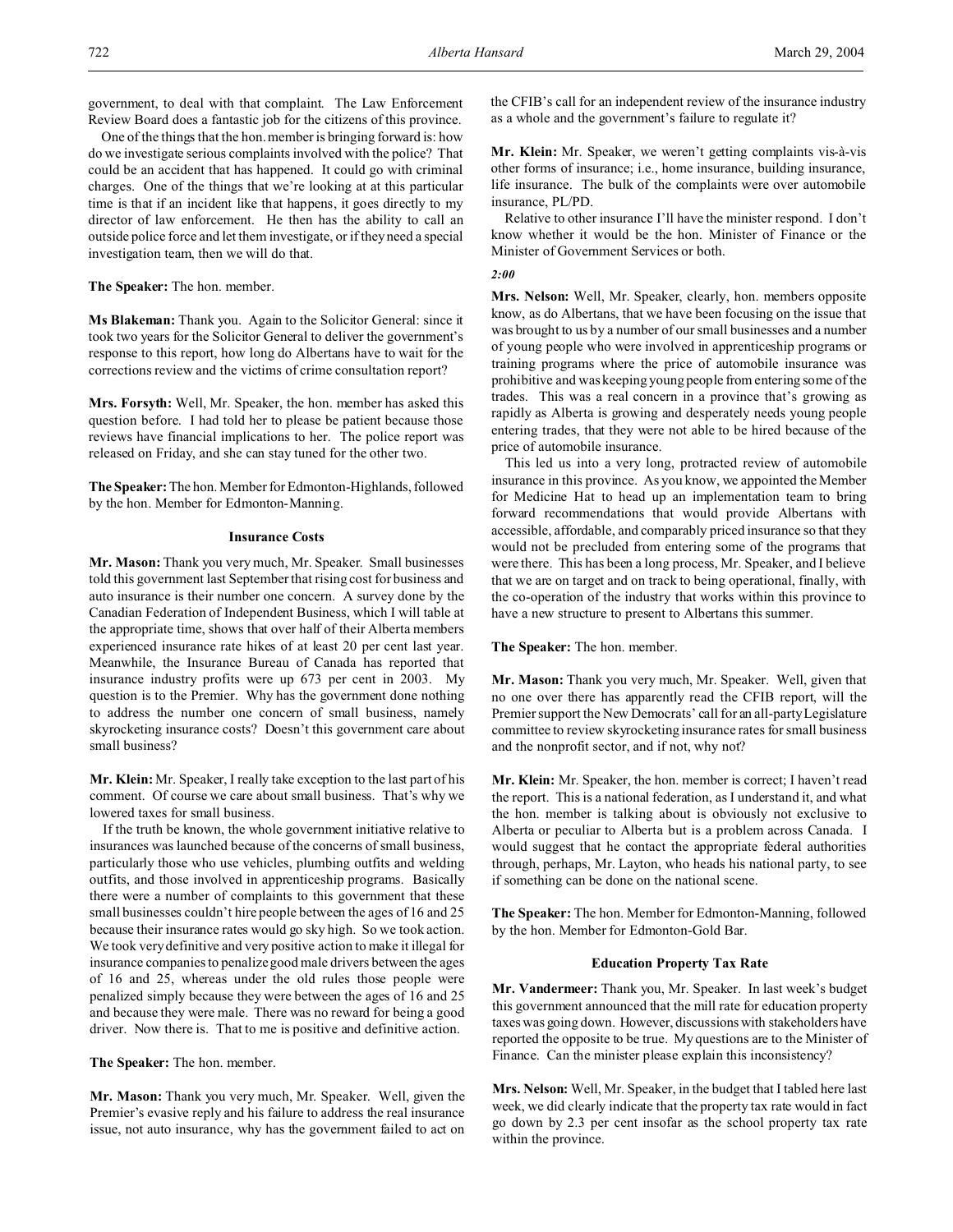government, to deal with that complaint. The Law Enforcement Review Board does a fantastic job for the citizens of this province.

One of the things that the hon. member is bringing forward is: how do we investigate serious complaints involved with the police? That could be an accident that has happened. It could go with criminal charges. One of the things that we're looking at at this particular time is that if an incident like that happens, it goes directly to my director of law enforcement. He then has the ability to call an outside police force and let them investigate, or if they need a special investigation team, then we will do that.

**The Speaker:** The hon. member.

**Ms Blakeman:** Thank you. Again to the Solicitor General: since it took two years for the Solicitor General to deliver the government's response to this report, how long do Albertans have to wait for the corrections review and the victims of crime consultation report?

**Mrs. Forsyth:** Well, Mr. Speaker, the hon. member has asked this question before. I had told her to please be patient because those reviews have financial implications to her. The police report was released on Friday, and she can stay tuned for the other two.

**The Speaker:** The hon. Member for Edmonton-Highlands, followed by the hon. Member for Edmonton-Manning.

### Insurance Costs

**Mr. Mason:** Thank you very much, Mr. Speaker. Small businesses told this government last September that rising cost for business and auto insurance is their number one concern. A survey done by the Canadian Federation of Independent Business, which I will table at the appropriate time, shows that over half of their Alberta members experienced insurance rate hikes of at least 20 per cent last year. Meanwhile, the Insurance Bureau of Canada has reported that insurance industry profits were up 673 per cent in 2003. My question is to the Premier. Why has the government done nothing to address the number one concern of small business, namely skyrocketing insurance costs? Doesn't this government care about small business?

**Mr. Klein:** Mr. Speaker, I really take exception to the last part of his comment. Of course we care about small business. That's why we lowered taxes for small business.

If the truth be known, the whole government initiative relative to insurances was launched because of the concerns of small business, particularly those who use vehicles, plumbing outfits and welding outfits, and those involved in apprenticeship programs. Basically there were a number of complaints to this government that these small businesses couldn't hire people between the ages of 16 and 25 because their insurance rates would go sky high. So we took action. We took very definitive and very positive action to make it illegal for insurance companies to penalize good male drivers between the ages of 16 and 25, whereas under the old rules those people were penalized simply because they were between the ages of 16 and 25 and because they were male. There was no reward for being a good driver. Now there is. That to me is positive and definitive action.

**The Speaker:** The hon. member.

**Mr. Mason:** Thank you very much, Mr. Speaker. Well, given the Premier's evasive reply and his failure to address the real insurance issue, not auto insurance, why has the government failed to act on the CFIB's call for an independent review of the insurance industry as a whole and the government's failure to regulate it?

**Mr. Klein:** Mr. Speaker, we weren't getting complaints vis-à-vis other forms of insurance; i.e., home insurance, building insurance, life insurance. The bulk of the complaints were over automobile insurance, PL/PD.

Relative to other insurance I'll have the minister respond. I don't know whether it would be the hon. Minister of Finance or the Minister of Government Services or both.

*2:00*

**Mrs. Nelson:** Well, Mr. Speaker, clearly, hon. members opposite know, as do Albertans, that we have been focusing on the issue that was brought to us by a number of our small businesses and a number of young people who were involved in apprenticeship programs or training programs where the price of automobile insurance was prohibitive and was keeping young people from entering some of the trades. This was a real concern in a province that's growing as rapidly as Alberta is growing and desperately needs young people entering trades, that they were not able to be hired because of the price of automobile insurance.

This led us into a very long, protracted review of automobile insurance in this province. As you know, we appointed the Member for Medicine Hat to head up an implementation team to bring forward recommendations that would provide Albertans with accessible, affordable, and comparably priced insurance so that they would not be precluded from entering some of the programs that were there. This has been a long process, Mr. Speaker, and I believe that we are on target and on track to being operational, finally, with the co-operation of the industry that works within this province to have a new structure to present to Albertans this summer.

**The Speaker:** The hon. member.

**Mr. Mason:** Thank you very much, Mr. Speaker. Well, given that no one over there has apparently read the CFIB report, will the Premier support the New Democrats' call for an all-party Legislature committee to review skyrocketing insurance rates for small business and the nonprofit sector, and if not, why not?

**Mr. Klein:** Mr. Speaker, the hon. member is correct; I haven't read the report. This is a national federation, as I understand it, and what the hon. member is talking about is obviously not exclusive to Alberta or peculiar to Alberta but is a problem across Canada. I would suggest that he contact the appropriate federal authorities through, perhaps, Mr. Layton, who heads his national party, to see if something can be done on the national scene.

**The Speaker:** The hon. Member for Edmonton-Manning, followed by the hon. Member for Edmonton-Gold Bar.

### Education Property Tax Rate

**Mr. Vandermeer:** Thank you, Mr. Speaker. In last week's budget this government announced that the mill rate for education property taxes was going down. However, discussions with stakeholders have reported the opposite to be true. My questions are to the Minister of Finance. Can the minister please explain this inconsistency?

**Mrs. Nelson:** Well, Mr. Speaker, in the budget that I tabled here last week, we did clearly indicate that the property tax rate would in fact go down by 2.3 per cent insofar as the school property tax rate within the province.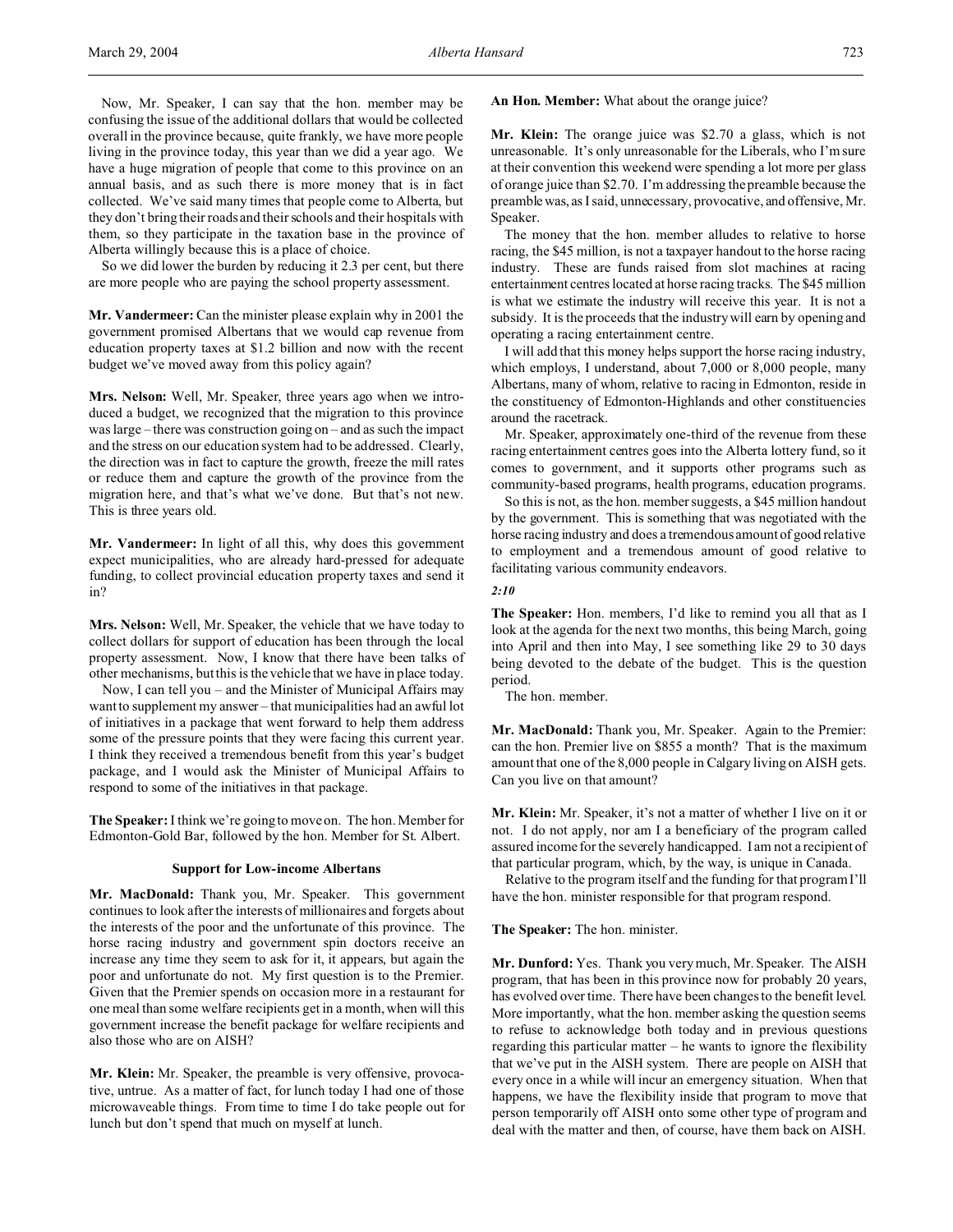Now, Mr. Speaker, I can say that the hon. member may be confusing the issue of the additional dollars that would be collected overall in the province because, quite frankly, we have more people living in the province today, this year than we did a year ago. We have a huge migration of people that come to this province on an annual basis, and as such there is more money that is in fact collected. We've said many times that people come to Alberta, but they don't bring their roads and their schools and their hospitals with them, so they participate in the taxation base in the province of Alberta willingly because this is a place of choice.

So we did lower the burden by reducing it 2.3 per cent, but there are more people who are paying the school property assessment.

**Mr. Vandermeer:** Can the minister please explain why in 2001 the government promised Albertans that we would cap revenue from education property taxes at $1.2 billion and now with the recent budget we've moved away from this policy again?

**Mrs. Nelson:** Well, Mr. Speaker, three years ago when we introduced a budget, we recognized that the migration to this province was large – there was construction going on – and as such the impact and the stress on our education system had to be addressed. Clearly, the direction was in fact to capture the growth, freeze the mill rates or reduce them and capture the growth of the province from the migration here, and that's what we've done. But that's not new. This is three years old.

**Mr. Vandermeer:** In light of all this, why does this government expect municipalities, who are already hard-pressed for adequate funding, to collect provincial education property taxes and send it in?

**Mrs. Nelson:** Well, Mr. Speaker, the vehicle that we have today to collect dollars for support of education has been through the local property assessment. Now, I know that there have been talks of other mechanisms, but this is the vehicle that we have in place today.

Now, I can tell you – and the Minister of Municipal Affairs may want to supplement my answer – that municipalities had an awful lot of initiatives in a package that went forward to help them address some of the pressure points that they were facing this current year. I think they received a tremendous benefit from this year's budget package, and I would ask the Minister of Municipal Affairs to respond to some of the initiatives in that package.

**The Speaker:** I think we're going to move on. The hon. Member for Edmonton-Gold Bar, followed by the hon. Member for St. Albert.

### Support for Low-income Albertans

**Mr. MacDonald:** Thank you, Mr. Speaker. This government continues to look after the interests of millionaires and forgets about the interests of the poor and the unfortunate of this province. The horse racing industry and government spin doctors receive an increase any time they seem to ask for it, it appears, but again the poor and unfortunate do not. My first question is to the Premier. Given that the Premier spends on occasion more in a restaurant for one meal than some welfare recipients get in a month, when will this government increase the benefit package for welfare recipients and also those who are on AISH?

**Mr. Klein:** Mr. Speaker, the preamble is very offensive, provocative, untrue. As a matter of fact, for lunch today I had one of those microwaveable things. From time to time I do take people out for lunch but don't spend that much on myself at lunch.

**An Hon. Member:** What about the orange juice?

**Mr. Klein:** The orange juice was $2.70 a glass, which is not unreasonable. It's only unreasonable for the Liberals, who I'm sure at their convention this weekend were spending a lot more per glass of orange juice than $2.70. I'm addressing the preamble because the preamble was, as I said, unnecessary, provocative, and offensive, Mr. Speaker.

The money that the hon. member alludes to relative to horse racing, the $45 million, is not a taxpayer handout to the horse racing industry. These are funds raised from slot machines at racing entertainment centres located at horse racing tracks. The $45 million is what we estimate the industry will receive this year. It is not a subsidy. It is the proceeds that the industry will earn by opening and operating a racing entertainment centre.

I will add that this money helps support the horse racing industry, which employs, I understand, about 7,000 or 8,000 people, many Albertans, many of whom, relative to racing in Edmonton, reside in the constituency of Edmonton-Highlands and other constituencies around the racetrack.

Mr. Speaker, approximately one-third of the revenue from these racing entertainment centres goes into the Alberta lottery fund, so it comes to government, and it supports other programs such as community-based programs, health programs, education programs.

So this is not, as the hon. member suggests, a $45 million handout by the government. This is something that was negotiated with the horse racing industry and does a tremendous amount of good relative to employment and a tremendous amount of good relative to facilitating various community endeavors.

*2:10*

**The Speaker:** Hon. members, I'd like to remind you all that as I look at the agenda for the next two months, this being March, going into April and then into May, I see something like 29 to 30 days being devoted to the debate of the budget. This is the question period.

The hon. member.

**Mr. MacDonald:** Thank you, Mr. Speaker. Again to the Premier: can the hon. Premier live on $855 a month? That is the maximum amount that one of the 8,000 people in Calgary living on AISH gets. Can you live on that amount?

**Mr. Klein:** Mr. Speaker, it's not a matter of whether I live on it or not. I do not apply, nor am I a beneficiary of the program called assured income for the severely handicapped. I am not a recipient of that particular program, which, by the way, is unique in Canada.

Relative to the program itself and the funding for that program I'll have the hon. minister responsible for that program respond.

**The Speaker:** The hon. minister.

**Mr. Dunford:** Yes. Thank you very much, Mr. Speaker. The AISH program, that has been in this province now for probably 20 years, has evolved over time. There have been changes to the benefit level. More importantly, what the hon. member asking the question seems to refuse to acknowledge both today and in previous questions regarding this particular matter – he wants to ignore the flexibility that we've put in the AISH system. There are people on AISH that every once in a while will incur an emergency situation. When that happens, we have the flexibility inside that program to move that person temporarily off AISH onto some other type of program and deal with the matter and then, of course, have them back on AISH.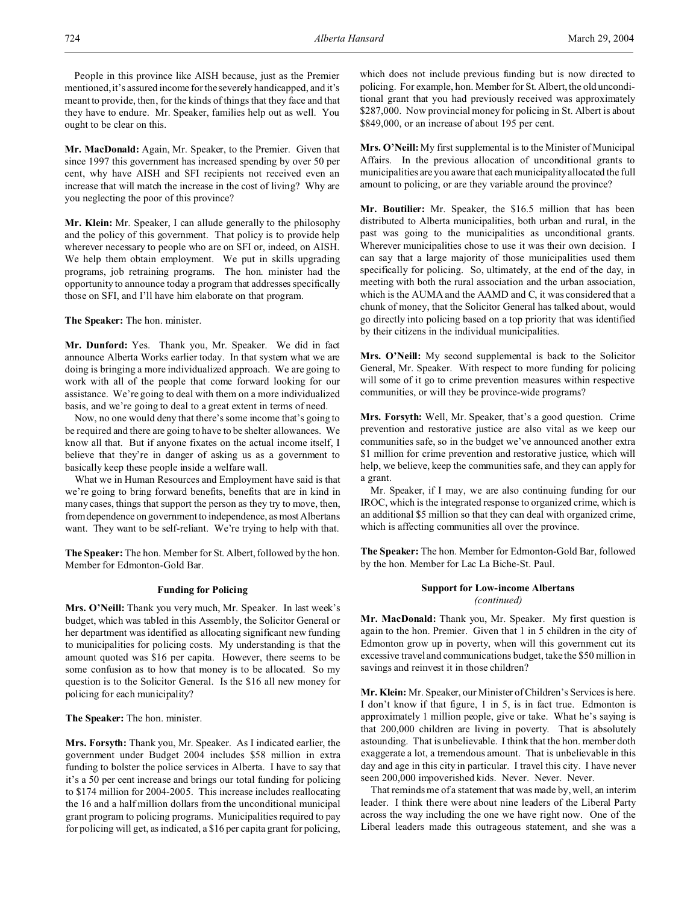People in this province like AISH because, just as the Premier mentioned, it's assured income for the severely handicapped, and it's meant to provide, then, for the kinds of things that they face and that they have to endure. Mr. Speaker, families help out as well. You ought to be clear on this.

**Mr. MacDonald:** Again, Mr. Speaker, to the Premier. Given that since 1997 this government has increased spending by over 50 per cent, why have AISH and SFI recipients not received even an increase that will match the increase in the cost of living? Why are you neglecting the poor of this province?

**Mr. Klein:** Mr. Speaker, I can allude generally to the philosophy and the policy of this government. That policy is to provide help wherever necessary to people who are on SFI or, indeed, on AISH. We help them obtain employment. We put in skills upgrading programs, job retraining programs. The hon. minister had the opportunity to announce today a program that addresses specifically those on SFI, and I'll have him elaborate on that program.

**The Speaker:** The hon. minister.

**Mr. Dunford:** Yes. Thank you, Mr. Speaker. We did in fact announce Alberta Works earlier today. In that system what we are doing is bringing a more individualized approach. We are going to work with all of the people that come forward looking for our assistance. We're going to deal with them on a more individualized basis, and we're going to deal to a great extent in terms of need.

Now, no one would deny that there's some income that's going to be required and there are going to have to be shelter allowances. We know all that. But if anyone fixates on the actual income itself, I believe that they're in danger of asking us as a government to basically keep these people inside a welfare wall.

What we in Human Resources and Employment have said is that we're going to bring forward benefits, benefits that are in kind in many cases, things that support the person as they try to move, then, from dependence on government to independence, as most Albertans want. They want to be self-reliant. We're trying to help with that.

**The Speaker:** The hon. Member for St. Albert, followed by the hon. Member for Edmonton-Gold Bar.

### Funding for Policing

**Mrs. O'Neill:** Thank you very much, Mr. Speaker. In last week's budget, which was tabled in this Assembly, the Solicitor General or her department was identified as allocating significant new funding to municipalities for policing costs. My understanding is that the amount quoted was $16 per capita. However, there seems to be some confusion as to how that money is to be allocated. So my question is to the Solicitor General. Is the $16 all new money for policing for each municipality?

**The Speaker:** The hon. minister.

**Mrs. Forsyth:** Thank you, Mr. Speaker. As I indicated earlier, the government under Budget 2004 includes $58 million in extra funding to bolster the police services in Alberta. I have to say that it's a 50 per cent increase and brings our total funding for policing to $174 million for 2004-2005. This increase includes reallocating the 16 and a half million dollars from the unconditional municipal grant program to policing programs. Municipalities required to pay for policing will get, as indicated, a $16 per capita grant for policing, which does not include previous funding but is now directed to policing. For example, hon. Member for St. Albert, the old unconditional grant that you had previously received was approximately $287,000. Now provincial money for policing in St. Albert is about $849,000, or an increase of about 195 per cent.

**Mrs. O'Neill:** My first supplemental is to the Minister of Municipal Affairs. In the previous allocation of unconditional grants to municipalities are you aware that each municipality allocated the full amount to policing, or are they variable around the province?

**Mr. Boutilier:** Mr. Speaker, the $16.5 million that has been distributed to Alberta municipalities, both urban and rural, in the past was going to the municipalities as unconditional grants. Wherever municipalities chose to use it was their own decision. I can say that a large majority of those municipalities used them specifically for policing. So, ultimately, at the end of the day, in meeting with both the rural association and the urban association, which is the AUMA and the AAMD and C, it was considered that a chunk of money, that the Solicitor General has talked about, would go directly into policing based on a top priority that was identified by their citizens in the individual municipalities.

**Mrs. O'Neill:** My second supplemental is back to the Solicitor General, Mr. Speaker. With respect to more funding for policing will some of it go to crime prevention measures within respective communities, or will they be province-wide programs?

**Mrs. Forsyth:** Well, Mr. Speaker, that's a good question. Crime prevention and restorative justice are also vital as we keep our communities safe, so in the budget we've announced another extra $1 million for crime prevention and restorative justice, which will help, we believe, keep the communities safe, and they can apply for a grant.

Mr. Speaker, if I may, we are also continuing funding for our IROC, which is the integrated response to organized crime, which is an additional $5 million so that they can deal with organized crime, which is affecting communities all over the province.

**The Speaker:** The hon. Member for Edmonton-Gold Bar, followed by the hon. Member for Lac La Biche-St. Paul.

### Support for Low-income Albertans
*(continued)*

**Mr. MacDonald:** Thank you, Mr. Speaker. My first question is again to the hon. Premier. Given that 1 in 5 children in the city of Edmonton grow up in poverty, when will this government cut its excessive travel and communications budget, take the $50 million in savings and reinvest it in those children?

**Mr. Klein:** Mr. Speaker, our Minister of Children's Services is here. I don't know if that figure, 1 in 5, is in fact true. Edmonton is approximately 1 million people, give or take. What he's saying is that 200,000 children are living in poverty. That is absolutely astounding. That is unbelievable. I think that the hon. member doth exaggerate a lot, a tremendous amount. That is unbelievable in this day and age in this city in particular. I travel this city. I have never seen 200,000 impoverished kids. Never. Never. Never.

That reminds me of a statement that was made by, well, an interim leader. I think there were about nine leaders of the Liberal Party across the way including the one we have right now. One of the Liberal leaders made this outrageous statement, and she was a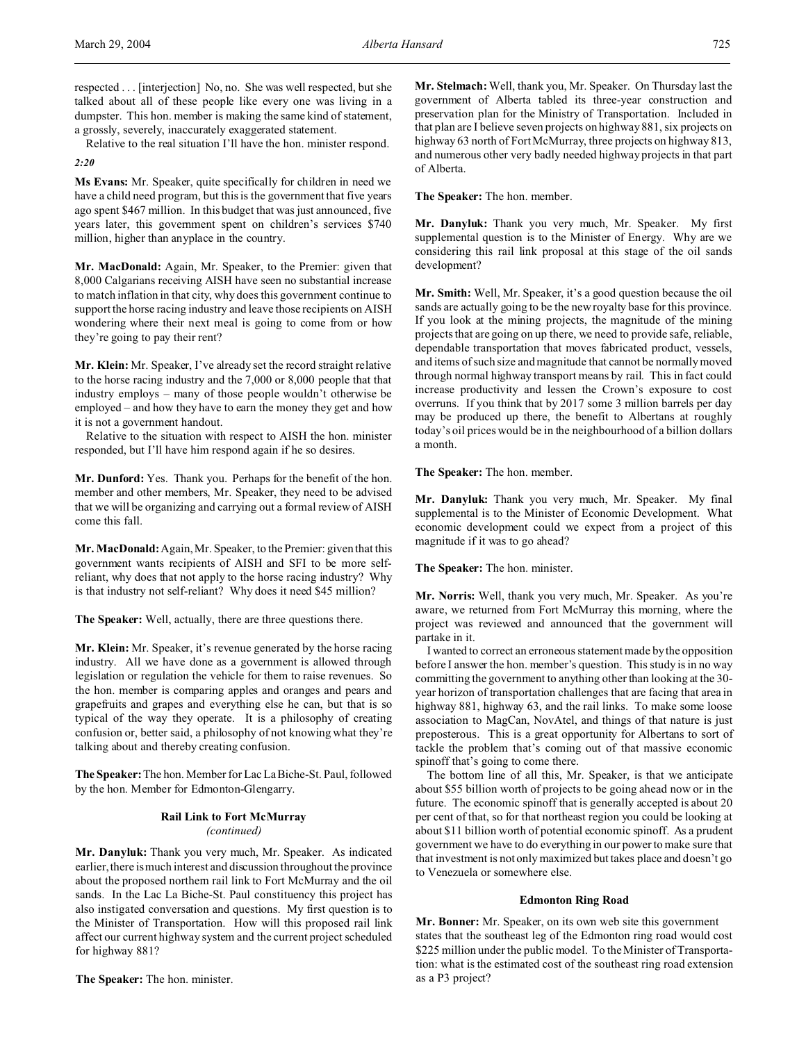respected . . . [interjection] No, no. She was well respected, but she talked about all of these people like every one was living in a dumpster. This hon. member is making the same kind of statement, a grossly, severely, inaccurately exaggerated statement.

Relative to the real situation I'll have the hon. minister respond.

*2:20*

**Ms Evans:** Mr. Speaker, quite specifically for children in need we have a child need program, but this is the government that five years ago spent $467 million. In this budget that was just announced, five years later, this government spent on children's services $740 million, higher than anyplace in the country.

**Mr. MacDonald:** Again, Mr. Speaker, to the Premier: given that 8,000 Calgarians receiving AISH have seen no substantial increase to match inflation in that city, why does this government continue to support the horse racing industry and leave those recipients on AISH wondering where their next meal is going to come from or how they're going to pay their rent?

**Mr. Klein:** Mr. Speaker, I've already set the record straight relative to the horse racing industry and the 7,000 or 8,000 people that that industry employs – many of those people wouldn't otherwise be employed – and how they have to earn the money they get and how it is not a government handout.

Relative to the situation with respect to AISH the hon. minister responded, but I'll have him respond again if he so desires.

**Mr. Dunford:** Yes. Thank you. Perhaps for the benefit of the hon. member and other members, Mr. Speaker, they need to be advised that we will be organizing and carrying out a formal review of AISH come this fall.

**Mr. MacDonald:** Again, Mr. Speaker, to the Premier: given that this government wants recipients of AISH and SFI to be more self-reliant, why does that not apply to the horse racing industry? Why is that industry not self-reliant? Why does it need $45 million?

**The Speaker:** Well, actually, there are three questions there.

**Mr. Klein:** Mr. Speaker, it's revenue generated by the horse racing industry. All we have done as a government is allowed through legislation or regulation the vehicle for them to raise revenues. So the hon. member is comparing apples and oranges and pears and grapefruits and grapes and everything else he can, but that is so typical of the way they operate. It is a philosophy of creating confusion or, better said, a philosophy of not knowing what they're talking about and thereby creating confusion.

**The Speaker:** The hon. Member for Lac La Biche-St. Paul, followed by the hon. Member for Edmonton-Glengarry.

### Rail Link to Fort McMurray
*(continued)*

**Mr. Danyluk:** Thank you very much, Mr. Speaker. As indicated earlier, there is much interest and discussion throughout the province about the proposed northern rail link to Fort McMurray and the oil sands. In the Lac La Biche-St. Paul constituency this project has also instigated conversation and questions. My first question is to the Minister of Transportation. How will this proposed rail link affect our current highway system and the current project scheduled for highway 881?

**The Speaker:** The hon. minister.

**Mr. Stelmach:** Well, thank you, Mr. Speaker. On Thursday last the government of Alberta tabled its three-year construction and preservation plan for the Ministry of Transportation. Included in that plan are I believe seven projects on highway 881, six projects on highway 63 north of Fort McMurray, three projects on highway 813, and numerous other very badly needed highway projects in that part of Alberta.

**The Speaker:** The hon. member.

**Mr. Danyluk:** Thank you very much, Mr. Speaker. My first supplemental question is to the Minister of Energy. Why are we considering this rail link proposal at this stage of the oil sands development?

**Mr. Smith:** Well, Mr. Speaker, it's a good question because the oil sands are actually going to be the new royalty base for this province. If you look at the mining projects, the magnitude of the mining projects that are going on up there, we need to provide safe, reliable, dependable transportation that moves fabricated product, vessels, and items of such size and magnitude that cannot be normally moved through normal highway transport means by rail. This in fact could increase productivity and lessen the Crown's exposure to cost overruns. If you think that by 2017 some 3 million barrels per day may be produced up there, the benefit to Albertans at roughly today's oil prices would be in the neighbourhood of a billion dollars a month.

**The Speaker:** The hon. member.

**Mr. Danyluk:** Thank you very much, Mr. Speaker. My final supplemental is to the Minister of Economic Development. What economic development could we expect from a project of this magnitude if it was to go ahead?

**The Speaker:** The hon. minister.

**Mr. Norris:** Well, thank you very much, Mr. Speaker. As you're aware, we returned from Fort McMurray this morning, where the project was reviewed and announced that the government will partake in it.

I wanted to correct an erroneous statement made by the opposition before I answer the hon. member's question. This study is in no way committing the government to anything other than looking at the 30-year horizon of transportation challenges that are facing that area in highway 881, highway 63, and the rail links. To make some loose association to MagCan, NovAtel, and things of that nature is just preposterous. This is a great opportunity for Albertans to sort of tackle the problem that's coming out of that massive economic spinoff that's going to come there.

The bottom line of all this, Mr. Speaker, is that we anticipate about $55 billion worth of projects to be going ahead now or in the future. The economic spinoff that is generally accepted is about 20 per cent of that, so for that northeast region you could be looking at about $11 billion worth of potential economic spinoff. As a prudent government we have to do everything in our power to make sure that that investment is not only maximized but takes place and doesn't go to Venezuela or somewhere else.

### Edmonton Ring Road

**Mr. Bonner:** Mr. Speaker, on its own web site this government states that the southeast leg of the Edmonton ring road would cost $225 million under the public model. To the Minister of Transportation: what is the estimated cost of the southeast ring road extension as a P3 project?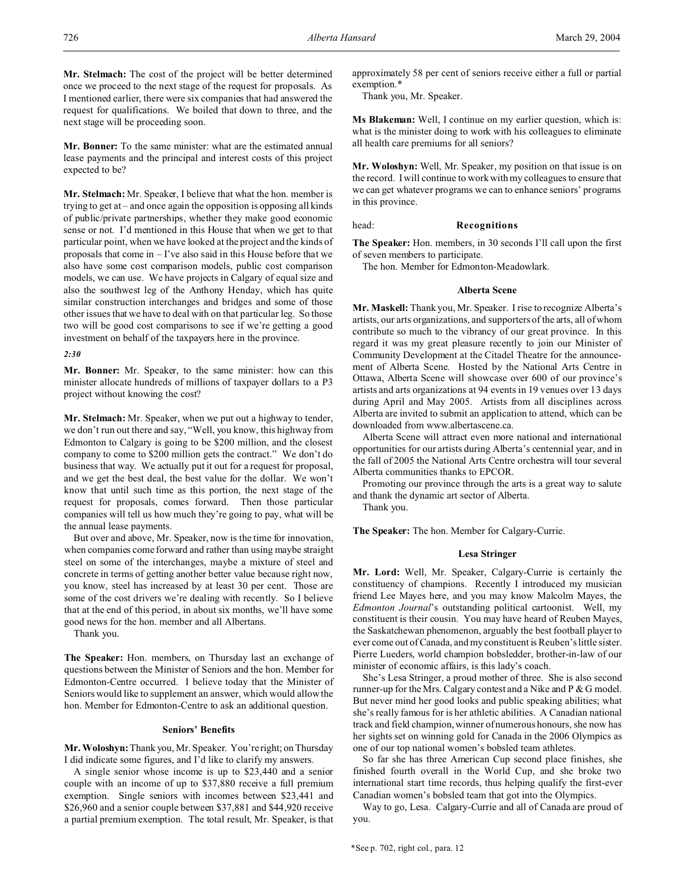**Mr. Stelmach:** The cost of the project will be better determined once we proceed to the next stage of the request for proposals. As I mentioned earlier, there were six companies that had answered the request for qualifications. We boiled that down to three, and the next stage will be proceeding soon.

**Mr. Bonner:** To the same minister: what are the estimated annual lease payments and the principal and interest costs of this project expected to be?

**Mr. Stelmach:** Mr. Speaker, I believe that what the hon. member is trying to get at – and once again the opposition is opposing all kinds of public/private partnerships, whether they make good economic sense or not. I'd mentioned in this House that when we get to that particular point, when we have looked at the project and the kinds of proposals that come in – I've also said in this House before that we also have some cost comparison models, public cost comparison models, we can use. We have projects in Calgary of equal size and also the southwest leg of the Anthony Henday, which has quite similar construction interchanges and bridges and some of those other issues that we have to deal with on that particular leg. So those two will be good cost comparisons to see if we're getting a good investment on behalf of the taxpayers here in the province.

*2:30*

**Mr. Bonner:** Mr. Speaker, to the same minister: how can this minister allocate hundreds of millions of taxpayer dollars to a P3 project without knowing the cost?

**Mr. Stelmach:** Mr. Speaker, when we put out a highway to tender, we don't run out there and say, "Well, you know, this highway from Edmonton to Calgary is going to be $200 million, and the closest company to come to $200 million gets the contract." We don't do business that way. We actually put it out for a request for proposal, and we get the best deal, the best value for the dollar. We won't know that until such time as this portion, the next stage of the request for proposals, comes forward. Then those particular companies will tell us how much they're going to pay, what will be the annual lease payments.

But over and above, Mr. Speaker, now is the time for innovation, when companies come forward and rather than using maybe straight steel on some of the interchanges, maybe a mixture of steel and concrete in terms of getting another better value because right now, you know, steel has increased by at least 30 per cent. Those are some of the cost drivers we're dealing with recently. So I believe that at the end of this period, in about six months, we'll have some good news for the hon. member and all Albertans.

Thank you.

**The Speaker:** Hon. members, on Thursday last an exchange of questions between the Minister of Seniors and the hon. Member for Edmonton-Centre occurred. I believe today that the Minister of Seniors would like to supplement an answer, which would allow the hon. Member for Edmonton-Centre to ask an additional question.

### Seniors' Benefits

**Mr. Woloshyn:** Thank you, Mr. Speaker. You're right; on Thursday I did indicate some figures, and I'd like to clarify my answers.

A single senior whose income is up to $23,440 and a senior couple with an income of up to $37,880 receive a full premium exemption. Single seniors with incomes between $23,441 and $26,960 and a senior couple between $37,881 and $44,920 receive a partial premium exemption. The total result, Mr. Speaker, is that approximately 58 per cent of seniors receive either a full or partial exemption.*

Thank you, Mr. Speaker.

**Ms Blakeman:** Well, I continue on my earlier question, which is: what is the minister doing to work with his colleagues to eliminate all health care premiums for all seniors?

**Mr. Woloshyn:** Well, Mr. Speaker, my position on that issue is on the record. I will continue to work with my colleagues to ensure that we can get whatever programs we can to enhance seniors' programs in this province.

## head: Recognitions

**The Speaker:** Hon. members, in 30 seconds I'll call upon the first of seven members to participate.

The hon. Member for Edmonton-Meadowlark.

### Alberta Scene

**Mr. Maskell:** Thank you, Mr. Speaker. I rise to recognize Alberta's artists, our arts organizations, and supporters of the arts, all of whom contribute so much to the vibrancy of our great province. In this regard it was my great pleasure recently to join our Minister of Community Development at the Citadel Theatre for the announcement of Alberta Scene. Hosted by the National Arts Centre in Ottawa, Alberta Scene will showcase over 600 of our province's artists and arts organizations at 94 events in 19 venues over 13 days during April and May 2005. Artists from all disciplines across Alberta are invited to submit an application to attend, which can be downloaded from www.albertascene.ca.

Alberta Scene will attract even more national and international opportunities for our artists during Alberta's centennial year, and in the fall of 2005 the National Arts Centre orchestra will tour several Alberta communities thanks to EPCOR.

Promoting our province through the arts is a great way to salute and thank the dynamic art sector of Alberta.

Thank you.

**The Speaker:** The hon. Member for Calgary-Currie.

### Lesa Stringer

**Mr. Lord:** Well, Mr. Speaker, Calgary-Currie is certainly the constituency of champions. Recently I introduced my musician friend Lee Mayes here, and you may know Malcolm Mayes, the *Edmonton Journal*'s outstanding political cartoonist. Well, my constituent is their cousin. You may have heard of Reuben Mayes, the Saskatchewan phenomenon, arguably the best football player to ever come out of Canada, and my constituent is Reuben's little sister. Pierre Lueders, world champion bobsledder, brother-in-law of our minister of economic affairs, is this lady's coach.

She's Lesa Stringer, a proud mother of three. She is also second runner-up for the Mrs. Calgary contest and a Nike and P & G model. But never mind her good looks and public speaking abilities; what she's really famous for is her athletic abilities. A Canadian national track and field champion, winner of numerous honours, she now has her sights set on winning gold for Canada in the 2006 Olympics as one of our top national women's bobsled team athletes.

So far she has three American Cup second place finishes, she finished fourth overall in the World Cup, and she broke two international start time records, thus helping qualify the first-ever Canadian women's bobsled team that got into the Olympics.

Way to go, Lesa. Calgary-Currie and all of Canada are proud of you.

*See p. 702, right col., para. 12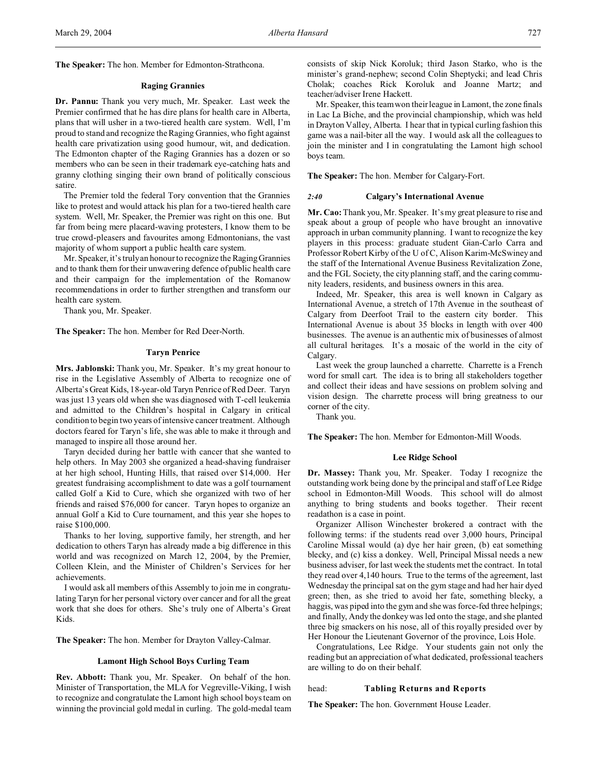**The Speaker:** The hon. Member for Edmonton-Strathcona.

### Raging Grannies

**Dr. Pannu:** Thank you very much, Mr. Speaker. Last week the Premier confirmed that he has dire plans for health care in Alberta, plans that will usher in a two-tiered health care system. Well, I'm proud to stand and recognize the Raging Grannies, who fight against health care privatization using good humour, wit, and dedication. The Edmonton chapter of the Raging Grannies has a dozen or so members who can be seen in their trademark eye-catching hats and granny clothing singing their own brand of politically conscious satire.

The Premier told the federal Tory convention that the Grannies like to protest and would attack his plan for a two-tiered health care system. Well, Mr. Speaker, the Premier was right on this one. But far from being mere placard-waving protesters, I know them to be true crowd-pleasers and favourites among Edmontonians, the vast majority of whom support a public health care system.

Mr. Speaker, it's truly an honour to recognize the Raging Grannies and to thank them for their unwavering defence of public health care and their campaign for the implementation of the Romanow recommendations in order to further strengthen and transform our health care system.

Thank you, Mr. Speaker.

**The Speaker:** The hon. Member for Red Deer-North.

### Taryn Penrice

**Mrs. Jablonski:** Thank you, Mr. Speaker. It's my great honour to rise in the Legislative Assembly of Alberta to recognize one of Alberta's Great Kids, 18-year-old Taryn Penrice of Red Deer. Taryn was just 13 years old when she was diagnosed with T-cell leukemia and admitted to the Children's hospital in Calgary in critical condition to begin two years of intensive cancer treatment. Although doctors feared for Taryn's life, she was able to make it through and managed to inspire all those around her.

Taryn decided during her battle with cancer that she wanted to help others. In May 2003 she organized a head-shaving fundraiser at her high school, Hunting Hills, that raised over $14,000. Her greatest fundraising accomplishment to date was a golf tournament called Golf a Kid to Cure, which she organized with two of her friends and raised $76,000 for cancer. Taryn hopes to organize an annual Golf a Kid to Cure tournament, and this year she hopes to raise $100,000.

Thanks to her loving, supportive family, her strength, and her dedication to others Taryn has already made a big difference in this world and was recognized on March 12, 2004, by the Premier, Colleen Klein, and the Minister of Children's Services for her achievements.

I would ask all members of this Assembly to join me in congratulating Taryn for her personal victory over cancer and for all the great work that she does for others. She's truly one of Alberta's Great Kids.

**The Speaker:** The hon. Member for Drayton Valley-Calmar.

### Lamont High School Boys Curling Team

**Rev. Abbott:** Thank you, Mr. Speaker. On behalf of the hon. Minister of Transportation, the MLA for Vegreville-Viking, I wish to recognize and congratulate the Lamont high school boys team on winning the provincial gold medal in curling. The gold-medal team consists of skip Nick Koroluk; third Jason Starko, who is the minister's grand-nephew; second Colin Sheptycki; and lead Chris Cholak; coaches Rick Koroluk and Joanne Martz; and teacher/adviser Irene Hackett.

Mr. Speaker, this team won their league in Lamont, the zone finals in Lac La Biche, and the provincial championship, which was held in Drayton Valley, Alberta. I hear that in typical curling fashion this game was a nail-biter all the way. I would ask all the colleagues to join the minister and I in congratulating the Lamont high school boys team.

**The Speaker:** The hon. Member for Calgary-Fort.

### *2:40* Calgary's International Avenue

**Mr. Cao:** Thank you, Mr. Speaker. It's my great pleasure to rise and speak about a group of people who have brought an innovative approach in urban community planning. I want to recognize the key players in this process: graduate student Gian-Carlo Carra and Professor Robert Kirby of the U of C, Alison Karim-McSwiney and the staff of the International Avenue Business Revitalization Zone, and the FGL Society, the city planning staff, and the caring community leaders, residents, and business owners in this area.

Indeed, Mr. Speaker, this area is well known in Calgary as International Avenue, a stretch of 17th Avenue in the southeast of Calgary from Deerfoot Trail to the eastern city border. This International Avenue is about 35 blocks in length with over 400 businesses. The avenue is an authentic mix of businesses of almost all cultural heritages. It's a mosaic of the world in the city of Calgary.

Last week the group launched a charrette. Charrette is a French word for small cart. The idea is to bring all stakeholders together and collect their ideas and have sessions on problem solving and vision design. The charrette process will bring greatness to our corner of the city.

Thank you.

**The Speaker:** The hon. Member for Edmonton-Mill Woods.

### Lee Ridge School

**Dr. Massey:** Thank you, Mr. Speaker. Today I recognize the outstanding work being done by the principal and staff of Lee Ridge school in Edmonton-Mill Woods. This school will do almost anything to bring students and books together. Their recent readathon is a case in point.

Organizer Allison Winchester brokered a contract with the following terms: if the students read over 3,000 hours, Principal Caroline Missal would (a) dye her hair green, (b) eat something blecky, and (c) kiss a donkey. Well, Principal Missal needs a new business adviser, for last week the students met the contract. In total they read over 4,140 hours. True to the terms of the agreement, last Wednesday the principal sat on the gym stage and had her hair dyed green; then, as she tried to avoid her fate, something blecky, a haggis, was piped into the gym and she was force-fed three helpings; and finally, Andy the donkey was led onto the stage, and she planted three big smackers on his nose, all of this royally presided over by Her Honour the Lieutenant Governor of the province, Lois Hole.

Congratulations, Lee Ridge. Your students gain not only the reading but an appreciation of what dedicated, professional teachers are willing to do on their behalf.

head: **Tabling Returns and Reports**

**The Speaker:** The hon. Government House Leader.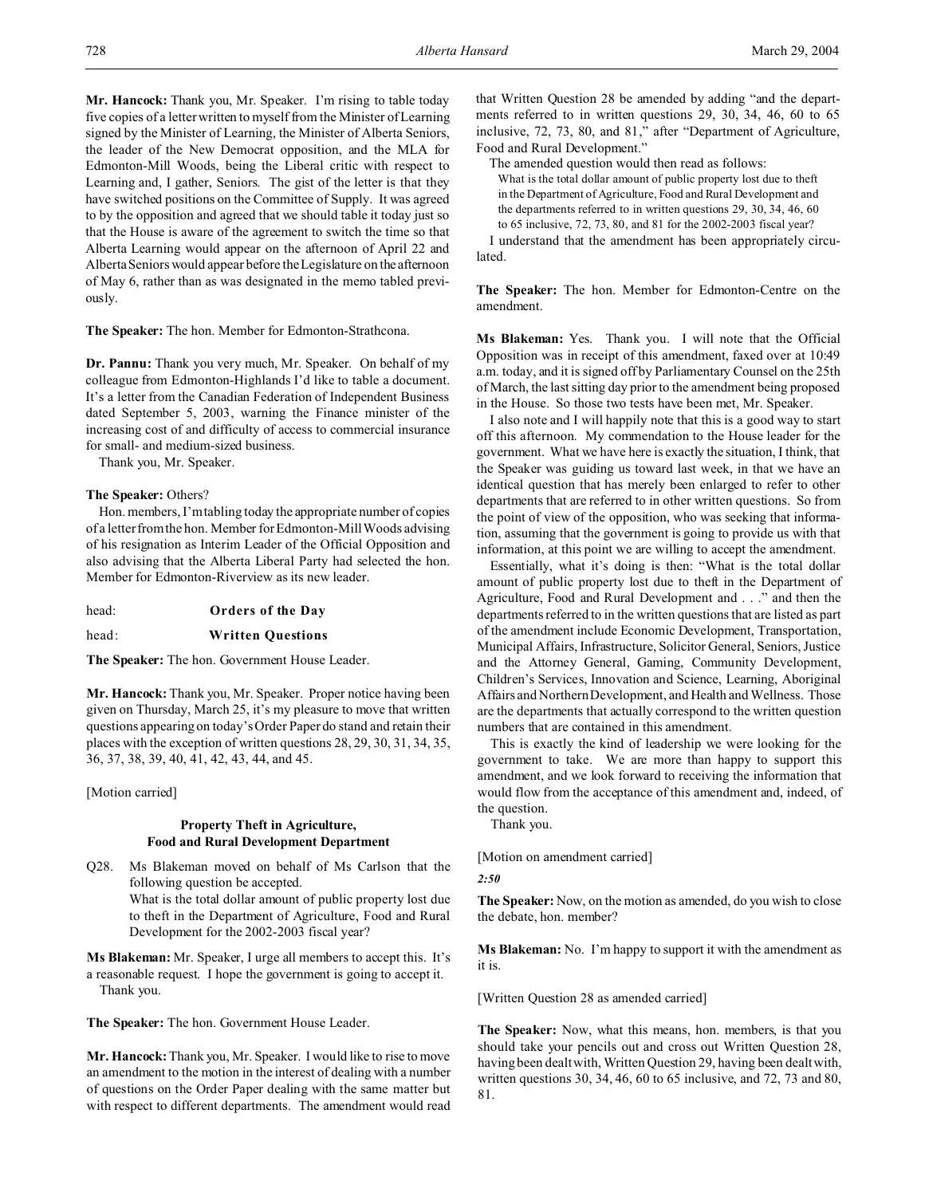**Mr. Hancock:** Thank you, Mr. Speaker. I'm rising to table today five copies of a letter written to myself from the Minister of Learning signed by the Minister of Learning, the Minister of Alberta Seniors, the leader of the New Democrat opposition, and the MLA for Edmonton-Mill Woods, being the Liberal critic with respect to Learning and, I gather, Seniors. The gist of the letter is that they have switched positions on the Committee of Supply. It was agreed to by the opposition and agreed that we should table it today just so that the House is aware of the agreement to switch the time so that Alberta Learning would appear on the afternoon of April 22 and Alberta Seniors would appear before the Legislature on the afternoon of May 6, rather than as was designated in the memo tabled previously.

**The Speaker:** The hon. Member for Edmonton-Strathcona.

**Dr. Pannu:** Thank you very much, Mr. Speaker. On behalf of my colleague from Edmonton-Highlands I'd like to table a document. It's a letter from the Canadian Federation of Independent Business dated September 5, 2003, warning the Finance minister of the increasing cost of and difficulty of access to commercial insurance for small- and medium-sized business.

Thank you, Mr. Speaker.

**The Speaker:** Others?

Hon. members, I'm tabling today the appropriate number of copies of a letter from the hon. Member for Edmonton-Mill Woods advising of his resignation as Interim Leader of the Official Opposition and also advising that the Alberta Liberal Party had selected the hon. Member for Edmonton-Riverview as its new leader.

head: **Orders of the Day**

head: **Written Questions**

**The Speaker:** The hon. Government House Leader.

**Mr. Hancock:** Thank you, Mr. Speaker. Proper notice having been given on Thursday, March 25, it's my pleasure to move that written questions appearing on today's Order Paper do stand and retain their places with the exception of written questions 28, 29, 30, 31, 34, 35, 36, 37, 38, 39, 40, 41, 42, 43, 44, and 45.

[Motion carried]

## Property Theft in Agriculture, Food and Rural Development Department

Q28. Ms Blakeman moved on behalf of Ms Carlson that the following question be accepted.

What is the total dollar amount of public property lost due to theft in the Department of Agriculture, Food and Rural Development for the 2002-2003 fiscal year?

**Ms Blakeman:** Mr. Speaker, I urge all members to accept this. It's a reasonable request. I hope the government is going to accept it.

Thank you.

**The Speaker:** The hon. Government House Leader.

**Mr. Hancock:** Thank you, Mr. Speaker. I would like to rise to move an amendment to the motion in the interest of dealing with a number of questions on the Order Paper dealing with the same matter but with respect to different departments. The amendment would read that Written Question 28 be amended by adding "and the departments referred to in written questions 29, 30, 34, 46, 60 to 65 inclusive, 72, 73, 80, and 81," after "Department of Agriculture, Food and Rural Development."

The amended question would then read as follows:

> What is the total dollar amount of public property lost due to theft in the Department of Agriculture, Food and Rural Development and the departments referred to in written questions 29, 30, 34, 46, 60 to 65 inclusive, 72, 73, 80, and 81 for the 2002-2003 fiscal year?

I understand that the amendment has been appropriately circulated.

**The Speaker:** The hon. Member for Edmonton-Centre on the amendment.

**Ms Blakeman:** Yes. Thank you. I will note that the Official Opposition was in receipt of this amendment, faxed over at 10:49 a.m. today, and it is signed off by Parliamentary Counsel on the 25th of March, the last sitting day prior to the amendment being proposed in the House. So those two tests have been met, Mr. Speaker.

I also note and I will happily note that this is a good way to start off this afternoon. My commendation to the House leader for the government. What we have here is exactly the situation, I think, that the Speaker was guiding us toward last week, in that we have an identical question that has merely been enlarged to refer to other departments that are referred to in other written questions. So from the point of view of the opposition, who was seeking that information, assuming that the government is going to provide us with that information, at this point we are willing to accept the amendment.

Essentially, what it's doing is then: "What is the total dollar amount of public property lost due to theft in the Department of Agriculture, Food and Rural Development and . . ." and then the departments referred to in the written questions that are listed as part of the amendment include Economic Development, Transportation, Municipal Affairs, Infrastructure, Solicitor General, Seniors, Justice and the Attorney General, Gaming, Community Development, Children's Services, Innovation and Science, Learning, Aboriginal Affairs and Northern Development, and Health and Wellness. Those are the departments that actually correspond to the written question numbers that are contained in this amendment.

This is exactly the kind of leadership we were looking for the government to take. We are more than happy to support this amendment, and we look forward to receiving the information that would flow from the acceptance of this amendment and, indeed, of the question.

Thank you.

[Motion on amendment carried]

*2:50*

**The Speaker:** Now, on the motion as amended, do you wish to close the debate, hon. member?

**Ms Blakeman:** No. I'm happy to support it with the amendment as it is.

[Written Question 28 as amended carried]

**The Speaker:** Now, what this means, hon. members, is that you should take your pencils out and cross out Written Question 28, having been dealt with, Written Question 29, having been dealt with, written questions 30, 34, 46, 60 to 65 inclusive, and 72, 73 and 80, 81.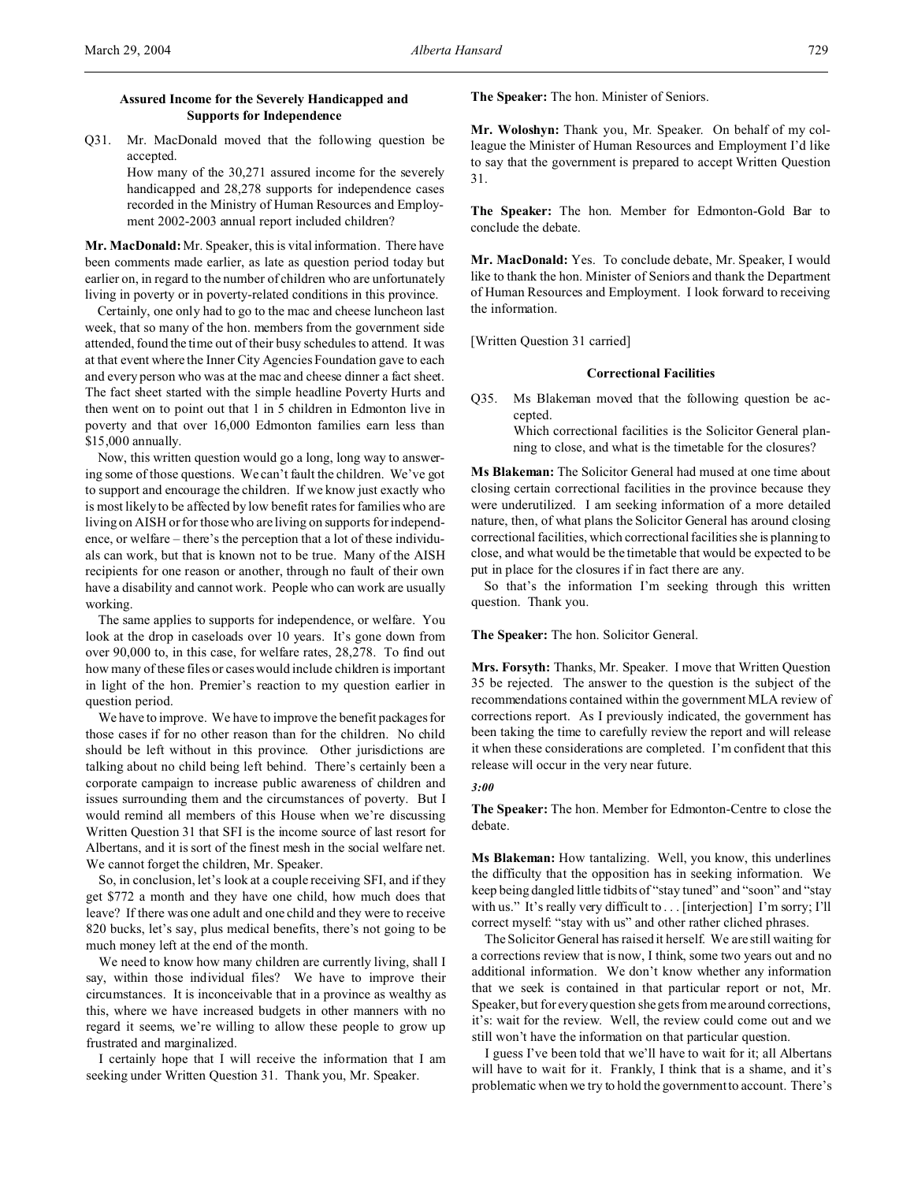### Assured Income for the Severely Handicapped and Supports for Independence

Q31. Mr. MacDonald moved that the following question be accepted.

How many of the 30,271 assured income for the severely handicapped and 28,278 supports for independence cases recorded in the Ministry of Human Resources and Employment 2002-2003 annual report included children?

**Mr. MacDonald:** Mr. Speaker, this is vital information. There have been comments made earlier, as late as question period today but earlier on, in regard to the number of children who are unfortunately living in poverty or in poverty-related conditions in this province.

Certainly, one only had to go to the mac and cheese luncheon last week, that so many of the hon. members from the government side attended, found the time out of their busy schedules to attend. It was at that event where the Inner City Agencies Foundation gave to each and every person who was at the mac and cheese dinner a fact sheet. The fact sheet started with the simple headline Poverty Hurts and then went on to point out that 1 in 5 children in Edmonton live in poverty and that over 16,000 Edmonton families earn less than $15,000 annually.

Now, this written question would go a long, long way to answering some of those questions. We can't fault the children. We've got to support and encourage the children. If we know just exactly who is most likely to be affected by low benefit rates for families who are living on AISH or for those who are living on supports for independence, or welfare – there's the perception that a lot of these individuals can work, but that is known not to be true. Many of the AISH recipients for one reason or another, through no fault of their own have a disability and cannot work. People who can work are usually working.

The same applies to supports for independence, or welfare. You look at the drop in caseloads over 10 years. It's gone down from over 90,000 to, in this case, for welfare rates, 28,278. To find out how many of these files or cases would include children is important in light of the hon. Premier's reaction to my question earlier in question period.

We have to improve. We have to improve the benefit packages for those cases if for no other reason than for the children. No child should be left without in this province. Other jurisdictions are talking about no child being left behind. There's certainly been a corporate campaign to increase public awareness of children and issues surrounding them and the circumstances of poverty. But I would remind all members of this House when we're discussing Written Question 31 that SFI is the income source of last resort for Albertans, and it is sort of the finest mesh in the social welfare net. We cannot forget the children, Mr. Speaker.

So, in conclusion, let's look at a couple receiving SFI, and if they get $772 a month and they have one child, how much does that leave? If there was one adult and one child and they were to receive 820 bucks, let's say, plus medical benefits, there's not going to be much money left at the end of the month.

We need to know how many children are currently living, shall I say, within those individual files? We have to improve their circumstances. It is inconceivable that in a province as wealthy as this, where we have increased budgets in other manners with no regard it seems, we're willing to allow these people to grow up frustrated and marginalized.

I certainly hope that I will receive the information that I am seeking under Written Question 31. Thank you, Mr. Speaker.

**The Speaker:** The hon. Minister of Seniors.

**Mr. Woloshyn:** Thank you, Mr. Speaker. On behalf of my colleague the Minister of Human Resources and Employment I'd like to say that the government is prepared to accept Written Question 31.

**The Speaker:** The hon. Member for Edmonton-Gold Bar to conclude the debate.

**Mr. MacDonald:** Yes. To conclude debate, Mr. Speaker, I would like to thank the hon. Minister of Seniors and thank the Department of Human Resources and Employment. I look forward to receiving the information.

[Written Question 31 carried]

### Correctional Facilities

Q35. Ms Blakeman moved that the following question be accepted.

Which correctional facilities is the Solicitor General planning to close, and what is the timetable for the closures?

**Ms Blakeman:** The Solicitor General had mused at one time about closing certain correctional facilities in the province because they were underutilized. I am seeking information of a more detailed nature, then, of what plans the Solicitor General has around closing correctional facilities, which correctional facilities she is planning to close, and what would be the timetable that would be expected to be put in place for the closures if in fact there are any.

So that's the information I'm seeking through this written question. Thank you.

**The Speaker:** The hon. Solicitor General.

**Mrs. Forsyth:** Thanks, Mr. Speaker. I move that Written Question 35 be rejected. The answer to the question is the subject of the recommendations contained within the government MLA review of corrections report. As I previously indicated, the government has been taking the time to carefully review the report and will release it when these considerations are completed. I'm confident that this release will occur in the very near future.

*3:00*

**The Speaker:** The hon. Member for Edmonton-Centre to close the debate.

**Ms Blakeman:** How tantalizing. Well, you know, this underlines the difficulty that the opposition has in seeking information. We keep being dangled little tidbits of "stay tuned" and "soon" and "stay with us." It's really very difficult to . . . [interjection] I'm sorry; I'll correct myself: "stay with us" and other rather cliched phrases.

The Solicitor General has raised it herself. We are still waiting for a corrections review that is now, I think, some two years out and no additional information. We don't know whether any information that we seek is contained in that particular report or not, Mr. Speaker, but for every question she gets from me around corrections, it's: wait for the review. Well, the review could come out and we still won't have the information on that particular question.

I guess I've been told that we'll have to wait for it; all Albertans will have to wait for it. Frankly, I think that is a shame, and it's problematic when we try to hold the government to account. There's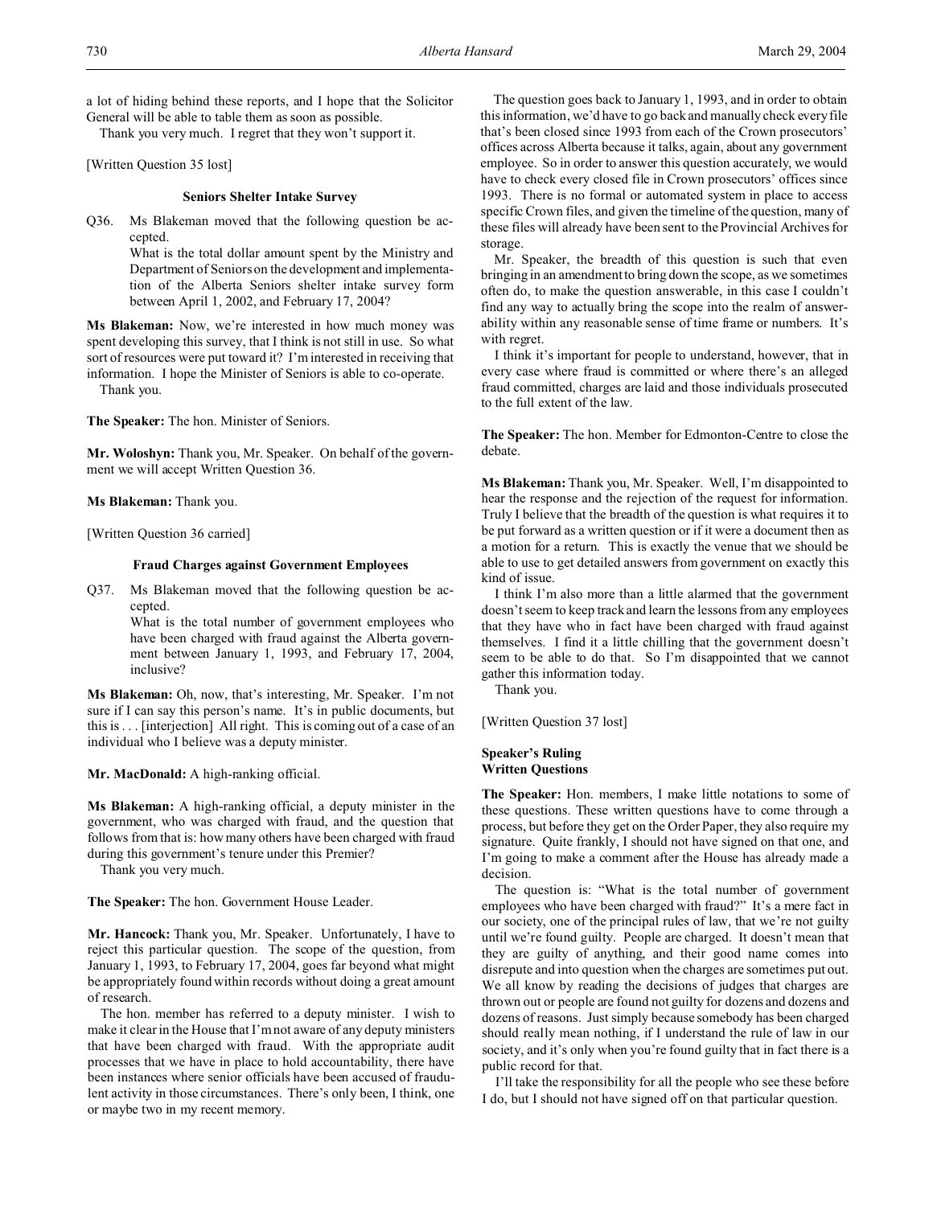a lot of hiding behind these reports, and I hope that the Solicitor General will be able to table them as soon as possible.

Thank you very much. I regret that they won't support it.

[Written Question 35 lost]

### Seniors Shelter Intake Survey

Q36. Ms Blakeman moved that the following question be accepted.

What is the total dollar amount spent by the Ministry and Department of Seniors on the development and implementation of the Alberta Seniors shelter intake survey form between April 1, 2002, and February 17, 2004?

**Ms Blakeman:** Now, we're interested in how much money was spent developing this survey, that I think is not still in use. So what sort of resources were put toward it? I'm interested in receiving that information. I hope the Minister of Seniors is able to co-operate.

Thank you.

**The Speaker:** The hon. Minister of Seniors.

**Mr. Woloshyn:** Thank you, Mr. Speaker. On behalf of the government we will accept Written Question 36.

**Ms Blakeman:** Thank you.

[Written Question 36 carried]

### Fraud Charges against Government Employees

Q37. Ms Blakeman moved that the following question be accepted.

What is the total number of government employees who have been charged with fraud against the Alberta government between January 1, 1993, and February 17, 2004, inclusive?

**Ms Blakeman:** Oh, now, that's interesting, Mr. Speaker. I'm not sure if I can say this person's name. It's in public documents, but this is . . . [interjection] All right. This is coming out of a case of an individual who I believe was a deputy minister.

**Mr. MacDonald:** A high-ranking official.

**Ms Blakeman:** A high-ranking official, a deputy minister in the government, who was charged with fraud, and the question that follows from that is: how many others have been charged with fraud during this government's tenure under this Premier?

Thank you very much.

**The Speaker:** The hon. Government House Leader.

**Mr. Hancock:** Thank you, Mr. Speaker. Unfortunately, I have to reject this particular question. The scope of the question, from January 1, 1993, to February 17, 2004, goes far beyond what might be appropriately found within records without doing a great amount of research.

The hon. member has referred to a deputy minister. I wish to make it clear in the House that I'm not aware of any deputy ministers that have been charged with fraud. With the appropriate audit processes that we have in place to hold accountability, there have been instances where senior officials have been accused of fraudulent activity in those circumstances. There's only been, I think, one or maybe two in my recent memory.

The question goes back to January 1, 1993, and in order to obtain this information, we'd have to go back and manually check every file that's been closed since 1993 from each of the Crown prosecutors' offices across Alberta because it talks, again, about any government employee. So in order to answer this question accurately, we would have to check every closed file in Crown prosecutors' offices since 1993. There is no formal or automated system in place to access specific Crown files, and given the timeline of the question, many of these files will already have been sent to the Provincial Archives for storage.

Mr. Speaker, the breadth of this question is such that even bringing in an amendment to bring down the scope, as we sometimes often do, to make the question answerable, in this case I couldn't find any way to actually bring the scope into the realm of answerability within any reasonable sense of time frame or numbers. It's with regret.

I think it's important for people to understand, however, that in every case where fraud is committed or where there's an alleged fraud committed, charges are laid and those individuals prosecuted to the full extent of the law.

**The Speaker:** The hon. Member for Edmonton-Centre to close the debate.

**Ms Blakeman:** Thank you, Mr. Speaker. Well, I'm disappointed to hear the response and the rejection of the request for information. Truly I believe that the breadth of the question is what requires it to be put forward as a written question or if it were a document then as a motion for a return. This is exactly the venue that we should be able to use to get detailed answers from government on exactly this kind of issue.

I think I'm also more than a little alarmed that the government doesn't seem to keep track and learn the lessons from any employees that they have who in fact have been charged with fraud against themselves. I find it a little chilling that the government doesn't seem to be able to do that. So I'm disappointed that we cannot gather this information today.

Thank you.

[Written Question 37 lost]

### Speaker's Ruling
### Written Questions

**The Speaker:** Hon. members, I make little notations to some of these questions. These written questions have to come through a process, but before they get on the Order Paper, they also require my signature. Quite frankly, I should not have signed on that one, and I'm going to make a comment after the House has already made a decision.

The question is: "What is the total number of government employees who have been charged with fraud?" It's a mere fact in our society, one of the principal rules of law, that we're not guilty until we're found guilty. People are charged. It doesn't mean that they are guilty of anything, and their good name comes into disrepute and into question when the charges are sometimes put out. We all know by reading the decisions of judges that charges are thrown out or people are found not guilty for dozens and dozens and dozens of reasons. Just simply because somebody has been charged should really mean nothing, if I understand the rule of law in our society, and it's only when you're found guilty that in fact there is a public record for that.

I'll take the responsibility for all the people who see these before I do, but I should not have signed off on that particular question.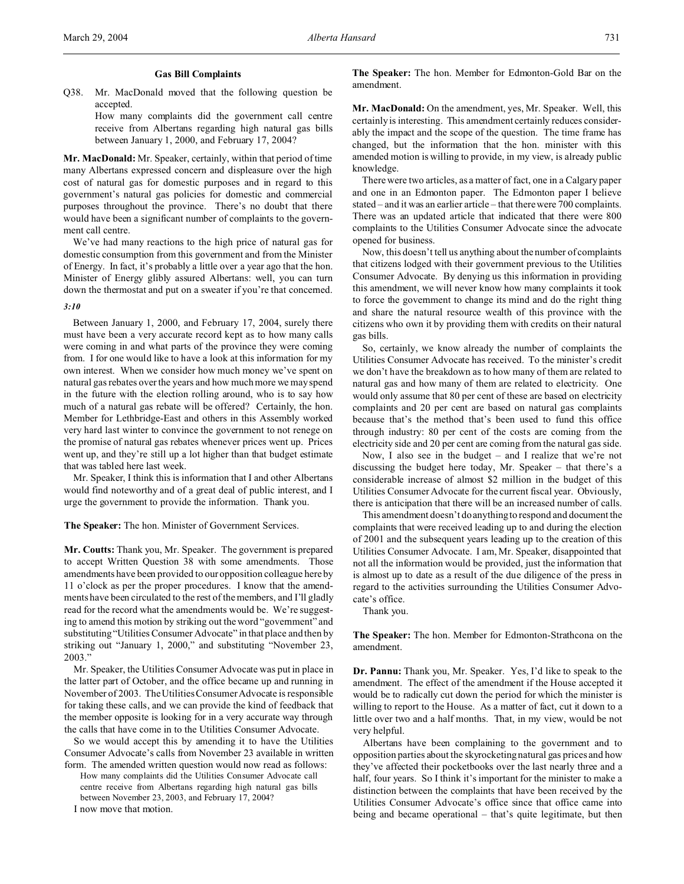### Gas Bill Complaints

Q38. Mr. MacDonald moved that the following question be accepted.

> How many complaints did the government call centre receive from Albertans regarding high natural gas bills between January 1, 2000, and February 17, 2004?

**Mr. MacDonald:** Mr. Speaker, certainly, within that period of time many Albertans expressed concern and displeasure over the high cost of natural gas for domestic purposes and in regard to this government's natural gas policies for domestic and commercial purposes throughout the province. There's no doubt that there would have been a significant number of complaints to the government call centre.

We've had many reactions to the high price of natural gas for domestic consumption from this government and from the Minister of Energy. In fact, it's probably a little over a year ago that the hon. Minister of Energy glibly assured Albertans: well, you can turn down the thermostat and put on a sweater if you're that concerned.

*3:10*

Between January 1, 2000, and February 17, 2004, surely there must have been a very accurate record kept as to how many calls were coming in and what parts of the province they were coming from. I for one would like to have a look at this information for my own interest. When we consider how much money we've spent on natural gas rebates over the years and how much more we may spend in the future with the election rolling around, who is to say how much of a natural gas rebate will be offered? Certainly, the hon. Member for Lethbridge-East and others in this Assembly worked very hard last winter to convince the government to not renege on the promise of natural gas rebates whenever prices went up. Prices went up, and they're still up a lot higher than that budget estimate that was tabled here last week.

Mr. Speaker, I think this is information that I and other Albertans would find noteworthy and of a great deal of public interest, and I urge the government to provide the information. Thank you.

**The Speaker:** The hon. Minister of Government Services.

**Mr. Coutts:** Thank you, Mr. Speaker. The government is prepared to accept Written Question 38 with some amendments. Those amendments have been provided to our opposition colleague here by 11 o'clock as per the proper procedures. I know that the amendments have been circulated to the rest of the members, and I'll gladly read for the record what the amendments would be. We're suggesting to amend this motion by striking out the word "government" and substituting "Utilities Consumer Advocate" in that place and then by striking out "January 1, 2000," and substituting "November 23, 2003."

Mr. Speaker, the Utilities Consumer Advocate was put in place in the latter part of October, and the office became up and running in November of 2003. The Utilities Consumer Advocate is responsible for taking these calls, and we can provide the kind of feedback that the member opposite is looking for in a very accurate way through the calls that have come in to the Utilities Consumer Advocate.

So we would accept this by amending it to have the Utilities Consumer Advocate's calls from November 23 available in written form. The amended written question would now read as follows:

> How many complaints did the Utilities Consumer Advocate call centre receive from Albertans regarding high natural gas bills between November 23, 2003, and February 17, 2004?

I now move that motion.

**The Speaker:** The hon. Member for Edmonton-Gold Bar on the amendment.

**Mr. MacDonald:** On the amendment, yes, Mr. Speaker. Well, this certainly is interesting. This amendment certainly reduces considerably the impact and the scope of the question. The time frame has changed, but the information that the hon. minister with this amended motion is willing to provide, in my view, is already public knowledge.

There were two articles, as a matter of fact, one in a Calgary paper and one in an Edmonton paper. The Edmonton paper I believe stated – and it was an earlier article – that there were 700 complaints. There was an updated article that indicated that there were 800 complaints to the Utilities Consumer Advocate since the advocate opened for business.

Now, this doesn't tell us anything about the number of complaints that citizens lodged with their government previous to the Utilities Consumer Advocate. By denying us this information in providing this amendment, we will never know how many complaints it took to force the government to change its mind and do the right thing and share the natural resource wealth of this province with the citizens who own it by providing them with credits on their natural gas bills.

So, certainly, we know already the number of complaints the Utilities Consumer Advocate has received. To the minister's credit we don't have the breakdown as to how many of them are related to natural gas and how many of them are related to electricity. One would only assume that 80 per cent of these are based on electricity complaints and 20 per cent are based on natural gas complaints because that's the method that's been used to fund this office through industry: 80 per cent of the costs are coming from the electricity side and 20 per cent are coming from the natural gas side.

Now, I also see in the budget – and I realize that we're not discussing the budget here today, Mr. Speaker – that there's a considerable increase of almost $2 million in the budget of this Utilities Consumer Advocate for the current fiscal year. Obviously, there is anticipation that there will be an increased number of calls.

This amendment doesn't do anything to respond and document the complaints that were received leading up to and during the election of 2001 and the subsequent years leading up to the creation of this Utilities Consumer Advocate. I am, Mr. Speaker, disappointed that not all the information would be provided, just the information that is almost up to date as a result of the due diligence of the press in regard to the activities surrounding the Utilities Consumer Advocate's office.

Thank you.

**The Speaker:** The hon. Member for Edmonton-Strathcona on the amendment.

**Dr. Pannu:** Thank you, Mr. Speaker. Yes, I'd like to speak to the amendment. The effect of the amendment if the House accepted it would be to radically cut down the period for which the minister is willing to report to the House. As a matter of fact, cut it down to a little over two and a half months. That, in my view, would be not very helpful.

Albertans have been complaining to the government and to opposition parties about the skyrocketing natural gas prices and how they've affected their pocketbooks over the last nearly three and a half, four years. So I think it's important for the minister to make a distinction between the complaints that have been received by the Utilities Consumer Advocate's office since that office came into being and became operational – that's quite legitimate, but then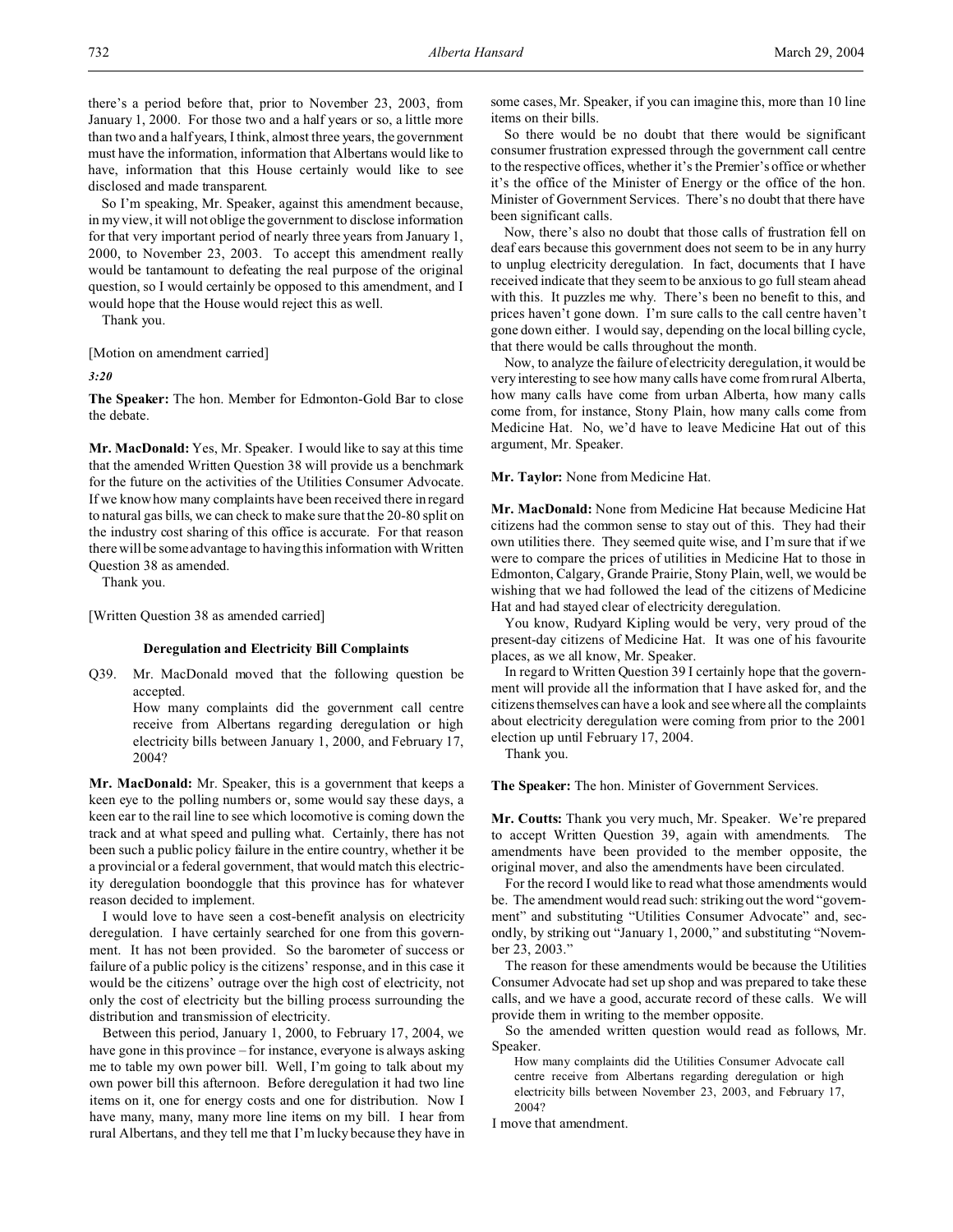there's a period before that, prior to November 23, 2003, from January 1, 2000. For those two and a half years or so, a little more than two and a half years, I think, almost three years, the government must have the information, information that Albertans would like to have, information that this House certainly would like to see disclosed and made transparent.

So I'm speaking, Mr. Speaker, against this amendment because, in my view, it will not oblige the government to disclose information for that very important period of nearly three years from January 1, 2000, to November 23, 2003. To accept this amendment really would be tantamount to defeating the real purpose of the original question, so I would certainly be opposed to this amendment, and I would hope that the House would reject this as well.

Thank you.

[Motion on amendment carried]

*3:20*

**The Speaker:** The hon. Member for Edmonton-Gold Bar to close the debate.

**Mr. MacDonald:** Yes, Mr. Speaker. I would like to say at this time that the amended Written Question 38 will provide us a benchmark for the future on the activities of the Utilities Consumer Advocate. If we know how many complaints have been received there in regard to natural gas bills, we can check to make sure that the 20-80 split on the industry cost sharing of this office is accurate. For that reason there will be some advantage to having this information with Written Question 38 as amended.

Thank you.

[Written Question 38 as amended carried]

### Deregulation and Electricity Bill Complaints

Q39. Mr. MacDonald moved that the following question be accepted.

> How many complaints did the government call centre receive from Albertans regarding deregulation or high electricity bills between January 1, 2000, and February 17, 2004?

**Mr. MacDonald:** Mr. Speaker, this is a government that keeps a keen eye to the polling numbers or, some would say these days, a keen ear to the rail line to see which locomotive is coming down the track and at what speed and pulling what. Certainly, there has not been such a public policy failure in the entire country, whether it be a provincial or a federal government, that would match this electricity deregulation boondoggle that this province has for whatever reason decided to implement.

I would love to have seen a cost-benefit analysis on electricity deregulation. I have certainly searched for one from this government. It has not been provided. So the barometer of success or failure of a public policy is the citizens' response, and in this case it would be the citizens' outrage over the high cost of electricity, not only the cost of electricity but the billing process surrounding the distribution and transmission of electricity.

Between this period, January 1, 2000, to February 17, 2004, we have gone in this province – for instance, everyone is always asking me to table my own power bill. Well, I'm going to talk about my own power bill this afternoon. Before deregulation it had two line items on it, one for energy costs and one for distribution. Now I have many, many, many more line items on my bill. I hear from rural Albertans, and they tell me that I'm lucky because they have in some cases, Mr. Speaker, if you can imagine this, more than 10 line items on their bills.

So there would be no doubt that there would be significant consumer frustration expressed through the government call centre to the respective offices, whether it's the Premier's office or whether it's the office of the Minister of Energy or the office of the hon. Minister of Government Services. There's no doubt that there have been significant calls.

Now, there's also no doubt that those calls of frustration fell on deaf ears because this government does not seem to be in any hurry to unplug electricity deregulation. In fact, documents that I have received indicate that they seem to be anxious to go full steam ahead with this. It puzzles me why. There's been no benefit to this, and prices haven't gone down. I'm sure calls to the call centre haven't gone down either. I would say, depending on the local billing cycle, that there would be calls throughout the month.

Now, to analyze the failure of electricity deregulation, it would be very interesting to see how many calls have come from rural Alberta, how many calls have come from urban Alberta, how many calls come from, for instance, Stony Plain, how many calls come from Medicine Hat. No, we'd have to leave Medicine Hat out of this argument, Mr. Speaker.

**Mr. Taylor:** None from Medicine Hat.

**Mr. MacDonald:** None from Medicine Hat because Medicine Hat citizens had the common sense to stay out of this. They had their own utilities there. They seemed quite wise, and I'm sure that if we were to compare the prices of utilities in Medicine Hat to those in Edmonton, Calgary, Grande Prairie, Stony Plain, well, we would be wishing that we had followed the lead of the citizens of Medicine Hat and had stayed clear of electricity deregulation.

You know, Rudyard Kipling would be very, very proud of the present-day citizens of Medicine Hat. It was one of his favourite places, as we all know, Mr. Speaker.

In regard to Written Question 39 I certainly hope that the government will provide all the information that I have asked for, and the citizens themselves can have a look and see where all the complaints about electricity deregulation were coming from prior to the 2001 election up until February 17, 2004.

Thank you.

**The Speaker:** The hon. Minister of Government Services.

**Mr. Coutts:** Thank you very much, Mr. Speaker. We're prepared to accept Written Question 39, again with amendments. The amendments have been provided to the member opposite, the original mover, and also the amendments have been circulated.

For the record I would like to read what those amendments would be. The amendment would read as such: striking out the word "government" and substituting "Utilities Consumer Advocate" and, secondly, by striking out "January 1, 2000," and substituting "November 23, 2003."

The reason for these amendments would be because the Utilities Consumer Advocate had set up shop and was prepared to take these calls, and we have a good, accurate record of these calls. We will provide them in writing to the member opposite.

So the amended written question would read as follows, Mr. Speaker.

> How many complaints did the Utilities Consumer Advocate call centre receive from Albertans regarding deregulation or high electricity bills between November 23, 2003, and February 17, 2004?

I move that amendment.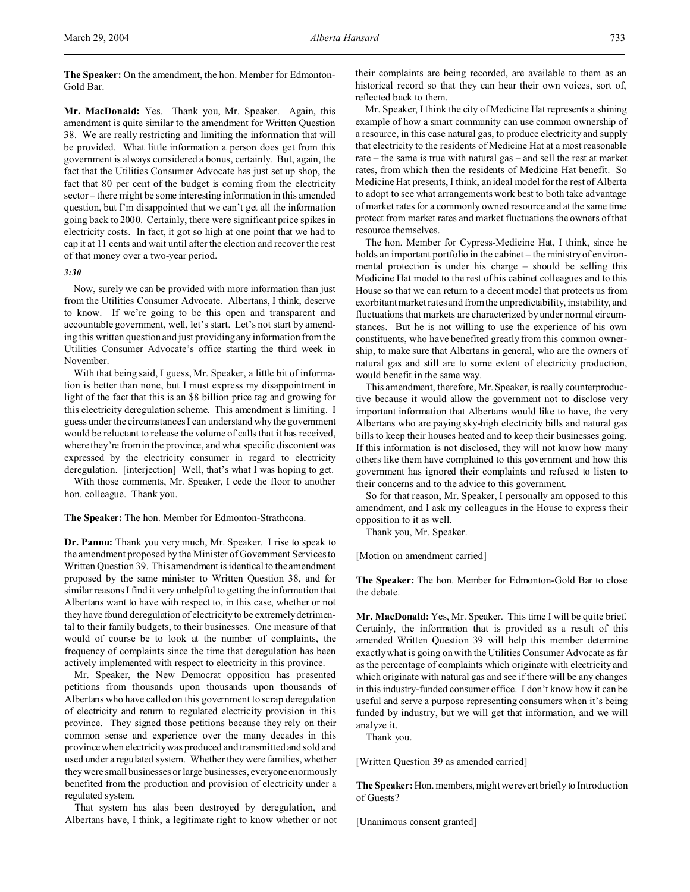**The Speaker:** On the amendment, the hon. Member for Edmonton-Gold Bar.

**Mr. MacDonald:** Yes. Thank you, Mr. Speaker. Again, this amendment is quite similar to the amendment for Written Question 38. We are really restricting and limiting the information that will be provided. What little information a person does get from this government is always considered a bonus, certainly. But, again, the fact that the Utilities Consumer Advocate has just set up shop, the fact that 80 per cent of the budget is coming from the electricity sector – there might be some interesting information in this amended question, but I'm disappointed that we can't get all the information going back to 2000. Certainly, there were significant price spikes in electricity costs. In fact, it got so high at one point that we had to cap it at 11 cents and wait until after the election and recover the rest of that money over a two-year period.

*3:30*

Now, surely we can be provided with more information than just from the Utilities Consumer Advocate. Albertans, I think, deserve to know. If we're going to be this open and transparent and accountable government, well, let's start. Let's not start by amending this written question and just providing any information from the Utilities Consumer Advocate's office starting the third week in November.

With that being said, I guess, Mr. Speaker, a little bit of information is better than none, but I must express my disappointment in light of the fact that this is an $8 billion price tag and growing for this electricity deregulation scheme. This amendment is limiting. I guess under the circumstances I can understand why the government would be reluctant to release the volume of calls that it has received, where they're from in the province, and what specific discontent was expressed by the electricity consumer in regard to electricity deregulation. [interjection] Well, that's what I was hoping to get.

With those comments, Mr. Speaker, I cede the floor to another hon. colleague. Thank you.

**The Speaker:** The hon. Member for Edmonton-Strathcona.

**Dr. Pannu:** Thank you very much, Mr. Speaker. I rise to speak to the amendment proposed by the Minister of Government Services to Written Question 39. This amendment is identical to the amendment proposed by the same minister to Written Question 38, and for similar reasons I find it very unhelpful to getting the information that Albertans want to have with respect to, in this case, whether or not they have found deregulation of electricity to be extremely detrimental to their family budgets, to their businesses. One measure of that would of course be to look at the number of complaints, the frequency of complaints since the time that deregulation has been actively implemented with respect to electricity in this province.

Mr. Speaker, the New Democrat opposition has presented petitions from thousands upon thousands upon thousands of Albertans who have called on this government to scrap deregulation of electricity and return to regulated electricity provision in this province. They signed those petitions because they rely on their common sense and experience over the many decades in this province when electricity was produced and transmitted and sold and used under a regulated system. Whether they were families, whether they were small businesses or large businesses, everyone enormously benefited from the production and provision of electricity under a regulated system.

That system has alas been destroyed by deregulation, and Albertans have, I think, a legitimate right to know whether or not their complaints are being recorded, are available to them as an historical record so that they can hear their own voices, sort of, reflected back to them.

Mr. Speaker, I think the city of Medicine Hat represents a shining example of how a smart community can use common ownership of a resource, in this case natural gas, to produce electricity and supply that electricity to the residents of Medicine Hat at a most reasonable rate – the same is true with natural gas – and sell the rest at market rates, from which then the residents of Medicine Hat benefit. So Medicine Hat presents, I think, an ideal model for the rest of Alberta to adopt to see what arrangements work best to both take advantage of market rates for a commonly owned resource and at the same time protect from market rates and market fluctuations the owners of that resource themselves.

The hon. Member for Cypress-Medicine Hat, I think, since he holds an important portfolio in the cabinet – the ministry of environmental protection is under his charge – should be selling this Medicine Hat model to the rest of his cabinet colleagues and to this House so that we can return to a decent model that protects us from exorbitant market rates and from the unpredictability, instability, and fluctuations that markets are characterized by under normal circumstances. But he is not willing to use the experience of his own constituents, who have benefited greatly from this common ownership, to make sure that Albertans in general, who are the owners of natural gas and still are to some extent of electricity production, would benefit in the same way.

This amendment, therefore, Mr. Speaker, is really counterproductive because it would allow the government not to disclose very important information that Albertans would like to have, the very Albertans who are paying sky-high electricity bills and natural gas bills to keep their houses heated and to keep their businesses going. If this information is not disclosed, they will not know how many others like them have complained to this government and how this government has ignored their complaints and refused to listen to their concerns and to the advice to this government.

So for that reason, Mr. Speaker, I personally am opposed to this amendment, and I ask my colleagues in the House to express their opposition to it as well.

Thank you, Mr. Speaker.

[Motion on amendment carried]

**The Speaker:** The hon. Member for Edmonton-Gold Bar to close the debate.

**Mr. MacDonald:** Yes, Mr. Speaker. This time I will be quite brief. Certainly, the information that is provided as a result of this amended Written Question 39 will help this member determine exactly what is going on with the Utilities Consumer Advocate as far as the percentage of complaints which originate with electricity and which originate with natural gas and see if there will be any changes in this industry-funded consumer office. I don't know how it can be useful and serve a purpose representing consumers when it's being funded by industry, but we will get that information, and we will analyze it.

Thank you.

[Written Question 39 as amended carried]

**The Speaker:** Hon. members, might we revert briefly to Introduction of Guests?

[Unanimous consent granted]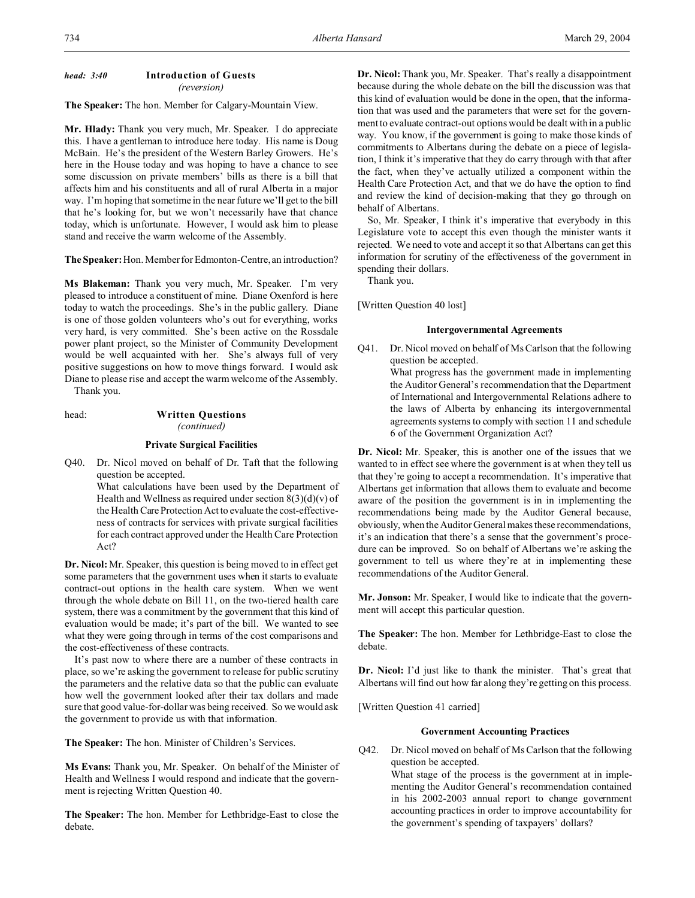*head: 3:40* **Introduction of Guests**
*(reversion)*

**The Speaker:** The hon. Member for Calgary-Mountain View.

**Mr. Hlady:** Thank you very much, Mr. Speaker. I do appreciate this. I have a gentleman to introduce here today. His name is Doug McBain. He's the president of the Western Barley Growers. He's here in the House today and was hoping to have a chance to see some discussion on private members' bills as there is a bill that affects him and his constituents and all of rural Alberta in a major way. I'm hoping that sometime in the near future we'll get to the bill that he's looking for, but we won't necessarily have that chance today, which is unfortunate. However, I would ask him to please stand and receive the warm welcome of the Assembly.

**The Speaker:** Hon. Member for Edmonton-Centre, an introduction?

**Ms Blakeman:** Thank you very much, Mr. Speaker. I'm very pleased to introduce a constituent of mine. Diane Oxenford is here today to watch the proceedings. She's in the public gallery. Diane is one of those golden volunteers who's out for everything, works very hard, is very committed. She's been active on the Rossdale power plant project, so the Minister of Community Development would be well acquainted with her. She's always full of very positive suggestions on how to move things forward. I would ask Diane to please rise and accept the warm welcome of the Assembly.

Thank you.

head: **Written Questions**
*(continued)*

### Private Surgical Facilities

Q40. Dr. Nicol moved on behalf of Dr. Taft that the following question be accepted.
What calculations have been used by the Department of Health and Wellness as required under section 8(3)(d)(v) of the Health Care Protection Act to evaluate the cost-effectiveness of contracts for services with private surgical facilities for each contract approved under the Health Care Protection Act?

**Dr. Nicol:** Mr. Speaker, this question is being moved to in effect get some parameters that the government uses when it starts to evaluate contract-out options in the health care system. When we went through the whole debate on Bill 11, on the two-tiered health care system, there was a commitment by the government that this kind of evaluation would be made; it's part of the bill. We wanted to see what they were going through in terms of the cost comparisons and the cost-effectiveness of these contracts.

It's past now to where there are a number of these contracts in place, so we're asking the government to release for public scrutiny the parameters and the relative data so that the public can evaluate how well the government looked after their tax dollars and made sure that good value-for-dollar was being received. So we would ask the government to provide us with that information.

**The Speaker:** The hon. Minister of Children's Services.

**Ms Evans:** Thank you, Mr. Speaker. On behalf of the Minister of Health and Wellness I would respond and indicate that the government is rejecting Written Question 40.

**The Speaker:** The hon. Member for Lethbridge-East to close the debate.

**Dr. Nicol:** Thank you, Mr. Speaker. That's really a disappointment because during the whole debate on the bill the discussion was that this kind of evaluation would be done in the open, that the information that was used and the parameters that were set for the government to evaluate contract-out options would be dealt with in a public way. You know, if the government is going to make those kinds of commitments to Albertans during the debate on a piece of legislation, I think it's imperative that they do carry through with that after the fact, when they've actually utilized a component within the Health Care Protection Act, and that we do have the option to find and review the kind of decision-making that they go through on behalf of Albertans.

So, Mr. Speaker, I think it's imperative that everybody in this Legislature vote to accept this even though the minister wants it rejected. We need to vote and accept it so that Albertans can get this information for scrutiny of the effectiveness of the government in spending their dollars.

Thank you.

[Written Question 40 lost]

### Intergovernmental Agreements

Q41. Dr. Nicol moved on behalf of Ms Carlson that the following question be accepted.
What progress has the government made in implementing the Auditor General's recommendation that the Department of International and Intergovernmental Relations adhere to the laws of Alberta by enhancing its intergovernmental agreements systems to comply with section 11 and schedule 6 of the Government Organization Act?

**Dr. Nicol:** Mr. Speaker, this is another one of the issues that we wanted to in effect see where the government is at when they tell us that they're going to accept a recommendation. It's imperative that Albertans get information that allows them to evaluate and become aware of the position the government is in in implementing the recommendations being made by the Auditor General because, obviously, when the Auditor General makes these recommendations, it's an indication that there's a sense that the government's procedure can be improved. So on behalf of Albertans we're asking the government to tell us where they're at in implementing these recommendations of the Auditor General.

**Mr. Jonson:** Mr. Speaker, I would like to indicate that the government will accept this particular question.

**The Speaker:** The hon. Member for Lethbridge-East to close the debate.

**Dr. Nicol:** I'd just like to thank the minister. That's great that Albertans will find out how far along they're getting on this process.

[Written Question 41 carried]

### Government Accounting Practices

Q42. Dr. Nicol moved on behalf of Ms Carlson that the following question be accepted.
What stage of the process is the government at in implementing the Auditor General's recommendation contained in his 2002-2003 annual report to change government accounting practices in order to improve accountability for the government's spending of taxpayers' dollars?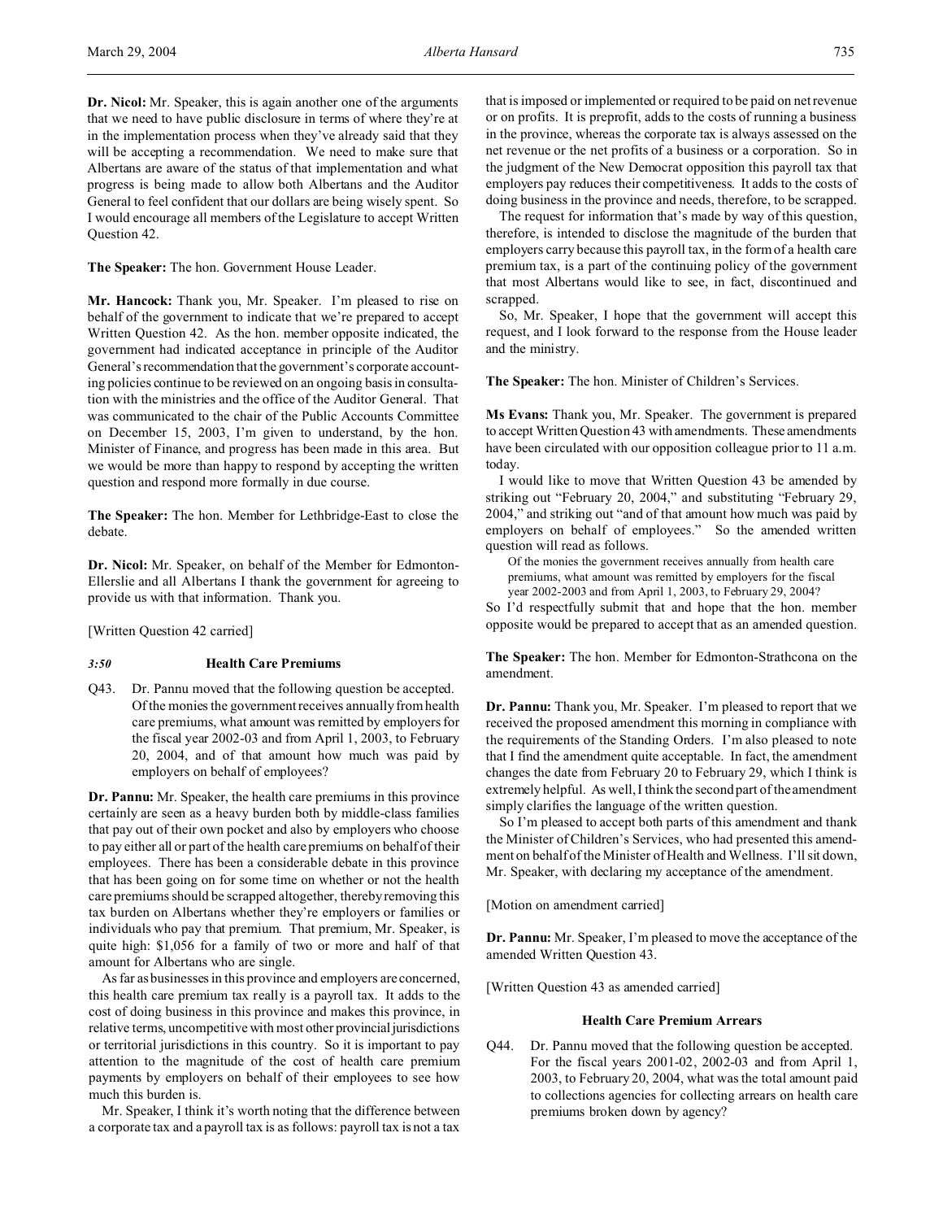**Dr. Nicol:** Mr. Speaker, this is again another one of the arguments that we need to have public disclosure in terms of where they're at in the implementation process when they've already said that they will be accepting a recommendation. We need to make sure that Albertans are aware of the status of that implementation and what progress is being made to allow both Albertans and the Auditor General to feel confident that our dollars are being wisely spent. So I would encourage all members of the Legislature to accept Written Question 42.

**The Speaker:** The hon. Government House Leader.

**Mr. Hancock:** Thank you, Mr. Speaker. I'm pleased to rise on behalf of the government to indicate that we're prepared to accept Written Question 42. As the hon. member opposite indicated, the government had indicated acceptance in principle of the Auditor General's recommendation that the government's corporate accounting policies continue to be reviewed on an ongoing basis in consultation with the ministries and the office of the Auditor General. That was communicated to the chair of the Public Accounts Committee on December 15, 2003, I'm given to understand, by the hon. Minister of Finance, and progress has been made in this area. But we would be more than happy to respond by accepting the written question and respond more formally in due course.

**The Speaker:** The hon. Member for Lethbridge-East to close the debate.

**Dr. Nicol:** Mr. Speaker, on behalf of the Member for Edmonton-Ellerslie and all Albertans I thank the government for agreeing to provide us with that information. Thank you.

[Written Question 42 carried]

*3:50* **Health Care Premiums**

Q43. Dr. Pannu moved that the following question be accepted. Of the monies the government receives annually from health care premiums, what amount was remitted by employers for the fiscal year 2002-03 and from April 1, 2003, to February 20, 2004, and of that amount how much was paid by employers on behalf of employees?

**Dr. Pannu:** Mr. Speaker, the health care premiums in this province certainly are seen as a heavy burden both by middle-class families that pay out of their own pocket and also by employers who choose to pay either all or part of the health care premiums on behalf of their employees. There has been a considerable debate in this province that has been going on for some time on whether or not the health care premiums should be scrapped altogether, thereby removing this tax burden on Albertans whether they're employers or families or individuals who pay that premium. That premium, Mr. Speaker, is quite high: $1,056 for a family of two or more and half of that amount for Albertans who are single.

As far as businesses in this province and employers are concerned, this health care premium tax really is a payroll tax. It adds to the cost of doing business in this province and makes this province, in relative terms, uncompetitive with most other provincial jurisdictions or territorial jurisdictions in this country. So it is important to pay attention to the magnitude of the cost of health care premium payments by employers on behalf of their employees to see how much this burden is.

Mr. Speaker, I think it's worth noting that the difference between a corporate tax and a payroll tax is as follows: payroll tax is not a tax that is imposed or implemented or required to be paid on net revenue or on profits. It is preprofit, adds to the costs of running a business in the province, whereas the corporate tax is always assessed on the net revenue or the net profits of a business or a corporation. So in the judgment of the New Democrat opposition this payroll tax that employers pay reduces their competitiveness. It adds to the costs of doing business in the province and needs, therefore, to be scrapped.

The request for information that's made by way of this question, therefore, is intended to disclose the magnitude of the burden that employers carry because this payroll tax, in the form of a health care premium tax, is a part of the continuing policy of the government that most Albertans would like to see, in fact, discontinued and scrapped.

So, Mr. Speaker, I hope that the government will accept this request, and I look forward to the response from the House leader and the ministry.

**The Speaker:** The hon. Minister of Children's Services.

**Ms Evans:** Thank you, Mr. Speaker. The government is prepared to accept Written Question 43 with amendments. These amendments have been circulated with our opposition colleague prior to 11 a.m. today.

I would like to move that Written Question 43 be amended by striking out "February 20, 2004," and substituting "February 29, 2004," and striking out "and of that amount how much was paid by employers on behalf of employees." So the amended written question will read as follows.

> Of the monies the government receives annually from health care premiums, what amount was remitted by employers for the fiscal year 2002-2003 and from April 1, 2003, to February 29, 2004?

So I'd respectfully submit that and hope that the hon. member opposite would be prepared to accept that as an amended question.

**The Speaker:** The hon. Member for Edmonton-Strathcona on the amendment.

**Dr. Pannu:** Thank you, Mr. Speaker. I'm pleased to report that we received the proposed amendment this morning in compliance with the requirements of the Standing Orders. I'm also pleased to note that I find the amendment quite acceptable. In fact, the amendment changes the date from February 20 to February 29, which I think is extremely helpful. As well, I think the second part of the amendment simply clarifies the language of the written question.

So I'm pleased to accept both parts of this amendment and thank the Minister of Children's Services, who had presented this amendment on behalf of the Minister of Health and Wellness. I'll sit down, Mr. Speaker, with declaring my acceptance of the amendment.

[Motion on amendment carried]

**Dr. Pannu:** Mr. Speaker, I'm pleased to move the acceptance of the amended Written Question 43.

[Written Question 43 as amended carried]

**Health Care Premium Arrears**

Q44. Dr. Pannu moved that the following question be accepted. For the fiscal years 2001-02, 2002-03 and from April 1, 2003, to February 20, 2004, what was the total amount paid to collections agencies for collecting arrears on health care premiums broken down by agency?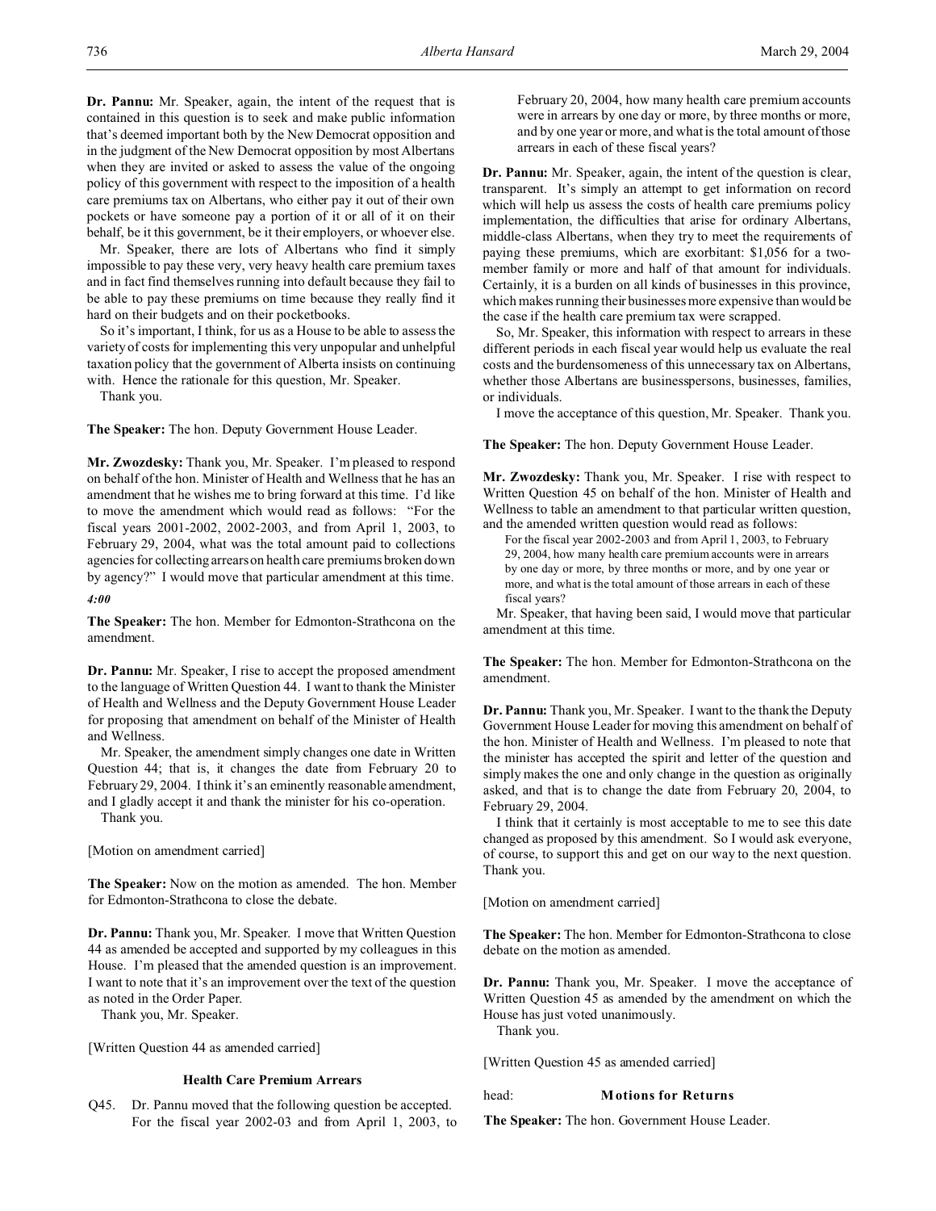**Dr. Pannu:** Mr. Speaker, again, the intent of the request that is contained in this question is to seek and make public information that's deemed important both by the New Democrat opposition and in the judgment of the New Democrat opposition by most Albertans when they are invited or asked to assess the value of the ongoing policy of this government with respect to the imposition of a health care premiums tax on Albertans, who either pay it out of their own pockets or have someone pay a portion of it or all of it on their behalf, be it this government, be it their employers, or whoever else.

Mr. Speaker, there are lots of Albertans who find it simply impossible to pay these very, very heavy health care premium taxes and in fact find themselves running into default because they fail to be able to pay these premiums on time because they really find it hard on their budgets and on their pocketbooks.

So it's important, I think, for us as a House to be able to assess the variety of costs for implementing this very unpopular and unhelpful taxation policy that the government of Alberta insists on continuing with. Hence the rationale for this question, Mr. Speaker.

Thank you.

**The Speaker:** The hon. Deputy Government House Leader.

**Mr. Zwozdesky:** Thank you, Mr. Speaker. I'm pleased to respond on behalf of the hon. Minister of Health and Wellness that he has an amendment that he wishes me to bring forward at this time. I'd like to move the amendment which would read as follows: "For the fiscal years 2001-2002, 2002-2003, and from April 1, 2003, to February 29, 2004, what was the total amount paid to collections agencies for collecting arrears on health care premiums broken down by agency?" I would move that particular amendment at this time.

*4:00*

**The Speaker:** The hon. Member for Edmonton-Strathcona on the amendment.

**Dr. Pannu:** Mr. Speaker, I rise to accept the proposed amendment to the language of Written Question 44. I want to thank the Minister of Health and Wellness and the Deputy Government House Leader for proposing that amendment on behalf of the Minister of Health and Wellness.

Mr. Speaker, the amendment simply changes one date in Written Question 44; that is, it changes the date from February 20 to February 29, 2004. I think it's an eminently reasonable amendment, and I gladly accept it and thank the minister for his co-operation.

Thank you.

[Motion on amendment carried]

**The Speaker:** Now on the motion as amended. The hon. Member for Edmonton-Strathcona to close the debate.

**Dr. Pannu:** Thank you, Mr. Speaker. I move that Written Question 44 as amended be accepted and supported by my colleagues in this House. I'm pleased that the amended question is an improvement. I want to note that it's an improvement over the text of the question as noted in the Order Paper.

Thank you, Mr. Speaker.

[Written Question 44 as amended carried]

### Health Care Premium Arrears

Q45. Dr. Pannu moved that the following question be accepted.

For the fiscal year 2002-03 and from April 1, 2003, to February 20, 2004, how many health care premium accounts were in arrears by one day or more, by three months or more, and by one year or more, and what is the total amount of those arrears in each of these fiscal years?

**Dr. Pannu:** Mr. Speaker, again, the intent of the question is clear, transparent. It's simply an attempt to get information on record which will help us assess the costs of health care premiums policy implementation, the difficulties that arise for ordinary Albertans, middle-class Albertans, when they try to meet the requirements of paying these premiums, which are exorbitant: $1,056 for a two-member family or more and half of that amount for individuals. Certainly, it is a burden on all kinds of businesses in this province, which makes running their businesses more expensive than would be the case if the health care premium tax were scrapped.

So, Mr. Speaker, this information with respect to arrears in these different periods in each fiscal year would help us evaluate the real costs and the burdensomeness of this unnecessary tax on Albertans, whether those Albertans are businesspersons, businesses, families, or individuals.

I move the acceptance of this question, Mr. Speaker. Thank you.

**The Speaker:** The hon. Deputy Government House Leader.

**Mr. Zwozdesky:** Thank you, Mr. Speaker. I rise with respect to Written Question 45 on behalf of the hon. Minister of Health and Wellness to table an amendment to that particular written question, and the amended written question would read as follows:

> For the fiscal year 2002-2003 and from April 1, 2003, to February 29, 2004, how many health care premium accounts were in arrears by one day or more, by three months or more, and by one year or more, and what is the total amount of those arrears in each of these fiscal years?

Mr. Speaker, that having been said, I would move that particular amendment at this time.

**The Speaker:** The hon. Member for Edmonton-Strathcona on the amendment.

**Dr. Pannu:** Thank you, Mr. Speaker. I want to the thank the Deputy Government House Leader for moving this amendment on behalf of the hon. Minister of Health and Wellness. I'm pleased to note that the minister has accepted the spirit and letter of the question and simply makes the one and only change in the question as originally asked, and that is to change the date from February 20, 2004, to February 29, 2004.

I think that it certainly is most acceptable to me to see this date changed as proposed by this amendment. So I would ask everyone, of course, to support this and get on our way to the next question. Thank you.

[Motion on amendment carried]

**The Speaker:** The hon. Member for Edmonton-Strathcona to close debate on the motion as amended.

**Dr. Pannu:** Thank you, Mr. Speaker. I move the acceptance of Written Question 45 as amended by the amendment on which the House has just voted unanimously.

Thank you.

[Written Question 45 as amended carried]

head: **Motions for Returns**

**The Speaker:** The hon. Government House Leader.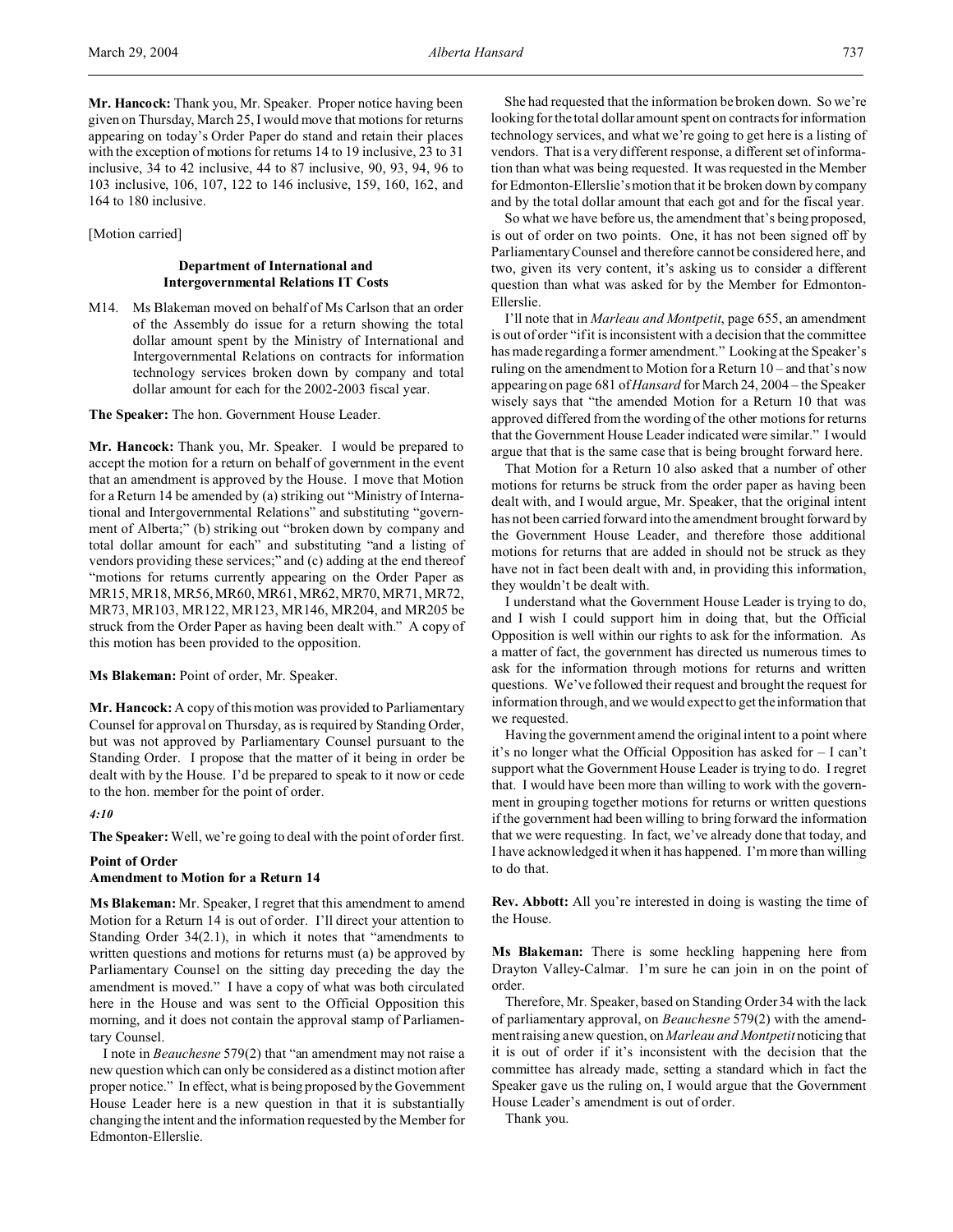**Mr. Hancock:** Thank you, Mr. Speaker. Proper notice having been given on Thursday, March 25, I would move that motions for returns appearing on today's Order Paper do stand and retain their places with the exception of motions for returns 14 to 19 inclusive, 23 to 31 inclusive, 34 to 42 inclusive, 44 to 87 inclusive, 90, 93, 94, 96 to 103 inclusive, 106, 107, 122 to 146 inclusive, 159, 160, 162, and 164 to 180 inclusive.

[Motion carried]

### Department of International and Intergovernmental Relations IT Costs

M14. Ms Blakeman moved on behalf of Ms Carlson that an order of the Assembly do issue for a return showing the total dollar amount spent by the Ministry of International and Intergovernmental Relations on contracts for information technology services broken down by company and total dollar amount for each for the 2002-2003 fiscal year.

**The Speaker:** The hon. Government House Leader.

**Mr. Hancock:** Thank you, Mr. Speaker. I would be prepared to accept the motion for a return on behalf of government in the event that an amendment is approved by the House. I move that Motion for a Return 14 be amended by (a) striking out "Ministry of International and Intergovernmental Relations" and substituting "government of Alberta;" (b) striking out "broken down by company and total dollar amount for each" and substituting "and a listing of vendors providing these services;" and (c) adding at the end thereof "motions for returns currently appearing on the Order Paper as MR15, MR18, MR56, MR60, MR61, MR62, MR70, MR71, MR72, MR73, MR103, MR122, MR123, MR146, MR204, and MR205 be struck from the Order Paper as having been dealt with." A copy of this motion has been provided to the opposition.

**Ms Blakeman:** Point of order, Mr. Speaker.

**Mr. Hancock:** A copy of this motion was provided to Parliamentary Counsel for approval on Thursday, as is required by Standing Order, but was not approved by Parliamentary Counsel pursuant to the Standing Order. I propose that the matter of it being in order be dealt with by the House. I'd be prepared to speak to it now or cede to the hon. member for the point of order.

*4:10*

**The Speaker:** Well, we're going to deal with the point of order first.

### Point of Order
### Amendment to Motion for a Return 14

**Ms Blakeman:** Mr. Speaker, I regret that this amendment to amend Motion for a Return 14 is out of order. I'll direct your attention to Standing Order 34(2.1), in which it notes that "amendments to written questions and motions for returns must (a) be approved by Parliamentary Counsel on the sitting day preceding the day the amendment is moved." I have a copy of what was both circulated here in the House and was sent to the Official Opposition this morning, and it does not contain the approval stamp of Parliamentary Counsel.

I note in *Beauchesne* 579(2) that "an amendment may not raise a new question which can only be considered as a distinct motion after proper notice." In effect, what is being proposed by the Government House Leader here is a new question in that it is substantially changing the intent and the information requested by the Member for Edmonton-Ellerslie.

She had requested that the information be broken down. So we're looking for the total dollar amount spent on contracts for information technology services, and what we're going to get here is a listing of vendors. That is a very different response, a different set of information than what was being requested. It was requested in the Member for Edmonton-Ellerslie's motion that it be broken down by company and by the total dollar amount that each got and for the fiscal year.

So what we have before us, the amendment that's being proposed, is out of order on two points. One, it has not been signed off by Parliamentary Counsel and therefore cannot be considered here, and two, given its very content, it's asking us to consider a different question than what was asked for by the Member for Edmonton-Ellerslie.

I'll note that in *Marleau and Montpetit*, page 655, an amendment is out of order "if it is inconsistent with a decision that the committee has made regarding a former amendment." Looking at the Speaker's ruling on the amendment to Motion for a Return 10 – and that's now appearing on page 681 of *Hansard* for March 24, 2004 – the Speaker wisely says that "the amended Motion for a Return 10 that was approved differed from the wording of the other motions for returns that the Government House Leader indicated were similar." I would argue that that is the same case that is being brought forward here.

That Motion for a Return 10 also asked that a number of other motions for returns be struck from the order paper as having been dealt with, and I would argue, Mr. Speaker, that the original intent has not been carried forward into the amendment brought forward by the Government House Leader, and therefore those additional motions for returns that are added in should not be struck as they have not in fact been dealt with and, in providing this information, they wouldn't be dealt with.

I understand what the Government House Leader is trying to do, and I wish I could support him in doing that, but the Official Opposition is well within our rights to ask for the information. As a matter of fact, the government has directed us numerous times to ask for the information through motions for returns and written questions. We've followed their request and brought the request for information through, and we would expect to get the information that we requested.

Having the government amend the original intent to a point where it's no longer what the Official Opposition has asked for – I can't support what the Government House Leader is trying to do. I regret that. I would have been more than willing to work with the government in grouping together motions for returns or written questions if the government had been willing to bring forward the information that we were requesting. In fact, we've already done that today, and I have acknowledged it when it has happened. I'm more than willing to do that.

**Rev. Abbott:** All you're interested in doing is wasting the time of the House.

**Ms Blakeman:** There is some heckling happening here from Drayton Valley-Calmar. I'm sure he can join in on the point of order.

Therefore, Mr. Speaker, based on Standing Order 34 with the lack of parliamentary approval, on *Beauchesne* 579(2) with the amendment raising a new question, on *Marleau and Montpetit* noticing that it is out of order if it's inconsistent with the decision that the committee has already made, setting a standard which in fact the Speaker gave us the ruling on, I would argue that the Government House Leader's amendment is out of order.

Thank you.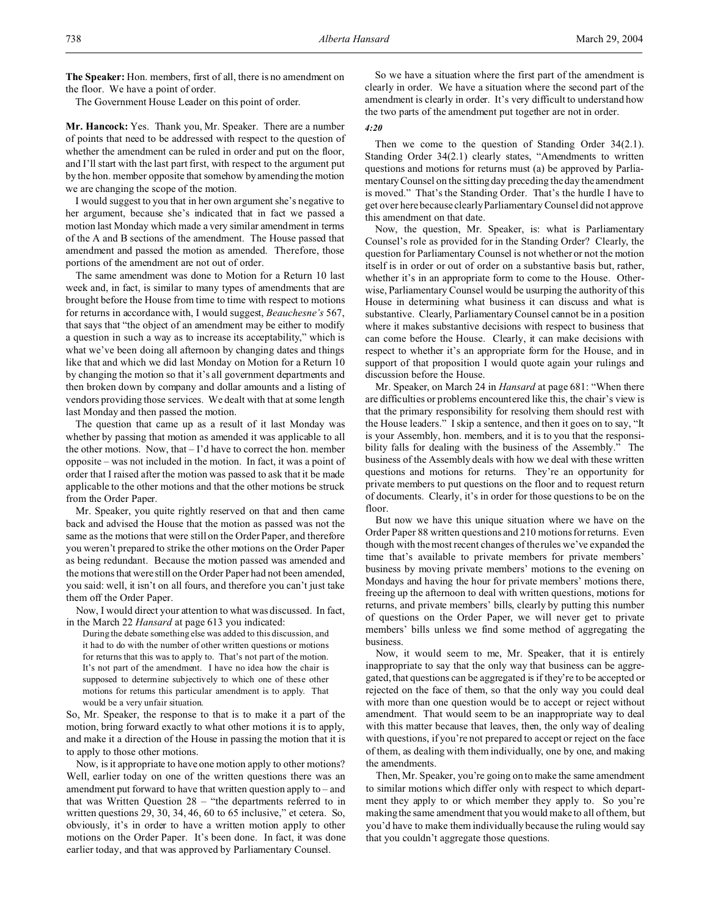**The Speaker:** Hon. members, first of all, there is no amendment on the floor. We have a point of order.

The Government House Leader on this point of order.

**Mr. Hancock:** Yes. Thank you, Mr. Speaker. There are a number of points that need to be addressed with respect to the question of whether the amendment can be ruled in order and put on the floor, and I'll start with the last part first, with respect to the argument put by the hon. member opposite that somehow by amending the motion we are changing the scope of the motion.

I would suggest to you that in her own argument she's negative to her argument, because she's indicated that in fact we passed a motion last Monday which made a very similar amendment in terms of the A and B sections of the amendment. The House passed that amendment and passed the motion as amended. Therefore, those portions of the amendment are not out of order.

The same amendment was done to Motion for a Return 10 last week and, in fact, is similar to many types of amendments that are brought before the House from time to time with respect to motions for returns in accordance with, I would suggest, *Beauchesne's* 567, that says that "the object of an amendment may be either to modify a question in such a way as to increase its acceptability," which is what we've been doing all afternoon by changing dates and things like that and which we did last Monday on Motion for a Return 10 by changing the motion so that it's all government departments and then broken down by company and dollar amounts and a listing of vendors providing those services. We dealt with that at some length last Monday and then passed the motion.

The question that came up as a result of it last Monday was whether by passing that motion as amended it was applicable to all the other motions. Now, that – I'd have to correct the hon. member opposite – was not included in the motion. In fact, it was a point of order that I raised after the motion was passed to ask that it be made applicable to the other motions and that the other motions be struck from the Order Paper.

Mr. Speaker, you quite rightly reserved on that and then came back and advised the House that the motion as passed was not the same as the motions that were still on the Order Paper, and therefore you weren't prepared to strike the other motions on the Order Paper as being redundant. Because the motion passed was amended and the motions that were still on the Order Paper had not been amended, you said: well, it isn't on all fours, and therefore you can't just take them off the Order Paper.

Now, I would direct your attention to what was discussed. In fact, in the March 22 *Hansard* at page 613 you indicated:

> During the debate something else was added to this discussion, and it had to do with the number of other written questions or motions for returns that this was to apply to. That's not part of the motion. It's not part of the amendment. I have no idea how the chair is supposed to determine subjectively to which one of these other motions for returns this particular amendment is to apply. That would be a very unfair situation.

So, Mr. Speaker, the response to that is to make it a part of the motion, bring forward exactly to what other motions it is to apply, and make it a direction of the House in passing the motion that it is to apply to those other motions.

Now, is it appropriate to have one motion apply to other motions? Well, earlier today on one of the written questions there was an amendment put forward to have that written question apply to – and that was Written Question 28 – "the departments referred to in written questions 29, 30, 34, 46, 60 to 65 inclusive," et cetera. So, obviously, it's in order to have a written motion apply to other motions on the Order Paper. It's been done. In fact, it was done earlier today, and that was approved by Parliamentary Counsel.

So we have a situation where the first part of the amendment is clearly in order. We have a situation where the second part of the amendment is clearly in order. It's very difficult to understand how the two parts of the amendment put together are not in order.

*4:20*

Then we come to the question of Standing Order 34(2.1). Standing Order 34(2.1) clearly states, "Amendments to written questions and motions for returns must (a) be approved by Parliamentary Counsel on the sitting day preceding the day the amendment is moved." That's the Standing Order. That's the hurdle I have to get over here because clearly Parliamentary Counsel did not approve this amendment on that date.

Now, the question, Mr. Speaker, is: what is Parliamentary Counsel's role as provided for in the Standing Order? Clearly, the question for Parliamentary Counsel is not whether or not the motion itself is in order or out of order on a substantive basis but, rather, whether it's in an appropriate form to come to the House. Otherwise, Parliamentary Counsel would be usurping the authority of this House in determining what business it can discuss and what is substantive. Clearly, Parliamentary Counsel cannot be in a position where it makes substantive decisions with respect to business that can come before the House. Clearly, it can make decisions with respect to whether it's an appropriate form for the House, and in support of that proposition I would quote again your rulings and discussion before the House.

Mr. Speaker, on March 24 in *Hansard* at page 681: "When there are difficulties or problems encountered like this, the chair's view is that the primary responsibility for resolving them should rest with the House leaders." I skip a sentence, and then it goes on to say, "It is your Assembly, hon. members, and it is to you that the responsibility falls for dealing with the business of the Assembly." The business of the Assembly deals with how we deal with these written questions and motions for returns. They're an opportunity for private members to put questions on the floor and to request return of documents. Clearly, it's in order for those questions to be on the floor.

But now we have this unique situation where we have on the Order Paper 88 written questions and 210 motions for returns. Even though with the most recent changes of the rules we've expanded the time that's available to private members for private members' business by moving private members' motions to the evening on Mondays and having the hour for private members' motions there, freeing up the afternoon to deal with written questions, motions for returns, and private members' bills, clearly by putting this number of questions on the Order Paper, we will never get to private members' bills unless we find some method of aggregating the business.

Now, it would seem to me, Mr. Speaker, that it is entirely inappropriate to say that the only way that business can be aggregated, that questions can be aggregated is if they're to be accepted or rejected on the face of them, so that the only way you could deal with more than one question would be to accept or reject without amendment. That would seem to be an inappropriate way to deal with this matter because that leaves, then, the only way of dealing with questions, if you're not prepared to accept or reject on the face of them, as dealing with them individually, one by one, and making the amendments.

Then, Mr. Speaker, you're going on to make the same amendment to similar motions which differ only with respect to which department they apply to or which member they apply to. So you're making the same amendment that you would make to all of them, but you'd have to make them individually because the ruling would say that you couldn't aggregate those questions.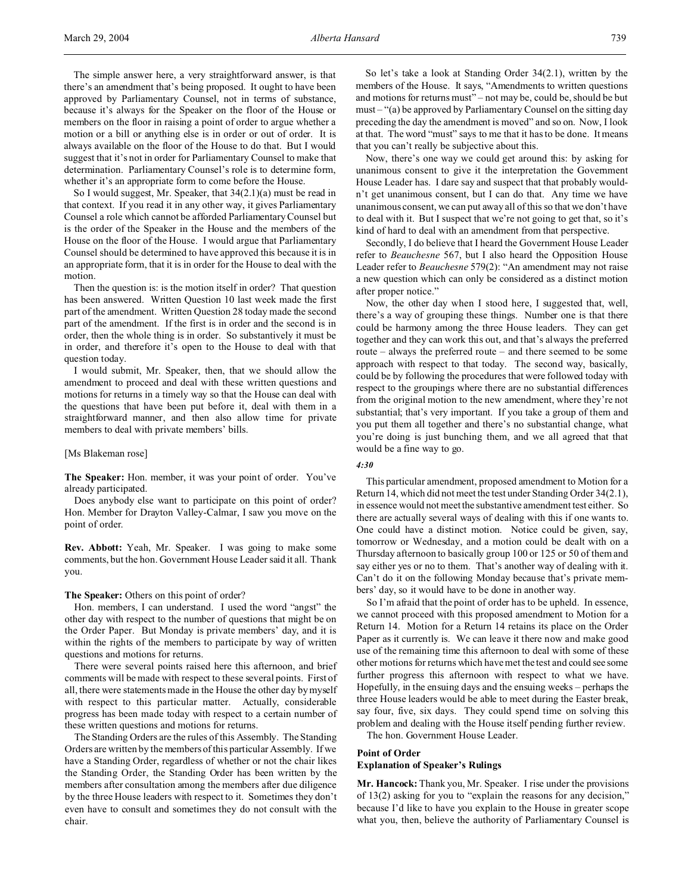The simple answer here, a very straightforward answer, is that there's an amendment that's being proposed. It ought to have been approved by Parliamentary Counsel, not in terms of substance, because it's always for the Speaker on the floor of the House or members on the floor in raising a point of order to argue whether a motion or a bill or anything else is in order or out of order. It is always available on the floor of the House to do that. But I would suggest that it's not in order for Parliamentary Counsel to make that determination. Parliamentary Counsel's role is to determine form, whether it's an appropriate form to come before the House.

So I would suggest, Mr. Speaker, that 34(2.1)(a) must be read in that context. If you read it in any other way, it gives Parliamentary Counsel a role which cannot be afforded Parliamentary Counsel but is the order of the Speaker in the House and the members of the House on the floor of the House. I would argue that Parliamentary Counsel should be determined to have approved this because it is in an appropriate form, that it is in order for the House to deal with the motion.

Then the question is: is the motion itself in order? That question has been answered. Written Question 10 last week made the first part of the amendment. Written Question 28 today made the second part of the amendment. If the first is in order and the second is in order, then the whole thing is in order. So substantively it must be in order, and therefore it's open to the House to deal with that question today.

I would submit, Mr. Speaker, then, that we should allow the amendment to proceed and deal with these written questions and motions for returns in a timely way so that the House can deal with the questions that have been put before it, deal with them in a straightforward manner, and then also allow time for private members to deal with private members' bills.

[Ms Blakeman rose]

**The Speaker:** Hon. member, it was your point of order. You've already participated.

Does anybody else want to participate on this point of order? Hon. Member for Drayton Valley-Calmar, I saw you move on the point of order.

**Rev. Abbott:** Yeah, Mr. Speaker. I was going to make some comments, but the hon. Government House Leader said it all. Thank you.

**The Speaker:** Others on this point of order?

Hon. members, I can understand. I used the word "angst" the other day with respect to the number of questions that might be on the Order Paper. But Monday is private members' day, and it is within the rights of the members to participate by way of written questions and motions for returns.

There were several points raised here this afternoon, and brief comments will be made with respect to these several points. First of all, there were statements made in the House the other day by myself with respect to this particular matter. Actually, considerable progress has been made today with respect to a certain number of these written questions and motions for returns.

The Standing Orders are the rules of this Assembly. The Standing Orders are written by the members of this particular Assembly. If we have a Standing Order, regardless of whether or not the chair likes the Standing Order, the Standing Order has been written by the members after consultation among the members after due diligence by the three House leaders with respect to it. Sometimes they don't even have to consult and sometimes they do not consult with the chair.

So let's take a look at Standing Order 34(2.1), written by the members of the House. It says, "Amendments to written questions and motions for returns must" – not may be, could be, should be but must – "(a) be approved by Parliamentary Counsel on the sitting day preceding the day the amendment is moved" and so on. Now, I look at that. The word "must" says to me that it has to be done. It means that you can't really be subjective about this.

Now, there's one way we could get around this: by asking for unanimous consent to give it the interpretation the Government House Leader has. I dare say and suspect that that probably wouldn't get unanimous consent, but I can do that. Any time we have unanimous consent, we can put away all of this so that we don't have to deal with it. But I suspect that we're not going to get that, so it's kind of hard to deal with an amendment from that perspective.

Secondly, I do believe that I heard the Government House Leader refer to *Beauchesne* 567, but I also heard the Opposition House Leader refer to *Beauchesne* 579(2): "An amendment may not raise a new question which can only be considered as a distinct motion after proper notice."

Now, the other day when I stood here, I suggested that, well, there's a way of grouping these things. Number one is that there could be harmony among the three House leaders. They can get together and they can work this out, and that's always the preferred route – always the preferred route – and there seemed to be some approach with respect to that today. The second way, basically, could be by following the procedures that were followed today with respect to the groupings where there are no substantial differences from the original motion to the new amendment, where they're not substantial; that's very important. If you take a group of them and you put them all together and there's no substantial change, what you're doing is just bunching them, and we all agreed that that would be a fine way to go.

*4:30*

This particular amendment, proposed amendment to Motion for a Return 14, which did not meet the test under Standing Order 34(2.1), in essence would not meet the substantive amendment test either. So there are actually several ways of dealing with this if one wants to. One could have a distinct motion. Notice could be given, say, tomorrow or Wednesday, and a motion could be dealt with on a Thursday afternoon to basically group 100 or 125 or 50 of them and say either yes or no to them. That's another way of dealing with it. Can't do it on the following Monday because that's private members' day, so it would have to be done in another way.

So I'm afraid that the point of order has to be upheld. In essence, we cannot proceed with this proposed amendment to Motion for a Return 14. Motion for a Return 14 retains its place on the Order Paper as it currently is. We can leave it there now and make good use of the remaining time this afternoon to deal with some of these other motions for returns which have met the test and could see some further progress this afternoon with respect to what we have. Hopefully, in the ensuing days and the ensuing weeks – perhaps the three House leaders would be able to meet during the Easter break, say four, five, six days. They could spend time on solving this problem and dealing with the House itself pending further review.

The hon. Government House Leader.

**Point of Order**
**Explanation of Speaker's Rulings**

**Mr. Hancock:** Thank you, Mr. Speaker. I rise under the provisions of 13(2) asking for you to "explain the reasons for any decision," because I'd like to have you explain to the House in greater scope what you, then, believe the authority of Parliamentary Counsel is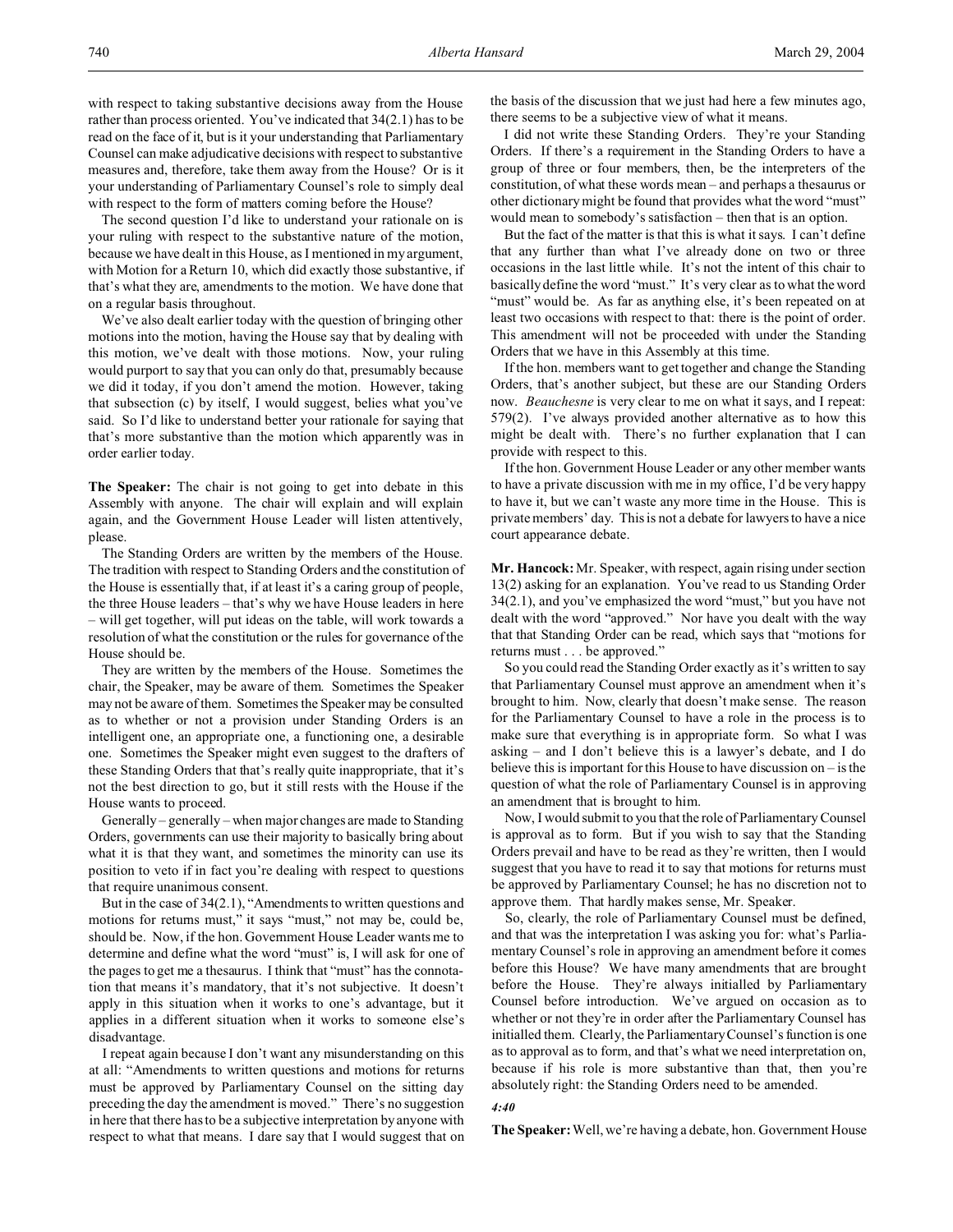with respect to taking substantive decisions away from the House rather than process oriented. You've indicated that 34(2.1) has to be read on the face of it, but is it your understanding that Parliamentary Counsel can make adjudicative decisions with respect to substantive measures and, therefore, take them away from the House? Or is it your understanding of Parliamentary Counsel's role to simply deal with respect to the form of matters coming before the House?

The second question I'd like to understand your rationale on is your ruling with respect to the substantive nature of the motion, because we have dealt in this House, as I mentioned in my argument, with Motion for a Return 10, which did exactly those substantive, if that's what they are, amendments to the motion. We have done that on a regular basis throughout.

We've also dealt earlier today with the question of bringing other motions into the motion, having the House say that by dealing with this motion, we've dealt with those motions. Now, your ruling would purport to say that you can only do that, presumably because we did it today, if you don't amend the motion. However, taking that subsection (c) by itself, I would suggest, belies what you've said. So I'd like to understand better your rationale for saying that that's more substantive than the motion which apparently was in order earlier today.

**The Speaker:** The chair is not going to get into debate in this Assembly with anyone. The chair will explain and will explain again, and the Government House Leader will listen attentively, please.

The Standing Orders are written by the members of the House. The tradition with respect to Standing Orders and the constitution of the House is essentially that, if at least it's a caring group of people, the three House leaders – that's why we have House leaders in here – will get together, will put ideas on the table, will work towards a resolution of what the constitution or the rules for governance of the House should be.

They are written by the members of the House. Sometimes the chair, the Speaker, may be aware of them. Sometimes the Speaker may not be aware of them. Sometimes the Speaker may be consulted as to whether or not a provision under Standing Orders is an intelligent one, an appropriate one, a functioning one, a desirable one. Sometimes the Speaker might even suggest to the drafters of these Standing Orders that that's really quite inappropriate, that it's not the best direction to go, but it still rests with the House if the House wants to proceed.

Generally – generally – when major changes are made to Standing Orders, governments can use their majority to basically bring about what it is that they want, and sometimes the minority can use its position to veto if in fact you're dealing with respect to questions that require unanimous consent.

But in the case of 34(2.1), "Amendments to written questions and motions for returns must," it says "must," not may be, could be, should be. Now, if the hon. Government House Leader wants me to determine and define what the word "must" is, I will ask for one of the pages to get me a thesaurus. I think that "must" has the connotation that means it's mandatory, that it's not subjective. It doesn't apply in this situation when it works to one's advantage, but it applies in a different situation when it works to someone else's disadvantage.

I repeat again because I don't want any misunderstanding on this at all: "Amendments to written questions and motions for returns must be approved by Parliamentary Counsel on the sitting day preceding the day the amendment is moved." There's no suggestion in here that there has to be a subjective interpretation by anyone with respect to what that means. I dare say that I would suggest that on the basis of the discussion that we just had here a few minutes ago, there seems to be a subjective view of what it means.

I did not write these Standing Orders. They're your Standing Orders. If there's a requirement in the Standing Orders to have a group of three or four members, then, be the interpreters of the constitution, of what these words mean – and perhaps a thesaurus or other dictionary might be found that provides what the word "must" would mean to somebody's satisfaction – then that is an option.

But the fact of the matter is that this is what it says. I can't define that any further than what I've already done on two or three occasions in the last little while. It's not the intent of this chair to basically define the word "must." It's very clear as to what the word "must" would be. As far as anything else, it's been repeated on at least two occasions with respect to that: there is the point of order. This amendment will not be proceeded with under the Standing Orders that we have in this Assembly at this time.

If the hon. members want to get together and change the Standing Orders, that's another subject, but these are our Standing Orders now. *Beauchesne* is very clear to me on what it says, and I repeat: 579(2). I've always provided another alternative as to how this might be dealt with. There's no further explanation that I can provide with respect to this.

If the hon. Government House Leader or any other member wants to have a private discussion with me in my office, I'd be very happy to have it, but we can't waste any more time in the House. This is private members' day. This is not a debate for lawyers to have a nice court appearance debate.

**Mr. Hancock:** Mr. Speaker, with respect, again rising under section 13(2) asking for an explanation. You've read to us Standing Order 34(2.1), and you've emphasized the word "must," but you have not dealt with the word "approved." Nor have you dealt with the way that that Standing Order can be read, which says that "motions for returns must . . . be approved."

So you could read the Standing Order exactly as it's written to say that Parliamentary Counsel must approve an amendment when it's brought to him. Now, clearly that doesn't make sense. The reason for the Parliamentary Counsel to have a role in the process is to make sure that everything is in appropriate form. So what I was asking – and I don't believe this is a lawyer's debate, and I do believe this is important for this House to have discussion on – is the question of what the role of Parliamentary Counsel is in approving an amendment that is brought to him.

Now, I would submit to you that the role of Parliamentary Counsel is approval as to form. But if you wish to say that the Standing Orders prevail and have to be read as they're written, then I would suggest that you have to read it to say that motions for returns must be approved by Parliamentary Counsel; he has no discretion not to approve them. That hardly makes sense, Mr. Speaker.

So, clearly, the role of Parliamentary Counsel must be defined, and that was the interpretation I was asking you for: what's Parliamentary Counsel's role in approving an amendment before it comes before this House? We have many amendments that are brought before the House. They're always initialled by Parliamentary Counsel before introduction. We've argued on occasion as to whether or not they're in order after the Parliamentary Counsel has initialled them. Clearly, the Parliamentary Counsel's function is one as to approval as to form, and that's what we need interpretation on, because if his role is more substantive than that, then you're absolutely right: the Standing Orders need to be amended.

*4:40*

**The Speaker:** Well, we're having a debate, hon. Government House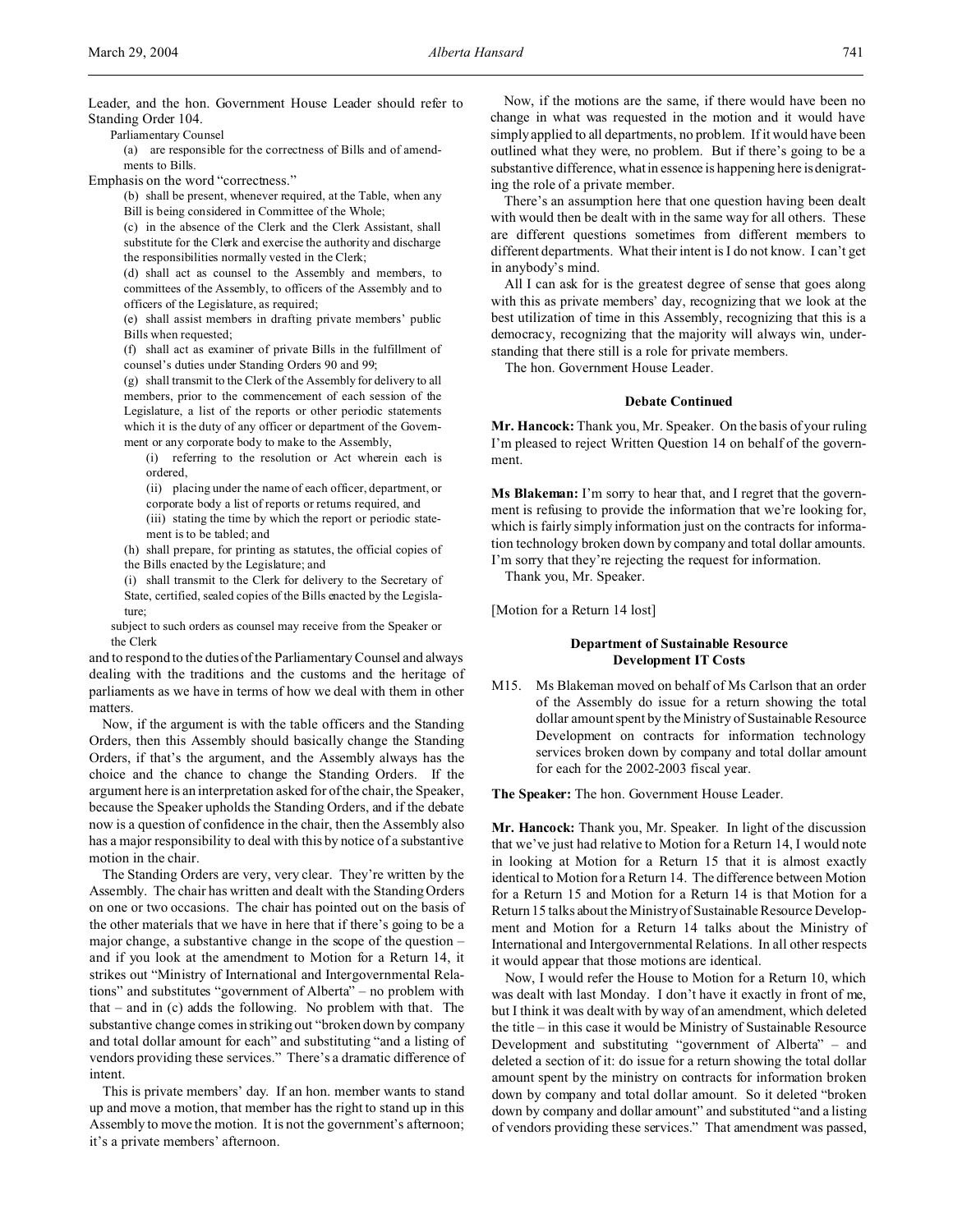Leader, and the hon. Government House Leader should refer to Standing Order 104.

Parliamentary Counsel

(a) are responsible for the correctness of Bills and of amendments to Bills.

Emphasis on the word "correctness."

(b) shall be present, whenever required, at the Table, when any Bill is being considered in Committee of the Whole;

(c) in the absence of the Clerk and the Clerk Assistant, shall substitute for the Clerk and exercise the authority and discharge the responsibilities normally vested in the Clerk;

(d) shall act as counsel to the Assembly and members, to committees of the Assembly, to officers of the Assembly and to officers of the Legislature, as required;

(e) shall assist members in drafting private members' public Bills when requested;

(f) shall act as examiner of private Bills in the fulfillment of counsel's duties under Standing Orders 90 and 99;

(g) shall transmit to the Clerk of the Assembly for delivery to all members, prior to the commencement of each session of the Legislature, a list of the reports or other periodic statements which it is the duty of any officer or department of the Government or any corporate body to make to the Assembly,

(i) referring to the resolution or Act wherein each is ordered,

(ii) placing under the name of each officer, department, or corporate body a list of reports or returns required, and

(iii) stating the time by which the report or periodic statement is to be tabled; and

(h) shall prepare, for printing as statutes, the official copies of the Bills enacted by the Legislature; and

(i) shall transmit to the Clerk for delivery to the Secretary of State, certified, sealed copies of the Bills enacted by the Legislature;

subject to such orders as counsel may receive from the Speaker or the Clerk

and to respond to the duties of the Parliamentary Counsel and always dealing with the traditions and the customs and the heritage of parliaments as we have in terms of how we deal with them in other matters.

Now, if the argument is with the table officers and the Standing Orders, then this Assembly should basically change the Standing Orders, if that's the argument, and the Assembly always has the choice and the chance to change the Standing Orders. If the argument here is an interpretation asked for of the chair, the Speaker, because the Speaker upholds the Standing Orders, and if the debate now is a question of confidence in the chair, then the Assembly also has a major responsibility to deal with this by notice of a substantive motion in the chair.

The Standing Orders are very, very clear. They're written by the Assembly. The chair has written and dealt with the Standing Orders on one or two occasions. The chair has pointed out on the basis of the other materials that we have in here that if there's going to be a major change, a substantive change in the scope of the question – and if you look at the amendment to Motion for a Return 14, it strikes out "Ministry of International and Intergovernmental Relations" and substitutes "government of Alberta" – no problem with that – and in (c) adds the following. No problem with that. The substantive change comes in striking out "broken down by company and total dollar amount for each" and substituting "and a listing of vendors providing these services." There's a dramatic difference of intent.

This is private members' day. If an hon. member wants to stand up and move a motion, that member has the right to stand up in this Assembly to move the motion. It is not the government's afternoon; it's a private members' afternoon.

Now, if the motions are the same, if there would have been no change in what was requested in the motion and it would have simply applied to all departments, no problem. If it would have been outlined what they were, no problem. But if there's going to be a substantive difference, what in essence is happening here is denigrating the role of a private member.

There's an assumption here that one question having been dealt with would then be dealt with in the same way for all others. These are different questions sometimes from different members to different departments. What their intent is I do not know. I can't get in anybody's mind.

All I can ask for is the greatest degree of sense that goes along with this as private members' day, recognizing that we look at the best utilization of time in this Assembly, recognizing that this is a democracy, recognizing that the majority will always win, understanding that there still is a role for private members.

The hon. Government House Leader.

### Debate Continued

**Mr. Hancock:** Thank you, Mr. Speaker. On the basis of your ruling I'm pleased to reject Written Question 14 on behalf of the government.

**Ms Blakeman:** I'm sorry to hear that, and I regret that the government is refusing to provide the information that we're looking for, which is fairly simply information just on the contracts for information technology broken down by company and total dollar amounts. I'm sorry that they're rejecting the request for information.

Thank you, Mr. Speaker.

[Motion for a Return 14 lost]

### Department of Sustainable Resource Development IT Costs

M15. Ms Blakeman moved on behalf of Ms Carlson that an order of the Assembly do issue for a return showing the total dollar amount spent by the Ministry of Sustainable Resource Development on contracts for information technology services broken down by company and total dollar amount for each for the 2002-2003 fiscal year.

**The Speaker:** The hon. Government House Leader.

**Mr. Hancock:** Thank you, Mr. Speaker. In light of the discussion that we've just had relative to Motion for a Return 14, I would note in looking at Motion for a Return 15 that it is almost exactly identical to Motion for a Return 14. The difference between Motion for a Return 15 and Motion for a Return 14 is that Motion for a Return 15 talks about the Ministry of Sustainable Resource Development and Motion for a Return 14 talks about the Ministry of International and Intergovernmental Relations. In all other respects it would appear that those motions are identical.

Now, I would refer the House to Motion for a Return 10, which was dealt with last Monday. I don't have it exactly in front of me, but I think it was dealt with by way of an amendment, which deleted the title – in this case it would be Ministry of Sustainable Resource Development and substituting "government of Alberta" – and deleted a section of it: do issue for a return showing the total dollar amount spent by the ministry on contracts for information broken down by company and total dollar amount. So it deleted "broken down by company and dollar amount" and substituted "and a listing of vendors providing these services." That amendment was passed,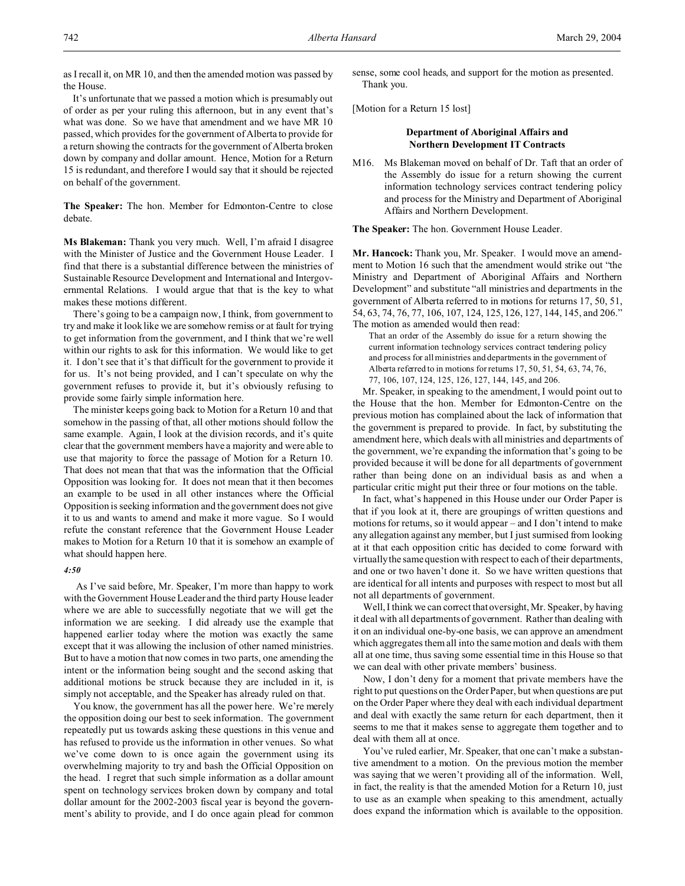as I recall it, on MR 10, and then the amended motion was passed by the House.

It's unfortunate that we passed a motion which is presumably out of order as per your ruling this afternoon, but in any event that's what was done. So we have that amendment and we have MR 10 passed, which provides for the government of Alberta to provide for a return showing the contracts for the government of Alberta broken down by company and dollar amount. Hence, Motion for a Return 15 is redundant, and therefore I would say that it should be rejected on behalf of the government.

**The Speaker:** The hon. Member for Edmonton-Centre to close debate.

**Ms Blakeman:** Thank you very much. Well, I'm afraid I disagree with the Minister of Justice and the Government House Leader. I find that there is a substantial difference between the ministries of Sustainable Resource Development and International and Intergovernmental Relations. I would argue that that is the key to what makes these motions different.

There's going to be a campaign now, I think, from government to try and make it look like we are somehow remiss or at fault for trying to get information from the government, and I think that we're well within our rights to ask for this information. We would like to get it. I don't see that it's that difficult for the government to provide it for us. It's not being provided, and I can't speculate on why the government refuses to provide it, but it's obviously refusing to provide some fairly simple information here.

The minister keeps going back to Motion for a Return 10 and that somehow in the passing of that, all other motions should follow the same example. Again, I look at the division records, and it's quite clear that the government members have a majority and were able to use that majority to force the passage of Motion for a Return 10. That does not mean that that was the information that the Official Opposition was looking for. It does not mean that it then becomes an example to be used in all other instances where the Official Opposition is seeking information and the government does not give it to us and wants to amend and make it more vague. So I would refute the constant reference that the Government House Leader makes to Motion for a Return 10 that it is somehow an example of what should happen here.

*4:50*

As I've said before, Mr. Speaker, I'm more than happy to work with the Government House Leader and the third party House leader where we are able to successfully negotiate that we will get the information we are seeking. I did already use the example that happened earlier today where the motion was exactly the same except that it was allowing the inclusion of other named ministries. But to have a motion that now comes in two parts, one amending the intent or the information being sought and the second asking that additional motions be struck because they are included in it, is simply not acceptable, and the Speaker has already ruled on that.

You know, the government has all the power here. We're merely the opposition doing our best to seek information. The government repeatedly put us towards asking these questions in this venue and has refused to provide us the information in other venues. So what we've come down to is once again the government using its overwhelming majority to try and bash the Official Opposition on the head. I regret that such simple information as a dollar amount spent on technology services broken down by company and total dollar amount for the 2002-2003 fiscal year is beyond the government's ability to provide, and I do once again plead for common sense, some cool heads, and support for the motion as presented.

Thank you.

[Motion for a Return 15 lost]

### Department of Aboriginal Affairs and Northern Development IT Contracts

M16. Ms Blakeman moved on behalf of Dr. Taft that an order of the Assembly do issue for a return showing the current information technology services contract tendering policy and process for the Ministry and Department of Aboriginal Affairs and Northern Development.

**The Speaker:** The hon. Government House Leader.

**Mr. Hancock:** Thank you, Mr. Speaker. I would move an amendment to Motion 16 such that the amendment would strike out "the Ministry and Department of Aboriginal Affairs and Northern Development" and substitute "all ministries and departments in the government of Alberta referred to in motions for returns 17, 50, 51, 54, 63, 74, 76, 77, 106, 107, 124, 125, 126, 127, 144, 145, and 206." The motion as amended would then read:

> That an order of the Assembly do issue for a return showing the current information technology services contract tendering policy and process for all ministries and departments in the government of Alberta referred to in motions for returns 17, 50, 51, 54, 63, 74, 76, 77, 106, 107, 124, 125, 126, 127, 144, 145, and 206.

Mr. Speaker, in speaking to the amendment, I would point out to the House that the hon. Member for Edmonton-Centre on the previous motion has complained about the lack of information that the government is prepared to provide. In fact, by substituting the amendment here, which deals with all ministries and departments of the government, we're expanding the information that's going to be provided because it will be done for all departments of government rather than being done on an individual basis as and when a particular critic might put their three or four motions on the table.

In fact, what's happened in this House under our Order Paper is that if you look at it, there are groupings of written questions and motions for returns, so it would appear – and I don't intend to make any allegation against any member, but I just surmised from looking at it that each opposition critic has decided to come forward with virtually the same question with respect to each of their departments, and one or two haven't done it. So we have written questions that are identical for all intents and purposes with respect to most but all not all departments of government.

Well, I think we can correct that oversight, Mr. Speaker, by having it deal with all departments of government. Rather than dealing with it on an individual one-by-one basis, we can approve an amendment which aggregates them all into the same motion and deals with them all at one time, thus saving some essential time in this House so that we can deal with other private members' business.

Now, I don't deny for a moment that private members have the right to put questions on the Order Paper, but when questions are put on the Order Paper where they deal with each individual department and deal with exactly the same return for each department, then it seems to me that it makes sense to aggregate them together and to deal with them all at once.

You've ruled earlier, Mr. Speaker, that one can't make a substantive amendment to a motion. On the previous motion the member was saying that we weren't providing all of the information. Well, in fact, the reality is that the amended Motion for a Return 10, just to use as an example when speaking to this amendment, actually does expand the information which is available to the opposition.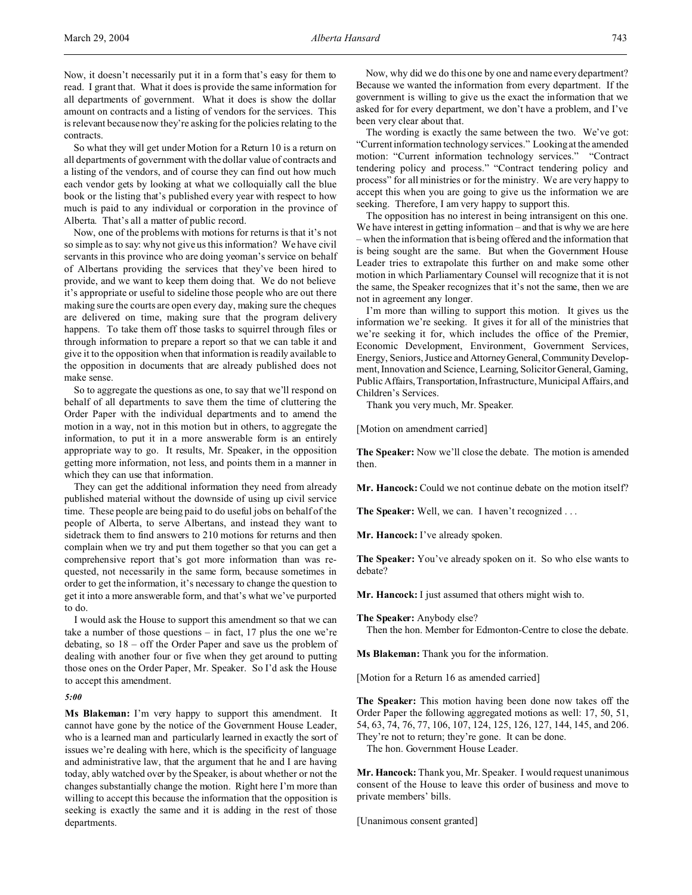Now, it doesn't necessarily put it in a form that's easy for them to read. I grant that. What it does is provide the same information for all departments of government. What it does is show the dollar amount on contracts and a listing of vendors for the services. This is relevant because now they're asking for the policies relating to the contracts.

So what they will get under Motion for a Return 10 is a return on all departments of government with the dollar value of contracts and a listing of the vendors, and of course they can find out how much each vendor gets by looking at what we colloquially call the blue book or the listing that's published every year with respect to how much is paid to any individual or corporation in the province of Alberta. That's all a matter of public record.

Now, one of the problems with motions for returns is that it's not so simple as to say: why not give us this information? We have civil servants in this province who are doing yeoman's service on behalf of Albertans providing the services that they've been hired to provide, and we want to keep them doing that. We do not believe it's appropriate or useful to sideline those people who are out there making sure the courts are open every day, making sure the cheques are delivered on time, making sure that the program delivery happens. To take them off those tasks to squirrel through files or through information to prepare a report so that we can table it and give it to the opposition when that information is readily available to the opposition in documents that are already published does not make sense.

So to aggregate the questions as one, to say that we'll respond on behalf of all departments to save them the time of cluttering the Order Paper with the individual departments and to amend the motion in a way, not in this motion but in others, to aggregate the information, to put it in a more answerable form is an entirely appropriate way to go. It results, Mr. Speaker, in the opposition getting more information, not less, and points them in a manner in which they can use that information.

They can get the additional information they need from already published material without the downside of using up civil service time. These people are being paid to do useful jobs on behalf of the people of Alberta, to serve Albertans, and instead they want to sidetrack them to find answers to 210 motions for returns and then complain when we try and put them together so that you can get a comprehensive report that's got more information than was requested, not necessarily in the same form, because sometimes in order to get the information, it's necessary to change the question to get it into a more answerable form, and that's what we've purported to do.

I would ask the House to support this amendment so that we can take a number of those questions – in fact, 17 plus the one we're debating, so 18 – off the Order Paper and save us the problem of dealing with another four or five when they get around to putting those ones on the Order Paper, Mr. Speaker. So I'd ask the House to accept this amendment.

*5:00*

**Ms Blakeman:** I'm very happy to support this amendment. It cannot have gone by the notice of the Government House Leader, who is a learned man and particularly learned in exactly the sort of issues we're dealing with here, which is the specificity of language and administrative law, that the argument that he and I are having today, ably watched over by the Speaker, is about whether or not the changes substantially change the motion. Right here I'm more than willing to accept this because the information that the opposition is seeking is exactly the same and it is adding in the rest of those departments.

Now, why did we do this one by one and name every department? Because we wanted the information from every department. If the government is willing to give us the exact the information that we asked for for every department, we don't have a problem, and I've been very clear about that.

The wording is exactly the same between the two. We've got: "Current information technology services." Looking at the amended motion: "Current information technology services." "Contract tendering policy and process." "Contract tendering policy and process" for all ministries or for the ministry. We are very happy to accept this when you are going to give us the information we are seeking. Therefore, I am very happy to support this.

The opposition has no interest in being intransigent on this one. We have interest in getting information – and that is why we are here – when the information that is being offered and the information that is being sought are the same. But when the Government House Leader tries to extrapolate this further on and make some other motion in which Parliamentary Counsel will recognize that it is not the same, the Speaker recognizes that it's not the same, then we are not in agreement any longer.

I'm more than willing to support this motion. It gives us the information we're seeking. It gives it for all of the ministries that we're seeking it for, which includes the office of the Premier, Economic Development, Environment, Government Services, Energy, Seniors, Justice and Attorney General, Community Development, Innovation and Science, Learning, Solicitor General, Gaming, Public Affairs, Transportation, Infrastructure, Municipal Affairs, and Children's Services.

Thank you very much, Mr. Speaker.

[Motion on amendment carried]

**The Speaker:** Now we'll close the debate. The motion is amended then.

**Mr. Hancock:** Could we not continue debate on the motion itself?

**The Speaker:** Well, we can. I haven't recognized . . .

**Mr. Hancock:** I've already spoken.

**The Speaker:** You've already spoken on it. So who else wants to debate?

**Mr. Hancock:** I just assumed that others might wish to.

**The Speaker:** Anybody else?

Then the hon. Member for Edmonton-Centre to close the debate.

**Ms Blakeman:** Thank you for the information.

[Motion for a Return 16 as amended carried]

**The Speaker:** This motion having been done now takes off the Order Paper the following aggregated motions as well: 17, 50, 51, 54, 63, 74, 76, 77, 106, 107, 124, 125, 126, 127, 144, 145, and 206. They're not to return; they're gone. It can be done.

The hon. Government House Leader.

**Mr. Hancock:** Thank you, Mr. Speaker. I would request unanimous consent of the House to leave this order of business and move to private members' bills.

[Unanimous consent granted]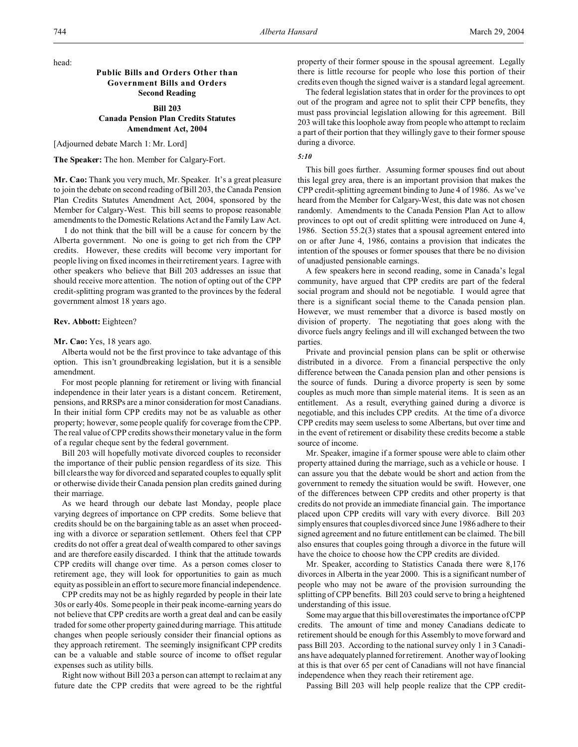head:

### Public Bills and Orders Other than Government Bills and Orders
### Second Reading

### Bill 203
### Canada Pension Plan Credits Statutes Amendment Act, 2004

[Adjourned debate March 1: Mr. Lord]

**The Speaker:** The hon. Member for Calgary-Fort.

**Mr. Cao:** Thank you very much, Mr. Speaker. It's a great pleasure to join the debate on second reading of Bill 203, the Canada Pension Plan Credits Statutes Amendment Act, 2004, sponsored by the Member for Calgary-West. This bill seems to propose reasonable amendments to the Domestic Relations Act and the Family Law Act.

I do not think that the bill will be a cause for concern by the Alberta government. No one is going to get rich from the CPP credits. However, these credits will become very important for people living on fixed incomes in their retirement years. I agree with other speakers who believe that Bill 203 addresses an issue that should receive more attention. The notion of opting out of the CPP credit-splitting program was granted to the provinces by the federal government almost 18 years ago.

**Rev. Abbott:** Eighteen?

**Mr. Cao:** Yes, 18 years ago.

Alberta would not be the first province to take advantage of this option. This isn't groundbreaking legislation, but it is a sensible amendment.

For most people planning for retirement or living with financial independence in their later years is a distant concern. Retirement, pensions, and RRSPs are a minor consideration for most Canadians. In their initial form CPP credits may not be as valuable as other property; however, some people qualify for coverage from the CPP. The real value of CPP credits shows their monetary value in the form of a regular cheque sent by the federal government.

Bill 203 will hopefully motivate divorced couples to reconsider the importance of their public pension regardless of its size. This bill clears the way for divorced and separated couples to equally split or otherwise divide their Canada pension plan credits gained during their marriage.

As we heard through our debate last Monday, people place varying degrees of importance on CPP credits. Some believe that credits should be on the bargaining table as an asset when proceeding with a divorce or separation settlement. Others feel that CPP credits do not offer a great deal of wealth compared to other savings and are therefore easily discarded. I think that the attitude towards CPP credits will change over time. As a person comes closer to retirement age, they will look for opportunities to gain as much equity as possible in an effort to secure more financial independence.

CPP credits may not be as highly regarded by people in their late 30s or early 40s. Some people in their peak income-earning years do not believe that CPP credits are worth a great deal and can be easily traded for some other property gained during marriage. This attitude changes when people seriously consider their financial options as they approach retirement. The seemingly insignificant CPP credits can be a valuable and stable source of income to offset regular expenses such as utility bills.

Right now without Bill 203 a person can attempt to reclaim at any future date the CPP credits that were agreed to be the rightful property of their former spouse in the spousal agreement. Legally there is little recourse for people who lose this portion of their credits even though the signed waiver is a standard legal agreement.

The federal legislation states that in order for the provinces to opt out of the program and agree not to split their CPP benefits, they must pass provincial legislation allowing for this agreement. Bill 203 will take this loophole away from people who attempt to reclaim a part of their portion that they willingly gave to their former spouse during a divorce.

*5:10*

This bill goes further. Assuming former spouses find out about this legal grey area, there is an important provision that makes the CPP credit-splitting agreement binding to June 4 of 1986. As we've heard from the Member for Calgary-West, this date was not chosen randomly. Amendments to the Canada Pension Plan Act to allow provinces to opt out of credit splitting were introduced on June 4, 1986. Section 55.2(3) states that a spousal agreement entered into on or after June 4, 1986, contains a provision that indicates the intention of the spouses or former spouses that there be no division of unadjusted pensionable earnings.

A few speakers here in second reading, some in Canada's legal community, have argued that CPP credits are part of the federal social program and should not be negotiable. I would agree that there is a significant social theme to the Canada pension plan. However, we must remember that a divorce is based mostly on division of property. The negotiating that goes along with the divorce fuels angry feelings and ill will exchanged between the two parties.

Private and provincial pension plans can be split or otherwise distributed in a divorce. From a financial perspective the only difference between the Canada pension plan and other pensions is the source of funds. During a divorce property is seen by some couples as much more than simple material items. It is seen as an entitlement. As a result, everything gained during a divorce is negotiable, and this includes CPP credits. At the time of a divorce CPP credits may seem useless to some Albertans, but over time and in the event of retirement or disability these credits become a stable source of income.

Mr. Speaker, imagine if a former spouse were able to claim other property attained during the marriage, such as a vehicle or house. I can assure you that the debate would be short and action from the government to remedy the situation would be swift. However, one of the differences between CPP credits and other property is that credits do not provide an immediate financial gain. The importance placed upon CPP credits will vary with every divorce. Bill 203 simply ensures that couples divorced since June 1986 adhere to their signed agreement and no future entitlement can be claimed. The bill also ensures that couples going through a divorce in the future will have the choice to choose how the CPP credits are divided.

Mr. Speaker, according to Statistics Canada there were 8,176 divorces in Alberta in the year 2000. This is a significant number of people who may not be aware of the provision surrounding the splitting of CPP benefits. Bill 203 could serve to bring a heightened understanding of this issue.

Some may argue that this bill overestimates the importance of CPP credits. The amount of time and money Canadians dedicate to retirement should be enough for this Assembly to move forward and pass Bill 203. According to the national survey only 1 in 3 Canadians have adequately planned for retirement. Another way of looking at this is that over 65 per cent of Canadians will not have financial independence when they reach their retirement age.

Passing Bill 203 will help people realize that the CPP credit-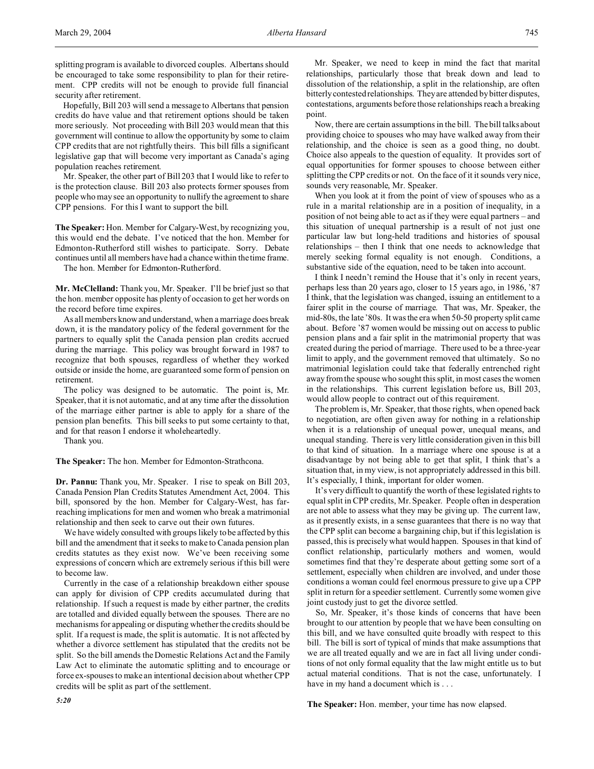splitting program is available to divorced couples. Albertans should be encouraged to take some responsibility to plan for their retirement. CPP credits will not be enough to provide full financial security after retirement.

Hopefully, Bill 203 will send a message to Albertans that pension credits do have value and that retirement options should be taken more seriously. Not proceeding with Bill 203 would mean that this government will continue to allow the opportunity by some to claim CPP credits that are not rightfully theirs. This bill fills a significant legislative gap that will become very important as Canada's aging population reaches retirement.

Mr. Speaker, the other part of Bill 203 that I would like to refer to is the protection clause. Bill 203 also protects former spouses from people who may see an opportunity to nullify the agreement to share CPP pensions. For this I want to support the bill.

**The Speaker:** Hon. Member for Calgary-West, by recognizing you, this would end the debate. I've noticed that the hon. Member for Edmonton-Rutherford still wishes to participate. Sorry. Debate continues until all members have had a chance within the time frame.

The hon. Member for Edmonton-Rutherford.

**Mr. McClelland:** Thank you, Mr. Speaker. I'll be brief just so that the hon. member opposite has plenty of occasion to get her words on the record before time expires.

As all members know and understand, when a marriage does break down, it is the mandatory policy of the federal government for the partners to equally split the Canada pension plan credits accrued during the marriage. This policy was brought forward in 1987 to recognize that both spouses, regardless of whether they worked outside or inside the home, are guaranteed some form of pension on retirement.

The policy was designed to be automatic. The point is, Mr. Speaker, that it is not automatic, and at any time after the dissolution of the marriage either partner is able to apply for a share of the pension plan benefits. This bill seeks to put some certainty to that, and for that reason I endorse it wholeheartedly.

Thank you.

**The Speaker:** The hon. Member for Edmonton-Strathcona.

**Dr. Pannu:** Thank you, Mr. Speaker. I rise to speak on Bill 203, Canada Pension Plan Credits Statutes Amendment Act, 2004. This bill, sponsored by the hon. Member for Calgary-West, has far-reaching implications for men and women who break a matrimonial relationship and then seek to carve out their own futures.

We have widely consulted with groups likely to be affected by this bill and the amendment that it seeks to make to Canada pension plan credits statutes as they exist now. We've been receiving some expressions of concern which are extremely serious if this bill were to become law.

Currently in the case of a relationship breakdown either spouse can apply for division of CPP credits accumulated during that relationship. If such a request is made by either partner, the credits are totalled and divided equally between the spouses. There are no mechanisms for appealing or disputing whether the credits should be split. If a request is made, the split is automatic. It is not affected by whether a divorce settlement has stipulated that the credits not be split. So the bill amends the Domestic Relations Act and the Family Law Act to eliminate the automatic splitting and to encourage or force ex-spouses to make an intentional decision about whether CPP credits will be split as part of the settlement.

*5:20*

Mr. Speaker, we need to keep in mind the fact that marital relationships, particularly those that break down and lead to dissolution of the relationship, a split in the relationship, are often bitterly contested relationships. They are attended by bitter disputes, contestations, arguments before those relationships reach a breaking point.

Now, there are certain assumptions in the bill. The bill talks about providing choice to spouses who may have walked away from their relationship, and the choice is seen as a good thing, no doubt. Choice also appeals to the question of equality. It provides sort of equal opportunities for former spouses to choose between either splitting the CPP credits or not. On the face of it it sounds very nice, sounds very reasonable, Mr. Speaker.

When you look at it from the point of view of spouses who as a rule in a marital relationship are in a position of inequality, in a position of not being able to act as if they were equal partners – and this situation of unequal partnership is a result of not just one particular law but long-held traditions and histories of spousal relationships – then I think that one needs to acknowledge that merely seeking formal equality is not enough. Conditions, a substantive side of the equation, need to be taken into account.

I think I needn't remind the House that it's only in recent years, perhaps less than 20 years ago, closer to 15 years ago, in 1986, '87 I think, that the legislation was changed, issuing an entitlement to a fairer split in the course of marriage. That was, Mr. Speaker, the mid-80s, the late '80s. It was the era when 50-50 property split came about. Before '87 women would be missing out on access to public pension plans and a fair split in the matrimonial property that was created during the period of marriage. There used to be a three-year limit to apply, and the government removed that ultimately. So no matrimonial legislation could take that federally entrenched right away from the spouse who sought this split, in most cases the women in the relationships. This current legislation before us, Bill 203, would allow people to contract out of this requirement.

The problem is, Mr. Speaker, that those rights, when opened back to negotiation, are often given away for nothing in a relationship when it is a relationship of unequal power, unequal means, and unequal standing. There is very little consideration given in this bill to that kind of situation. In a marriage where one spouse is at a disadvantage by not being able to get that split, I think that's a situation that, in my view, is not appropriately addressed in this bill. It's especially, I think, important for older women.

It's very difficult to quantify the worth of these legislated rights to equal split in CPP credits, Mr. Speaker. People often in desperation are not able to assess what they may be giving up. The current law, as it presently exists, in a sense guarantees that there is no way that the CPP split can become a bargaining chip, but if this legislation is passed, this is precisely what would happen. Spouses in that kind of conflict relationship, particularly mothers and women, would sometimes find that they're desperate about getting some sort of a settlement, especially when children are involved, and under those conditions a woman could feel enormous pressure to give up a CPP split in return for a speedier settlement. Currently some women give joint custody just to get the divorce settled.

So, Mr. Speaker, it's those kinds of concerns that have been brought to our attention by people that we have been consulting on this bill, and we have consulted quite broadly with respect to this bill. The bill is sort of typical of minds that make assumptions that we are all treated equally and we are in fact all living under conditions of not only formal equality that the law might entitle us to but actual material conditions. That is not the case, unfortunately. I have in my hand a document which is . . .

**The Speaker:** Hon. member, your time has now elapsed.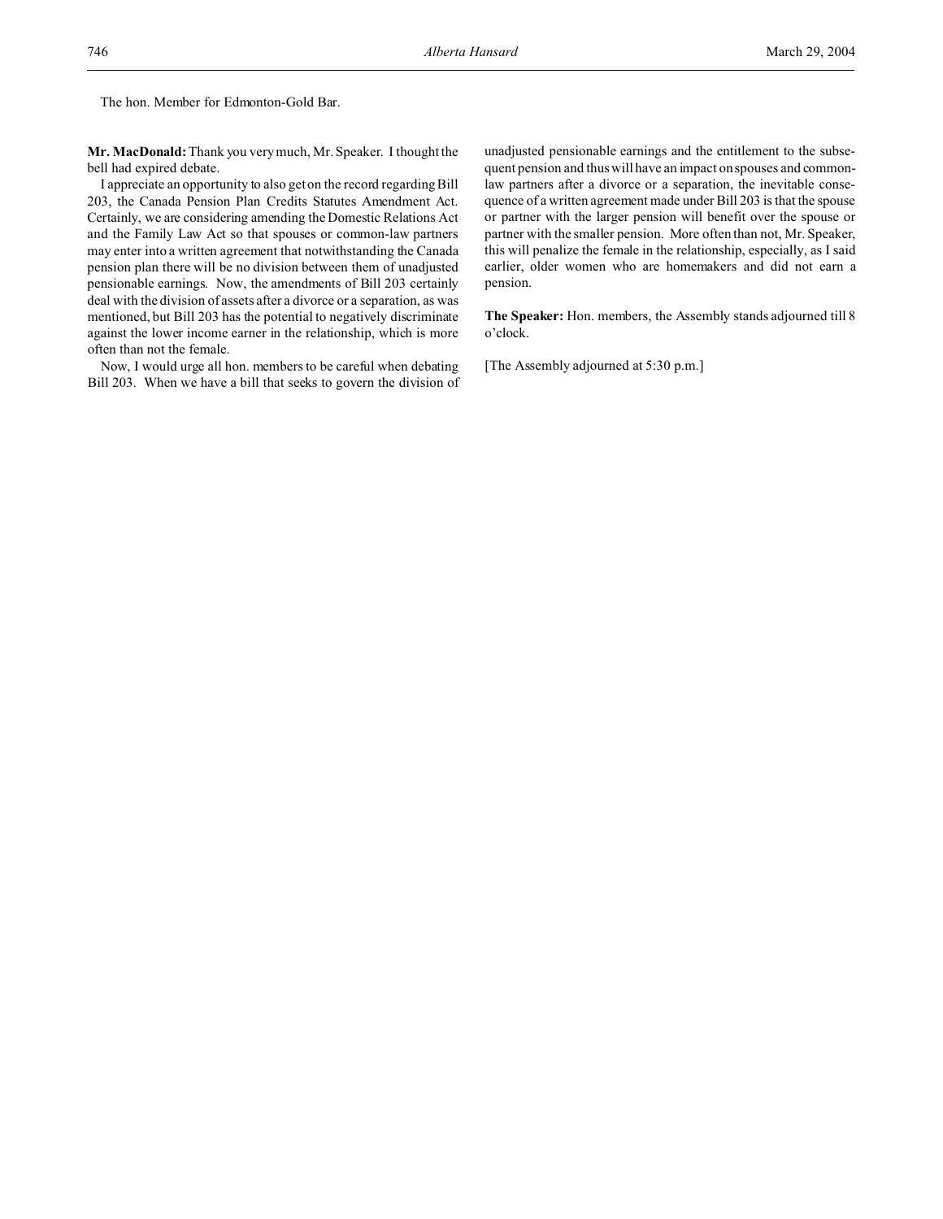The hon. Member for Edmonton-Gold Bar.

**Mr. MacDonald:** Thank you very much, Mr. Speaker. I thought the bell had expired debate.

I appreciate an opportunity to also get on the record regarding Bill 203, the Canada Pension Plan Credits Statutes Amendment Act. Certainly, we are considering amending the Domestic Relations Act and the Family Law Act so that spouses or common-law partners may enter into a written agreement that notwithstanding the Canada pension plan there will be no division between them of unadjusted pensionable earnings. Now, the amendments of Bill 203 certainly deal with the division of assets after a divorce or a separation, as was mentioned, but Bill 203 has the potential to negatively discriminate against the lower income earner in the relationship, which is more often than not the female.

Now, I would urge all hon. members to be careful when debating Bill 203. When we have a bill that seeks to govern the division of unadjusted pensionable earnings and the entitlement to the subsequent pension and thus will have an impact on spouses and common-law partners after a divorce or a separation, the inevitable consequence of a written agreement made under Bill 203 is that the spouse or partner with the larger pension will benefit over the spouse or partner with the smaller pension. More often than not, Mr. Speaker, this will penalize the female in the relationship, especially, as I said earlier, older women who are homemakers and did not earn a pension.

**The Speaker:** Hon. members, the Assembly stands adjourned till 8 o'clock.

[The Assembly adjourned at 5:30 p.m.]